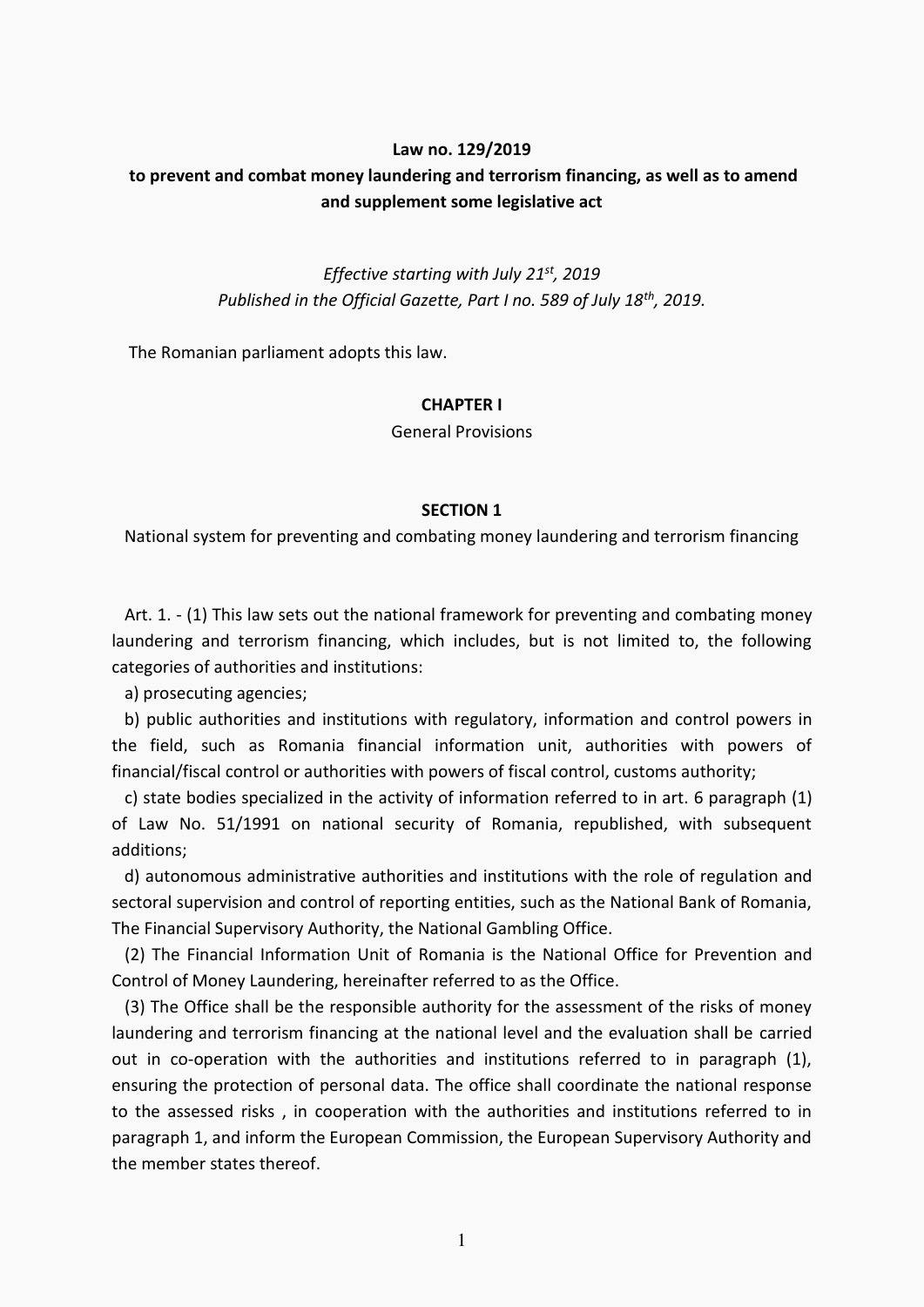**Law no. 129/2019**

**to prevent and combat money laundering and terrorism financing, as well as to amend and supplement some legislative act**

*Effective starting with July 21st, 2019*
*Published in the Official Gazette, Part I no. 589 of July 18th, 2019.*

The Romanian parliament adopts this law.

## CHAPTER I

General Provisions

### SECTION 1

National system for preventing and combating money laundering and terrorism financing

Art. 1. - (1) This law sets out the national framework for preventing and combating money laundering and terrorism financing, which includes, but is not limited to, the following categories of authorities and institutions:

a) prosecuting agencies;

b) public authorities and institutions with regulatory, information and control powers in the field, such as Romania financial information unit, authorities with powers of financial/fiscal control or authorities with powers of fiscal control, customs authority;

c) state bodies specialized in the activity of information referred to in art. 6 paragraph (1) of Law No. 51/1991 on national security of Romania, republished, with subsequent additions;

d) autonomous administrative authorities and institutions with the role of regulation and sectoral supervision and control of reporting entities, such as the National Bank of Romania, The Financial Supervisory Authority, the National Gambling Office.

(2) The Financial Information Unit of Romania is the National Office for Prevention and Control of Money Laundering, hereinafter referred to as the Office.

(3) The Office shall be the responsible authority for the assessment of the risks of money laundering and terrorism financing at the national level and the evaluation shall be carried out in co-operation with the authorities and institutions referred to in paragraph (1), ensuring the protection of personal data. The office shall coordinate the national response to the assessed risks , in cooperation with the authorities and institutions referred to in paragraph 1, and inform the European Commission, the European Supervisory Authority and the member states thereof.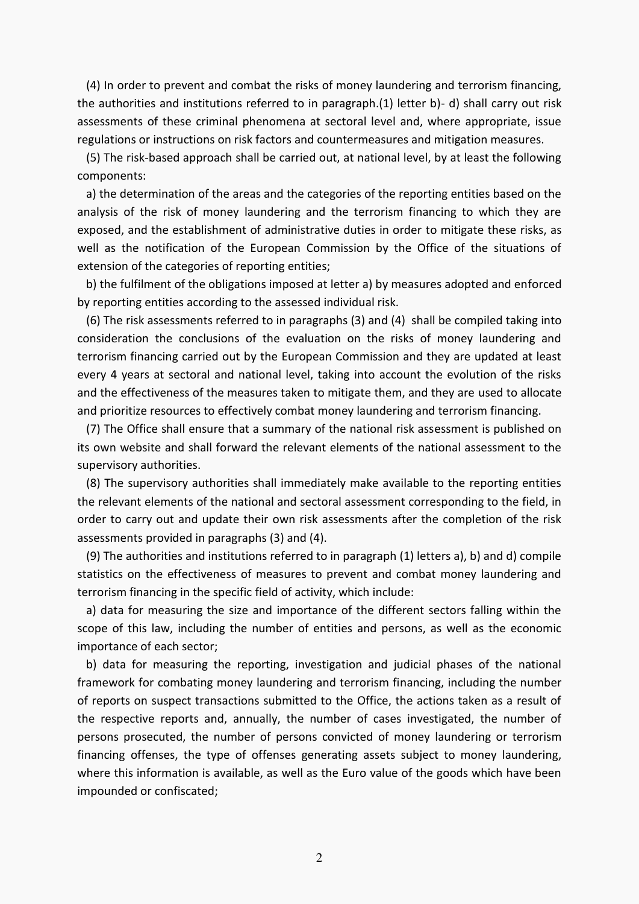(4) In order to prevent and combat the risks of money laundering and terrorism financing, the authorities and institutions referred to in paragraph.(1) letter b)- d) shall carry out risk assessments of these criminal phenomena at sectoral level and, where appropriate, issue regulations or instructions on risk factors and countermeasures and mitigation measures.

(5) The risk-based approach shall be carried out, at national level, by at least the following components:

a) the determination of the areas and the categories of the reporting entities based on the analysis of the risk of money laundering and the terrorism financing to which they are exposed, and the establishment of administrative duties in order to mitigate these risks, as well as the notification of the European Commission by the Office of the situations of extension of the categories of reporting entities;

b) the fulfilment of the obligations imposed at letter a) by measures adopted and enforced by reporting entities according to the assessed individual risk.

(6) The risk assessments referred to in paragraphs (3) and (4) shall be compiled taking into consideration the conclusions of the evaluation on the risks of money laundering and terrorism financing carried out by the European Commission and they are updated at least every 4 years at sectoral and national level, taking into account the evolution of the risks and the effectiveness of the measures taken to mitigate them, and they are used to allocate and prioritize resources to effectively combat money laundering and terrorism financing.

(7) The Office shall ensure that a summary of the national risk assessment is published on its own website and shall forward the relevant elements of the national assessment to the supervisory authorities.

(8) The supervisory authorities shall immediately make available to the reporting entities the relevant elements of the national and sectoral assessment corresponding to the field, in order to carry out and update their own risk assessments after the completion of the risk assessments provided in paragraphs (3) and (4).

(9) The authorities and institutions referred to in paragraph (1) letters a), b) and d) compile statistics on the effectiveness of measures to prevent and combat money laundering and terrorism financing in the specific field of activity, which include:

a) data for measuring the size and importance of the different sectors falling within the scope of this law, including the number of entities and persons, as well as the economic importance of each sector;

b) data for measuring the reporting, investigation and judicial phases of the national framework for combating money laundering and terrorism financing, including the number of reports on suspect transactions submitted to the Office, the actions taken as a result of the respective reports and, annually, the number of cases investigated, the number of persons prosecuted, the number of persons convicted of money laundering or terrorism financing offenses, the type of offenses generating assets subject to money laundering, where this information is available, as well as the Euro value of the goods which have been impounded or confiscated;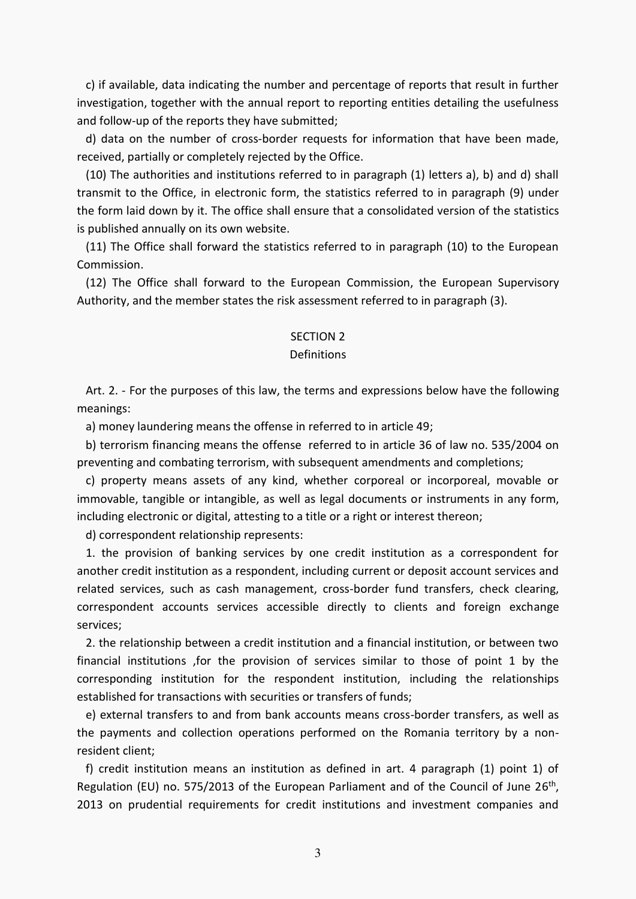c) if available, data indicating the number and percentage of reports that result in further investigation, together with the annual report to reporting entities detailing the usefulness and follow-up of the reports they have submitted;

d) data on the number of cross-border requests for information that have been made, received, partially or completely rejected by the Office.

(10) The authorities and institutions referred to in paragraph (1) letters a), b) and d) shall transmit to the Office, in electronic form, the statistics referred to in paragraph (9) under the form laid down by it. The office shall ensure that a consolidated version of the statistics is published annually on its own website.

(11) The Office shall forward the statistics referred to in paragraph (10) to the European Commission.

(12) The Office shall forward to the European Commission, the European Supervisory Authority, and the member states the risk assessment referred to in paragraph (3).

## SECTION 2
## Definitions

Art. 2. - For the purposes of this law, the terms and expressions below have the following meanings:

a) money laundering means the offense in referred to in article 49;

b) terrorism financing means the offense referred to in article 36 of law no. 535/2004 on preventing and combating terrorism, with subsequent amendments and completions;

c) property means assets of any kind, whether corporeal or incorporeal, movable or immovable, tangible or intangible, as well as legal documents or instruments in any form, including electronic or digital, attesting to a title or a right or interest thereon;

d) correspondent relationship represents:

1. the provision of banking services by one credit institution as a correspondent for another credit institution as a respondent, including current or deposit account services and related services, such as cash management, cross-border fund transfers, check clearing, correspondent accounts services accessible directly to clients and foreign exchange services;

2. the relationship between a credit institution and a financial institution, or between two financial institutions ,for the provision of services similar to those of point 1 by the corresponding institution for the respondent institution, including the relationships established for transactions with securities or transfers of funds;

e) external transfers to and from bank accounts means cross-border transfers, as well as the payments and collection operations performed on the Romania territory by a non-resident client;

f) credit institution means an institution as defined in art. 4 paragraph (1) point 1) of Regulation (EU) no. 575/2013 of the European Parliament and of the Council of June 26th, 2013 on prudential requirements for credit institutions and investment companies and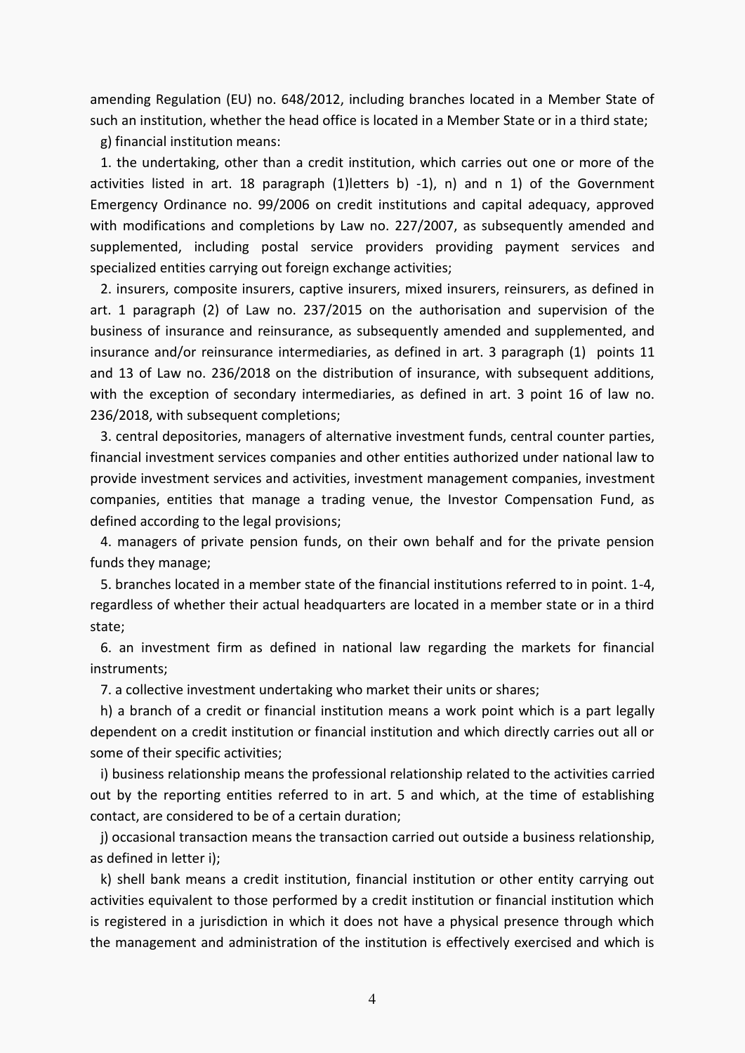amending Regulation (EU) no. 648/2012, including branches located in a Member State of such an institution, whether the head office is located in a Member State or in a third state;

g) financial institution means:

1. the undertaking, other than a credit institution, which carries out one or more of the activities listed in art. 18 paragraph (1)letters b) -1), n) and n 1) of the Government Emergency Ordinance no. 99/2006 on credit institutions and capital adequacy, approved with modifications and completions by Law no. 227/2007, as subsequently amended and supplemented, including postal service providers providing payment services and specialized entities carrying out foreign exchange activities;

2. insurers, composite insurers, captive insurers, mixed insurers, reinsurers, as defined in art. 1 paragraph (2) of Law no. 237/2015 on the authorisation and supervision of the business of insurance and reinsurance, as subsequently amended and supplemented, and insurance and/or reinsurance intermediaries, as defined in art. 3 paragraph (1) points 11 and 13 of Law no. 236/2018 on the distribution of insurance, with subsequent additions, with the exception of secondary intermediaries, as defined in art. 3 point 16 of law no. 236/2018, with subsequent completions;

3. central depositories, managers of alternative investment funds, central counter parties, financial investment services companies and other entities authorized under national law to provide investment services and activities, investment management companies, investment companies, entities that manage a trading venue, the Investor Compensation Fund, as defined according to the legal provisions;

4. managers of private pension funds, on their own behalf and for the private pension funds they manage;

5. branches located in a member state of the financial institutions referred to in point. 1-4, regardless of whether their actual headquarters are located in a member state or in a third state;

6. an investment firm as defined in national law regarding the markets for financial instruments;

7. a collective investment undertaking who market their units or shares;

h) a branch of a credit or financial institution means a work point which is a part legally dependent on a credit institution or financial institution and which directly carries out all or some of their specific activities;

i) business relationship means the professional relationship related to the activities carried out by the reporting entities referred to in art. 5 and which, at the time of establishing contact, are considered to be of a certain duration;

j) occasional transaction means the transaction carried out outside a business relationship, as defined in letter i);

k) shell bank means a credit institution, financial institution or other entity carrying out activities equivalent to those performed by a credit institution or financial institution which is registered in a jurisdiction in which it does not have a physical presence through which the management and administration of the institution is effectively exercised and which is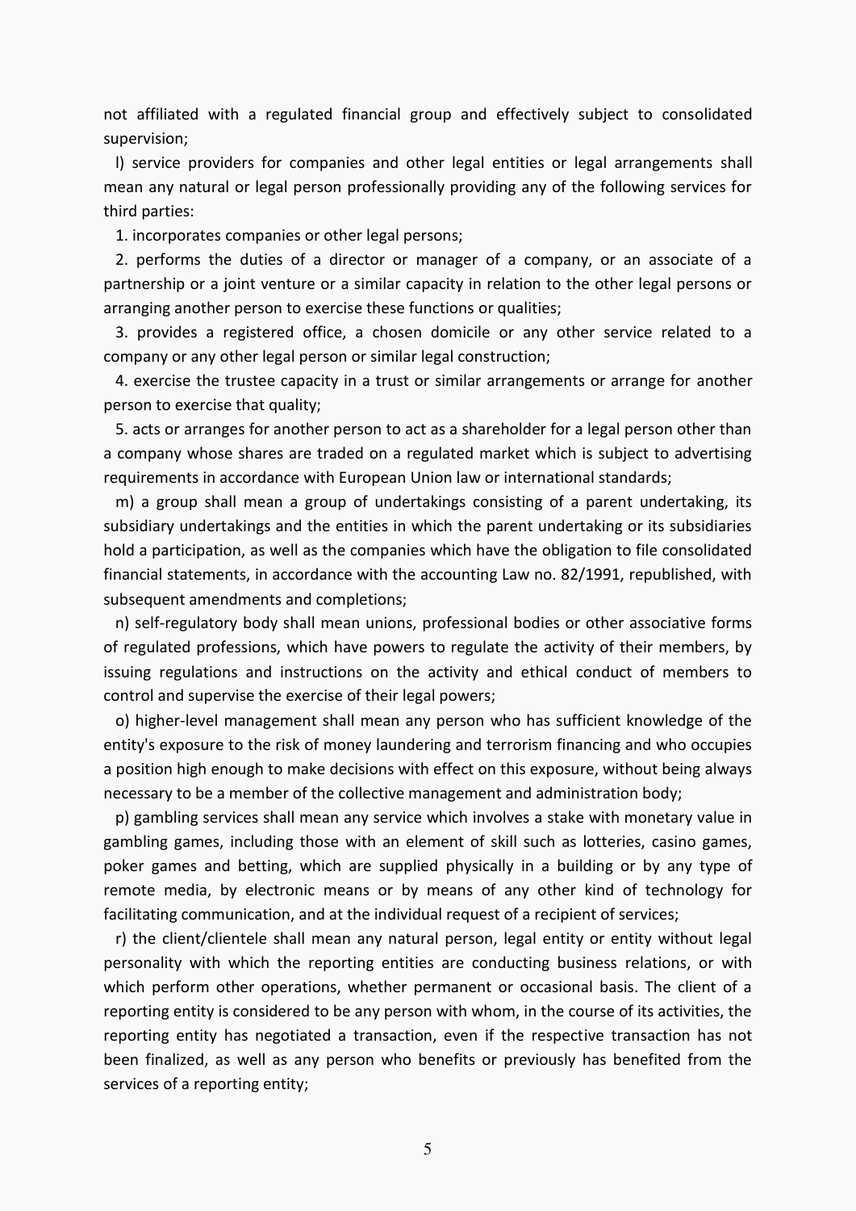not affiliated with a regulated financial group and effectively subject to consolidated supervision;

l) service providers for companies and other legal entities or legal arrangements shall mean any natural or legal person professionally providing any of the following services for third parties:

1. incorporates companies or other legal persons;

2. performs the duties of a director or manager of a company, or an associate of a partnership or a joint venture or a similar capacity in relation to the other legal persons or arranging another person to exercise these functions or qualities;

3. provides a registered office, a chosen domicile or any other service related to a company or any other legal person or similar legal construction;

4. exercise the trustee capacity in a trust or similar arrangements or arrange for another person to exercise that quality;

5. acts or arranges for another person to act as a shareholder for a legal person other than a company whose shares are traded on a regulated market which is subject to advertising requirements in accordance with European Union law or international standards;

m) a group shall mean a group of undertakings consisting of a parent undertaking, its subsidiary undertakings and the entities in which the parent undertaking or its subsidiaries hold a participation, as well as the companies which have the obligation to file consolidated financial statements, in accordance with the accounting Law no. 82/1991, republished, with subsequent amendments and completions;

n) self-regulatory body shall mean unions, professional bodies or other associative forms of regulated professions, which have powers to regulate the activity of their members, by issuing regulations and instructions on the activity and ethical conduct of members to control and supervise the exercise of their legal powers;

o) higher-level management shall mean any person who has sufficient knowledge of the entity's exposure to the risk of money laundering and terrorism financing and who occupies a position high enough to make decisions with effect on this exposure, without being always necessary to be a member of the collective management and administration body;

p) gambling services shall mean any service which involves a stake with monetary value in gambling games, including those with an element of skill such as lotteries, casino games, poker games and betting, which are supplied physically in a building or by any type of remote media, by electronic means or by means of any other kind of technology for facilitating communication, and at the individual request of a recipient of services;

r) the client/clientele shall mean any natural person, legal entity or entity without legal personality with which the reporting entities are conducting business relations, or with which perform other operations, whether permanent or occasional basis. The client of a reporting entity is considered to be any person with whom, in the course of its activities, the reporting entity has negotiated a transaction, even if the respective transaction has not been finalized, as well as any person who benefits or previously has benefited from the services of a reporting entity;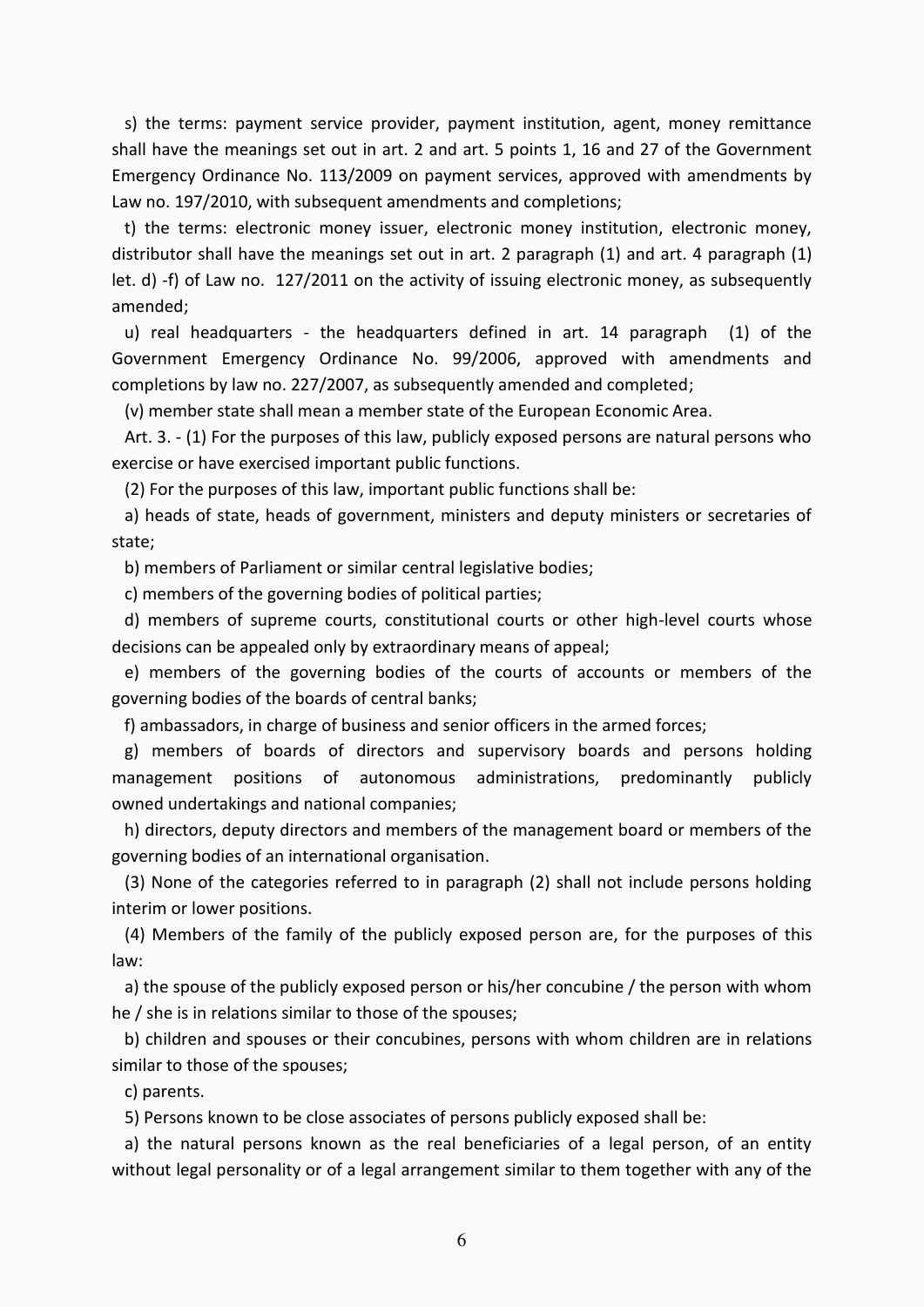s) the terms: payment service provider, payment institution, agent, money remittance shall have the meanings set out in art. 2 and art. 5 points 1, 16 and 27 of the Government Emergency Ordinance No. 113/2009 on payment services, approved with amendments by Law no. 197/2010, with subsequent amendments and completions;

t) the terms: electronic money issuer, electronic money institution, electronic money, distributor shall have the meanings set out in art. 2 paragraph (1) and art. 4 paragraph (1) let. d) -f) of Law no. 127/2011 on the activity of issuing electronic money, as subsequently amended;

u) real headquarters - the headquarters defined in art. 14 paragraph (1) of the Government Emergency Ordinance No. 99/2006, approved with amendments and completions by law no. 227/2007, as subsequently amended and completed;

(v) member state shall mean a member state of the European Economic Area.

Art. 3. - (1) For the purposes of this law, publicly exposed persons are natural persons who exercise or have exercised important public functions.

(2) For the purposes of this law, important public functions shall be:

a) heads of state, heads of government, ministers and deputy ministers or secretaries of state;

b) members of Parliament or similar central legislative bodies;

c) members of the governing bodies of political parties;

d) members of supreme courts, constitutional courts or other high-level courts whose decisions can be appealed only by extraordinary means of appeal;

e) members of the governing bodies of the courts of accounts or members of the governing bodies of the boards of central banks;

f) ambassadors, in charge of business and senior officers in the armed forces;

g) members of boards of directors and supervisory boards and persons holding management positions of autonomous administrations, predominantly publicly owned undertakings and national companies;

h) directors, deputy directors and members of the management board or members of the governing bodies of an international organisation.

(3) None of the categories referred to in paragraph (2) shall not include persons holding interim or lower positions.

(4) Members of the family of the publicly exposed person are, for the purposes of this law:

a) the spouse of the publicly exposed person or his/her concubine / the person with whom he / she is in relations similar to those of the spouses;

b) children and spouses or their concubines, persons with whom children are in relations similar to those of the spouses;

c) parents.

5) Persons known to be close associates of persons publicly exposed shall be:

a) the natural persons known as the real beneficiaries of a legal person, of an entity without legal personality or of a legal arrangement similar to them together with any of the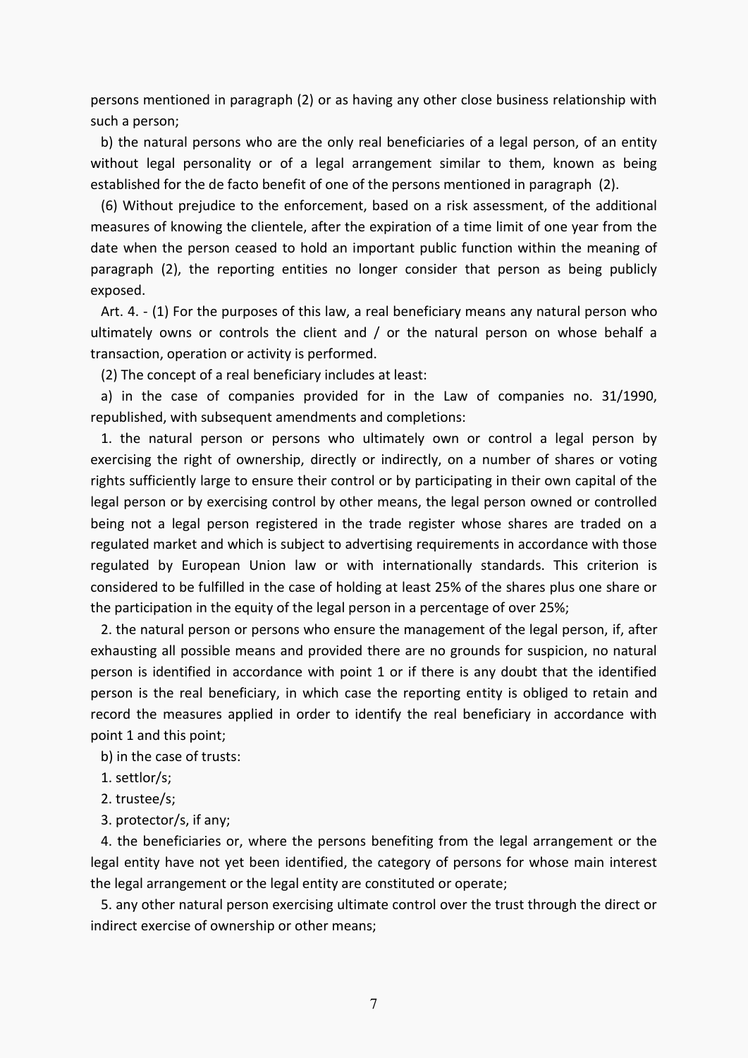persons mentioned in paragraph (2) or as having any other close business relationship with such a person;

b) the natural persons who are the only real beneficiaries of a legal person, of an entity without legal personality or of a legal arrangement similar to them, known as being established for the de facto benefit of one of the persons mentioned in paragraph (2).

(6) Without prejudice to the enforcement, based on a risk assessment, of the additional measures of knowing the clientele, after the expiration of a time limit of one year from the date when the person ceased to hold an important public function within the meaning of paragraph (2), the reporting entities no longer consider that person as being publicly exposed.

Art. 4. - (1) For the purposes of this law, a real beneficiary means any natural person who ultimately owns or controls the client and / or the natural person on whose behalf a transaction, operation or activity is performed.

(2) The concept of a real beneficiary includes at least:

a) in the case of companies provided for in the Law of companies no. 31/1990, republished, with subsequent amendments and completions:

1. the natural person or persons who ultimately own or control a legal person by exercising the right of ownership, directly or indirectly, on a number of shares or voting rights sufficiently large to ensure their control or by participating in their own capital of the legal person or by exercising control by other means, the legal person owned or controlled being not a legal person registered in the trade register whose shares are traded on a regulated market and which is subject to advertising requirements in accordance with those regulated by European Union law or with internationally standards. This criterion is considered to be fulfilled in the case of holding at least 25% of the shares plus one share or the participation in the equity of the legal person in a percentage of over 25%;

2. the natural person or persons who ensure the management of the legal person, if, after exhausting all possible means and provided there are no grounds for suspicion, no natural person is identified in accordance with point 1 or if there is any doubt that the identified person is the real beneficiary, in which case the reporting entity is obliged to retain and record the measures applied in order to identify the real beneficiary in accordance with point 1 and this point;

b) in the case of trusts:

1. settlor/s;

2. trustee/s;

3. protector/s, if any;

4. the beneficiaries or, where the persons benefiting from the legal arrangement or the legal entity have not yet been identified, the category of persons for whose main interest the legal arrangement or the legal entity are constituted or operate;

5. any other natural person exercising ultimate control over the trust through the direct or indirect exercise of ownership or other means;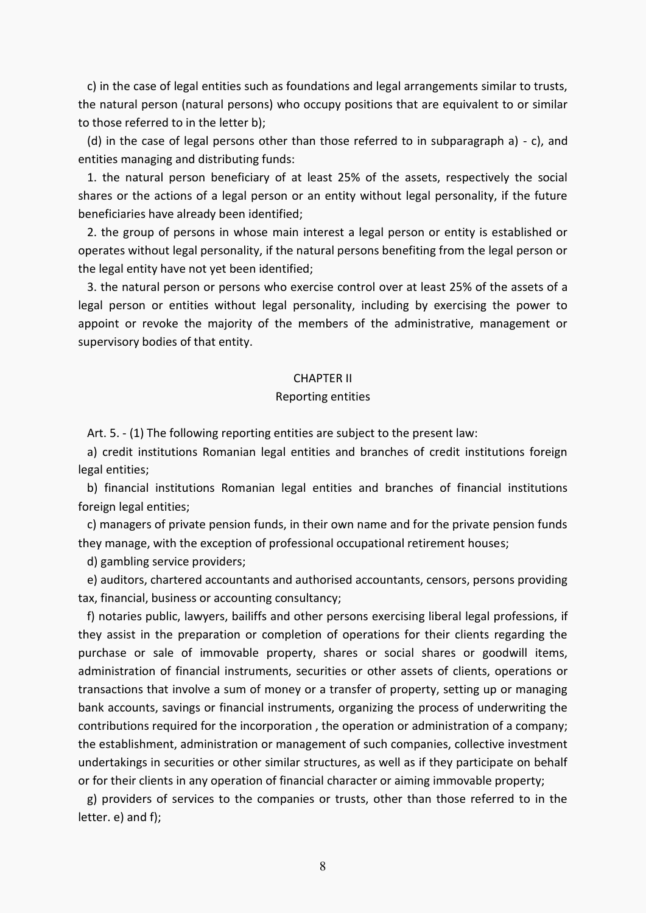c) in the case of legal entities such as foundations and legal arrangements similar to trusts, the natural person (natural persons) who occupy positions that are equivalent to or similar to those referred to in the letter b);

(d) in the case of legal persons other than those referred to in subparagraph a) - c), and entities managing and distributing funds:

1. the natural person beneficiary of at least 25% of the assets, respectively the social shares or the actions of a legal person or an entity without legal personality, if the future beneficiaries have already been identified;

2. the group of persons in whose main interest a legal person or entity is established or operates without legal personality, if the natural persons benefiting from the legal person or the legal entity have not yet been identified;

3. the natural person or persons who exercise control over at least 25% of the assets of a legal person or entities without legal personality, including by exercising the power to appoint or revoke the majority of the members of the administrative, management or supervisory bodies of that entity.

## CHAPTER II
## Reporting entities

Art. 5. - (1) The following reporting entities are subject to the present law:

a) credit institutions Romanian legal entities and branches of credit institutions foreign legal entities;

b) financial institutions Romanian legal entities and branches of financial institutions foreign legal entities;

c) managers of private pension funds, in their own name and for the private pension funds they manage, with the exception of professional occupational retirement houses;

d) gambling service providers;

e) auditors, chartered accountants and authorised accountants, censors, persons providing tax, financial, business or accounting consultancy;

f) notaries public, lawyers, bailiffs and other persons exercising liberal legal professions, if they assist in the preparation or completion of operations for their clients regarding the purchase or sale of immovable property, shares or social shares or goodwill items, administration of financial instruments, securities or other assets of clients, operations or transactions that involve a sum of money or a transfer of property, setting up or managing bank accounts, savings or financial instruments, organizing the process of underwriting the contributions required for the incorporation , the operation or administration of a company; the establishment, administration or management of such companies, collective investment undertakings in securities or other similar structures, as well as if they participate on behalf or for their clients in any operation of financial character or aiming immovable property;

g) providers of services to the companies or trusts, other than those referred to in the letter. e) and f);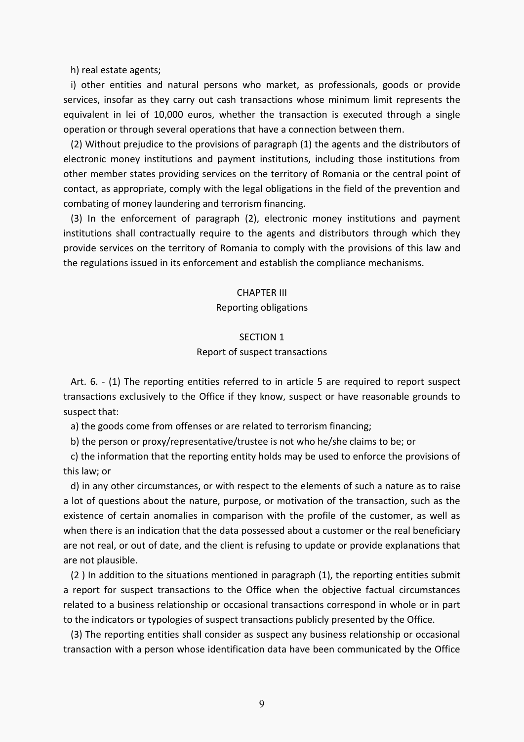h) real estate agents;

i) other entities and natural persons who market, as professionals, goods or provide services, insofar as they carry out cash transactions whose minimum limit represents the equivalent in lei of 10,000 euros, whether the transaction is executed through a single operation or through several operations that have a connection between them.

(2) Without prejudice to the provisions of paragraph (1) the agents and the distributors of electronic money institutions and payment institutions, including those institutions from other member states providing services on the territory of Romania or the central point of contact, as appropriate, comply with the legal obligations in the field of the prevention and combating of money laundering and terrorism financing.

(3) In the enforcement of paragraph (2), electronic money institutions and payment institutions shall contractually require to the agents and distributors through which they provide services on the territory of Romania to comply with the provisions of this law and the regulations issued in its enforcement and establish the compliance mechanisms.

## CHAPTER III
## Reporting obligations

### SECTION 1
### Report of suspect transactions

Art. 6. - (1) The reporting entities referred to in article 5 are required to report suspect transactions exclusively to the Office if they know, suspect or have reasonable grounds to suspect that:

a) the goods come from offenses or are related to terrorism financing;

b) the person or proxy/representative/trustee is not who he/she claims to be; or

c) the information that the reporting entity holds may be used to enforce the provisions of this law; or

d) in any other circumstances, or with respect to the elements of such a nature as to raise a lot of questions about the nature, purpose, or motivation of the transaction, such as the existence of certain anomalies in comparison with the profile of the customer, as well as when there is an indication that the data possessed about a customer or the real beneficiary are not real, or out of date, and the client is refusing to update or provide explanations that are not plausible.

(2 ) In addition to the situations mentioned in paragraph (1), the reporting entities submit a report for suspect transactions to the Office when the objective factual circumstances related to a business relationship or occasional transactions correspond in whole or in part to the indicators or typologies of suspect transactions publicly presented by the Office.

(3) The reporting entities shall consider as suspect any business relationship or occasional transaction with a person whose identification data have been communicated by the Office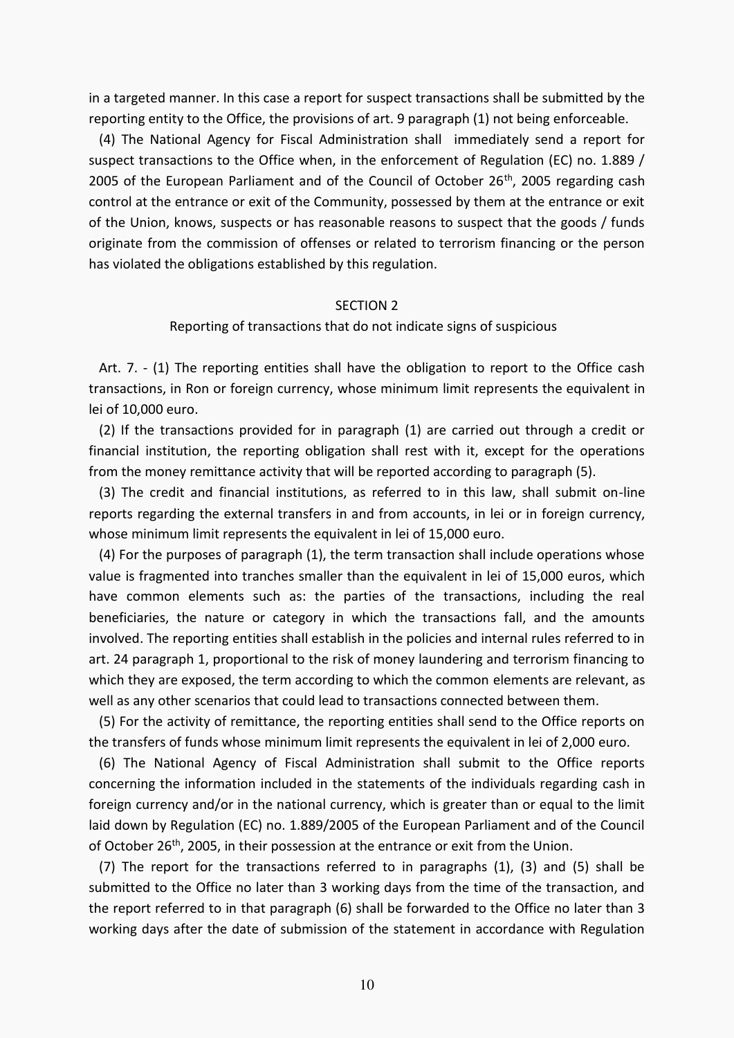in a targeted manner. In this case a report for suspect transactions shall be submitted by the reporting entity to the Office, the provisions of art. 9 paragraph (1) not being enforceable.

(4) The National Agency for Fiscal Administration shall immediately send a report for suspect transactions to the Office when, in the enforcement of Regulation (EC) no. 1.889 / 2005 of the European Parliament and of the Council of October 26th, 2005 regarding cash control at the entrance or exit of the Community, possessed by them at the entrance or exit of the Union, knows, suspects or has reasonable reasons to suspect that the goods / funds originate from the commission of offenses or related to terrorism financing or the person has violated the obligations established by this regulation.

## SECTION 2

### Reporting of transactions that do not indicate signs of suspicious

Art. 7. - (1) The reporting entities shall have the obligation to report to the Office cash transactions, in Ron or foreign currency, whose minimum limit represents the equivalent in lei of 10,000 euro.

(2) If the transactions provided for in paragraph (1) are carried out through a credit or financial institution, the reporting obligation shall rest with it, except for the operations from the money remittance activity that will be reported according to paragraph (5).

(3) The credit and financial institutions, as referred to in this law, shall submit on-line reports regarding the external transfers in and from accounts, in lei or in foreign currency, whose minimum limit represents the equivalent in lei of 15,000 euro.

(4) For the purposes of paragraph (1), the term transaction shall include operations whose value is fragmented into tranches smaller than the equivalent in lei of 15,000 euros, which have common elements such as: the parties of the transactions, including the real beneficiaries, the nature or category in which the transactions fall, and the amounts involved. The reporting entities shall establish in the policies and internal rules referred to in art. 24 paragraph 1, proportional to the risk of money laundering and terrorism financing to which they are exposed, the term according to which the common elements are relevant, as well as any other scenarios that could lead to transactions connected between them.

(5) For the activity of remittance, the reporting entities shall send to the Office reports on the transfers of funds whose minimum limit represents the equivalent in lei of 2,000 euro.

(6) The National Agency of Fiscal Administration shall submit to the Office reports concerning the information included in the statements of the individuals regarding cash in foreign currency and/or in the national currency, which is greater than or equal to the limit laid down by Regulation (EC) no. 1.889/2005 of the European Parliament and of the Council of October 26th, 2005, in their possession at the entrance or exit from the Union.

(7) The report for the transactions referred to in paragraphs (1), (3) and (5) shall be submitted to the Office no later than 3 working days from the time of the transaction, and the report referred to in that paragraph (6) shall be forwarded to the Office no later than 3 working days after the date of submission of the statement in accordance with Regulation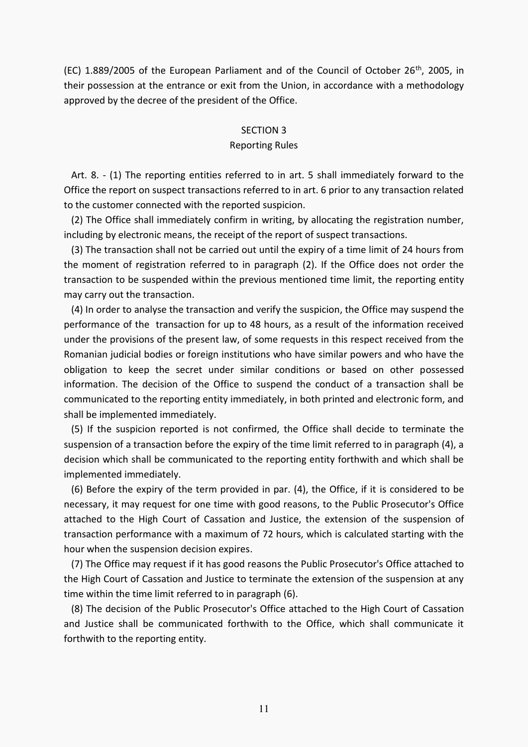(EC) 1.889/2005 of the European Parliament and of the Council of October 26th, 2005, in their possession at the entrance or exit from the Union, in accordance with a methodology approved by the decree of the president of the Office.

## SECTION 3
## Reporting Rules

Art. 8. - (1) The reporting entities referred to in art. 5 shall immediately forward to the Office the report on suspect transactions referred to in art. 6 prior to any transaction related to the customer connected with the reported suspicion.

(2) The Office shall immediately confirm in writing, by allocating the registration number, including by electronic means, the receipt of the report of suspect transactions.

(3) The transaction shall not be carried out until the expiry of a time limit of 24 hours from the moment of registration referred to in paragraph (2). If the Office does not order the transaction to be suspended within the previous mentioned time limit, the reporting entity may carry out the transaction.

(4) In order to analyse the transaction and verify the suspicion, the Office may suspend the performance of the transaction for up to 48 hours, as a result of the information received under the provisions of the present law, of some requests in this respect received from the Romanian judicial bodies or foreign institutions who have similar powers and who have the obligation to keep the secret under similar conditions or based on other possessed information. The decision of the Office to suspend the conduct of a transaction shall be communicated to the reporting entity immediately, in both printed and electronic form, and shall be implemented immediately.

(5) If the suspicion reported is not confirmed, the Office shall decide to terminate the suspension of a transaction before the expiry of the time limit referred to in paragraph (4), a decision which shall be communicated to the reporting entity forthwith and which shall be implemented immediately.

(6) Before the expiry of the term provided in par. (4), the Office, if it is considered to be necessary, it may request for one time with good reasons, to the Public Prosecutor's Office attached to the High Court of Cassation and Justice, the extension of the suspension of transaction performance with a maximum of 72 hours, which is calculated starting with the hour when the suspension decision expires.

(7) The Office may request if it has good reasons the Public Prosecutor's Office attached to the High Court of Cassation and Justice to terminate the extension of the suspension at any time within the time limit referred to in paragraph (6).

(8) The decision of the Public Prosecutor's Office attached to the High Court of Cassation and Justice shall be communicated forthwith to the Office, which shall communicate it forthwith to the reporting entity.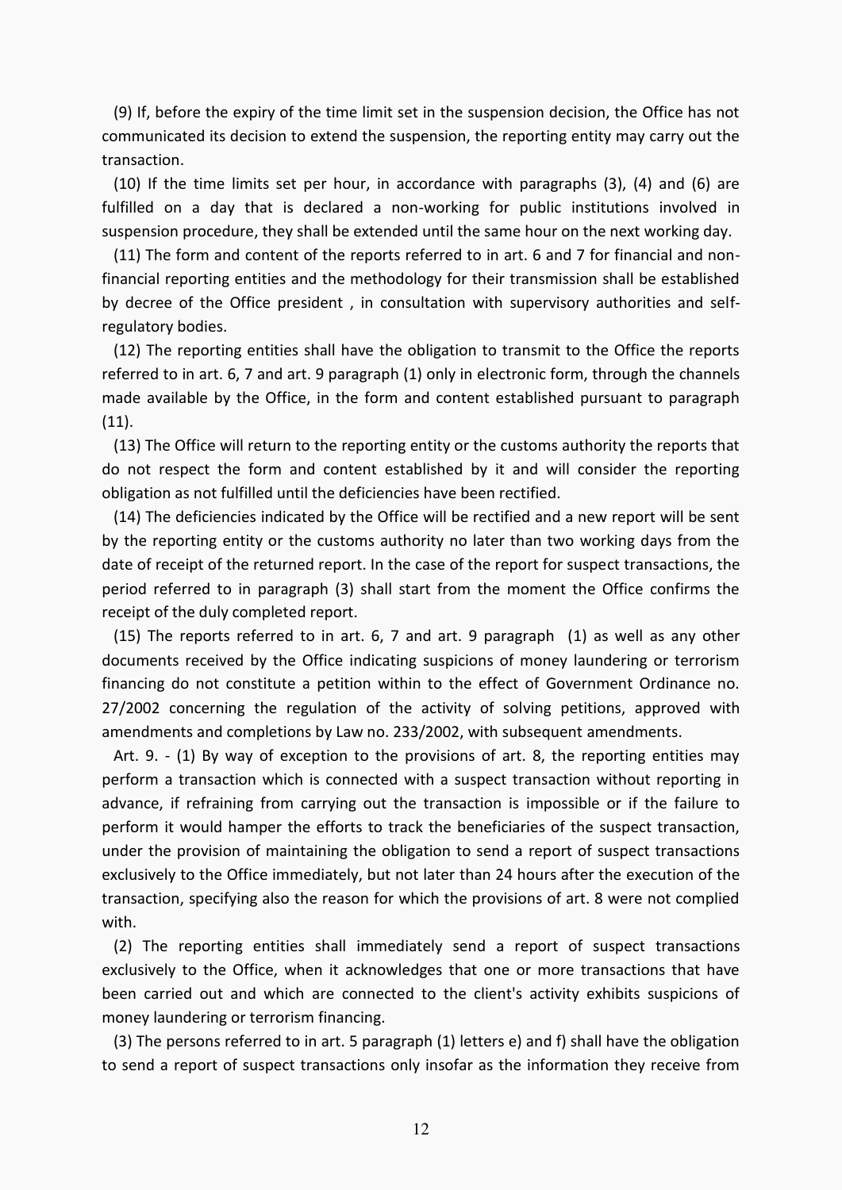(9) If, before the expiry of the time limit set in the suspension decision, the Office has not communicated its decision to extend the suspension, the reporting entity may carry out the transaction.

(10) If the time limits set per hour, in accordance with paragraphs (3), (4) and (6) are fulfilled on a day that is declared a non-working for public institutions involved in suspension procedure, they shall be extended until the same hour on the next working day.

(11) The form and content of the reports referred to in art. 6 and 7 for financial and non-financial reporting entities and the methodology for their transmission shall be established by decree of the Office president , in consultation with supervisory authorities and self-regulatory bodies.

(12) The reporting entities shall have the obligation to transmit to the Office the reports referred to in art. 6, 7 and art. 9 paragraph (1) only in electronic form, through the channels made available by the Office, in the form and content established pursuant to paragraph (11).

(13) The Office will return to the reporting entity or the customs authority the reports that do not respect the form and content established by it and will consider the reporting obligation as not fulfilled until the deficiencies have been rectified.

(14) The deficiencies indicated by the Office will be rectified and a new report will be sent by the reporting entity or the customs authority no later than two working days from the date of receipt of the returned report. In the case of the report for suspect transactions, the period referred to in paragraph (3) shall start from the moment the Office confirms the receipt of the duly completed report.

(15) The reports referred to in art. 6, 7 and art. 9 paragraph (1) as well as any other documents received by the Office indicating suspicions of money laundering or terrorism financing do not constitute a petition within to the effect of Government Ordinance no. 27/2002 concerning the regulation of the activity of solving petitions, approved with amendments and completions by Law no. 233/2002, with subsequent amendments.

Art. 9. - (1) By way of exception to the provisions of art. 8, the reporting entities may perform a transaction which is connected with a suspect transaction without reporting in advance, if refraining from carrying out the transaction is impossible or if the failure to perform it would hamper the efforts to track the beneficiaries of the suspect transaction, under the provision of maintaining the obligation to send a report of suspect transactions exclusively to the Office immediately, but not later than 24 hours after the execution of the transaction, specifying also the reason for which the provisions of art. 8 were not complied with.

(2) The reporting entities shall immediately send a report of suspect transactions exclusively to the Office, when it acknowledges that one or more transactions that have been carried out and which are connected to the client's activity exhibits suspicions of money laundering or terrorism financing.

(3) The persons referred to in art. 5 paragraph (1) letters e) and f) shall have the obligation to send a report of suspect transactions only insofar as the information they receive from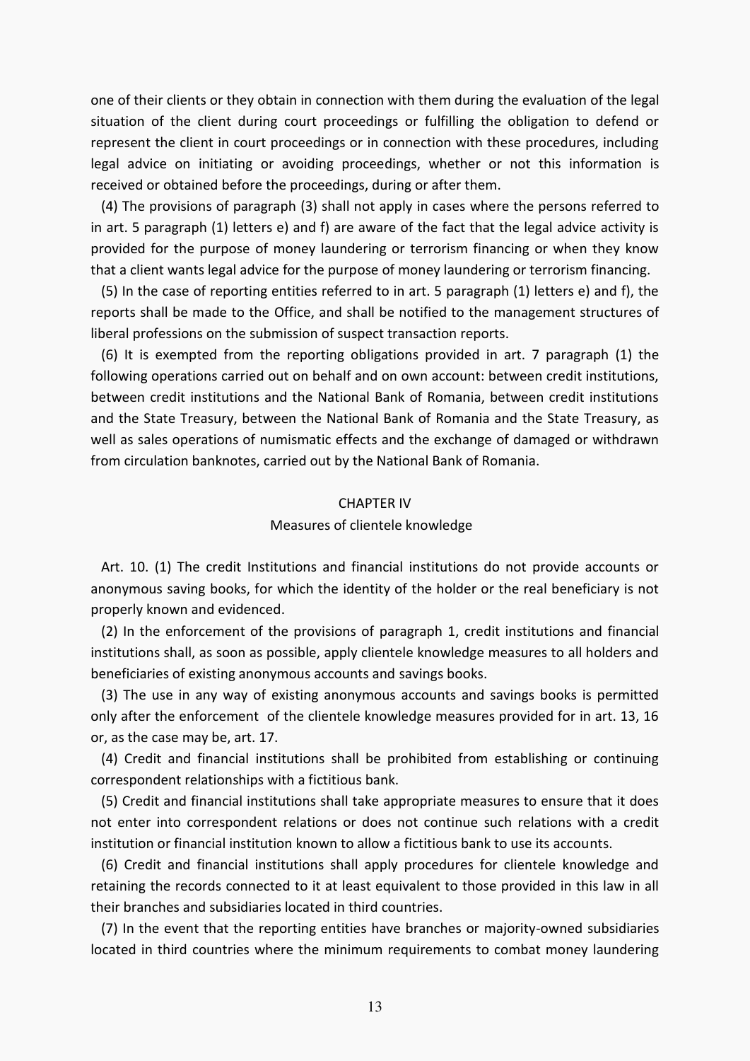one of their clients or they obtain in connection with them during the evaluation of the legal situation of the client during court proceedings or fulfilling the obligation to defend or represent the client in court proceedings or in connection with these procedures, including legal advice on initiating or avoiding proceedings, whether or not this information is received or obtained before the proceedings, during or after them.

(4) The provisions of paragraph (3) shall not apply in cases where the persons referred to in art. 5 paragraph (1) letters e) and f) are aware of the fact that the legal advice activity is provided for the purpose of money laundering or terrorism financing or when they know that a client wants legal advice for the purpose of money laundering or terrorism financing.

(5) In the case of reporting entities referred to in art. 5 paragraph (1) letters e) and f), the reports shall be made to the Office, and shall be notified to the management structures of liberal professions on the submission of suspect transaction reports.

(6) It is exempted from the reporting obligations provided in art. 7 paragraph (1) the following operations carried out on behalf and on own account: between credit institutions, between credit institutions and the National Bank of Romania, between credit institutions and the State Treasury, between the National Bank of Romania and the State Treasury, as well as sales operations of numismatic effects and the exchange of damaged or withdrawn from circulation banknotes, carried out by the National Bank of Romania.

## CHAPTER IV
### Measures of clientele knowledge

Art. 10. (1) The credit Institutions and financial institutions do not provide accounts or anonymous saving books, for which the identity of the holder or the real beneficiary is not properly known and evidenced.

(2) In the enforcement of the provisions of paragraph 1, credit institutions and financial institutions shall, as soon as possible, apply clientele knowledge measures to all holders and beneficiaries of existing anonymous accounts and savings books.

(3) The use in any way of existing anonymous accounts and savings books is permitted only after the enforcement of the clientele knowledge measures provided for in art. 13, 16 or, as the case may be, art. 17.

(4) Credit and financial institutions shall be prohibited from establishing or continuing correspondent relationships with a fictitious bank.

(5) Credit and financial institutions shall take appropriate measures to ensure that it does not enter into correspondent relations or does not continue such relations with a credit institution or financial institution known to allow a fictitious bank to use its accounts.

(6) Credit and financial institutions shall apply procedures for clientele knowledge and retaining the records connected to it at least equivalent to those provided in this law in all their branches and subsidiaries located in third countries.

(7) In the event that the reporting entities have branches or majority-owned subsidiaries located in third countries where the minimum requirements to combat money laundering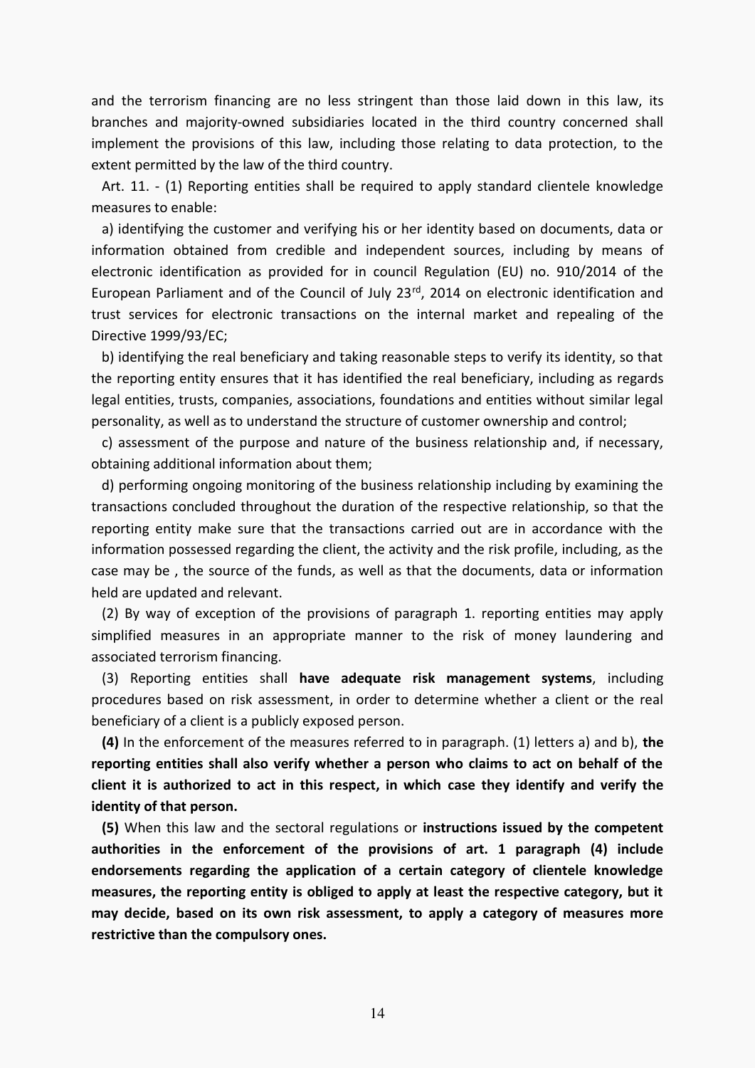and the terrorism financing are no less stringent than those laid down in this law, its branches and majority-owned subsidiaries located in the third country concerned shall implement the provisions of this law, including those relating to data protection, to the extent permitted by the law of the third country.

Art. 11. - (1) Reporting entities shall be required to apply standard clientele knowledge measures to enable:

a) identifying the customer and verifying his or her identity based on documents, data or information obtained from credible and independent sources, including by means of electronic identification as provided for in council Regulation (EU) no. 910/2014 of the European Parliament and of the Council of July 23[rd], 2014 on electronic identification and trust services for electronic transactions on the internal market and repealing of the Directive 1999/93/EC;

b) identifying the real beneficiary and taking reasonable steps to verify its identity, so that the reporting entity ensures that it has identified the real beneficiary, including as regards legal entities, trusts, companies, associations, foundations and entities without similar legal personality, as well as to understand the structure of customer ownership and control;

c) assessment of the purpose and nature of the business relationship and, if necessary, obtaining additional information about them;

d) performing ongoing monitoring of the business relationship including by examining the transactions concluded throughout the duration of the respective relationship, so that the reporting entity make sure that the transactions carried out are in accordance with the information possessed regarding the client, the activity and the risk profile, including, as the case may be , the source of the funds, as well as that the documents, data or information held are updated and relevant.

(2) By way of exception of the provisions of paragraph 1. reporting entities may apply simplified measures in an appropriate manner to the risk of money laundering and associated terrorism financing.

(3) Reporting entities shall **have adequate risk management systems**, including procedures based on risk assessment, in order to determine whether a client or the real beneficiary of a client is a publicly exposed person.

**(4)** In the enforcement of the measures referred to in paragraph. (1) letters a) and b), **the reporting entities shall also verify whether a person who claims to act on behalf of the client it is authorized to act in this respect, in which case they identify and verify the identity of that person.**

**(5)** When this law and the sectoral regulations or **instructions issued by the competent authorities in the enforcement of the provisions of art. 1 paragraph (4) include endorsements regarding the application of a certain category of clientele knowledge measures, the reporting entity is obliged to apply at least the respective category, but it may decide, based on its own risk assessment, to apply a category of measures more restrictive than the compulsory ones.**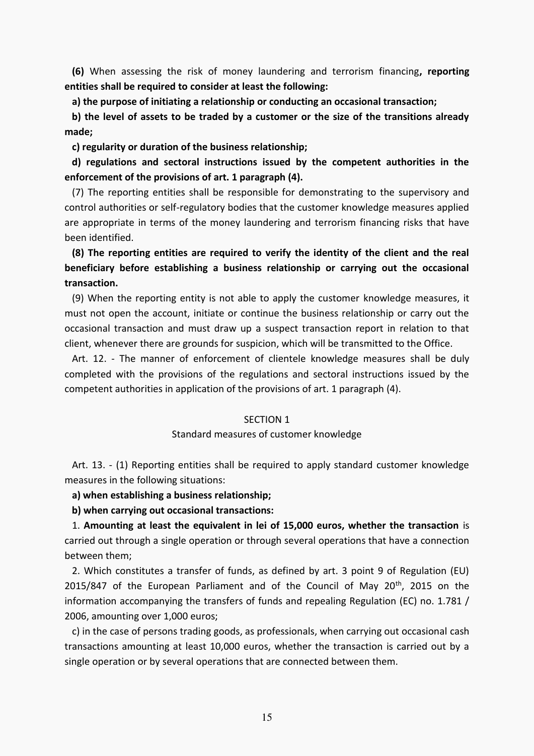**(6)** When assessing the risk of money laundering and terrorism financing**, reporting entities shall be required to consider at least the following:**

**a) the purpose of initiating a relationship or conducting an occasional transaction;**

**b) the level of assets to be traded by a customer or the size of the transitions already made;**

**c) regularity or duration of the business relationship;**

**d) regulations and sectoral instructions issued by the competent authorities in the enforcement of the provisions of art. 1 paragraph (4).**

(7) The reporting entities shall be responsible for demonstrating to the supervisory and control authorities or self-regulatory bodies that the customer knowledge measures applied are appropriate in terms of the money laundering and terrorism financing risks that have been identified.

**(8) The reporting entities are required to verify the identity of the client and the real beneficiary before establishing a business relationship or carrying out the occasional transaction.**

(9) When the reporting entity is not able to apply the customer knowledge measures, it must not open the account, initiate or continue the business relationship or carry out the occasional transaction and must draw up a suspect transaction report in relation to that client, whenever there are grounds for suspicion, which will be transmitted to the Office.

Art. 12. - The manner of enforcement of clientele knowledge measures shall be duly completed with the provisions of the regulations and sectoral instructions issued by the competent authorities in application of the provisions of art. 1 paragraph (4).

SECTION 1

Standard measures of customer knowledge

Art. 13. - (1) Reporting entities shall be required to apply standard customer knowledge measures in the following situations:

**a) when establishing a business relationship;**

**b) when carrying out occasional transactions:**

1. **Amounting at least the equivalent in lei of 15,000 euros, whether the transaction** is carried out through a single operation or through several operations that have a connection between them;

2. Which constitutes a transfer of funds, as defined by art. 3 point 9 of Regulation (EU) 2015/847 of the European Parliament and of the Council of May 20th, 2015 on the information accompanying the transfers of funds and repealing Regulation (EC) no. 1.781 / 2006, amounting over 1,000 euros;

c) in the case of persons trading goods, as professionals, when carrying out occasional cash transactions amounting at least 10,000 euros, whether the transaction is carried out by a single operation or by several operations that are connected between them.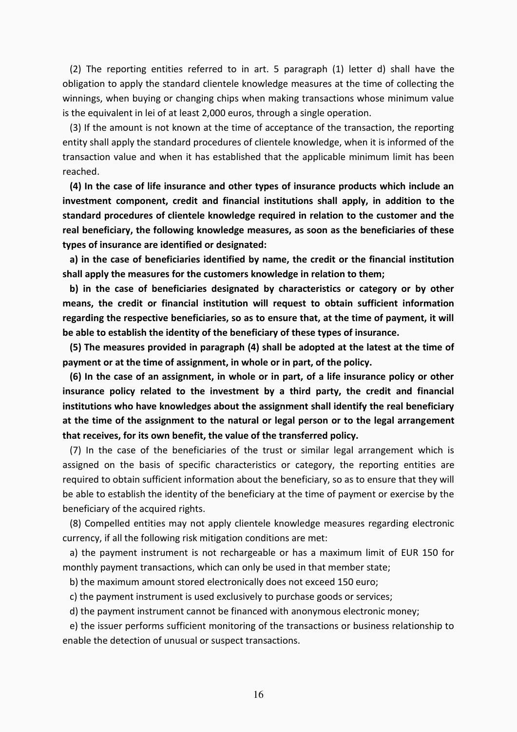(2) The reporting entities referred to in art. 5 paragraph (1) letter d) shall have the obligation to apply the standard clientele knowledge measures at the time of collecting the winnings, when buying or changing chips when making transactions whose minimum value is the equivalent in lei of at least 2,000 euros, through a single operation.

(3) If the amount is not known at the time of acceptance of the transaction, the reporting entity shall apply the standard procedures of clientele knowledge, when it is informed of the transaction value and when it has established that the applicable minimum limit has been reached.

**(4) In the case of life insurance and other types of insurance products which include an investment component, credit and financial institutions shall apply, in addition to the standard procedures of clientele knowledge required in relation to the customer and the real beneficiary, the following knowledge measures, as soon as the beneficiaries of these types of insurance are identified or designated:**

**a) in the case of beneficiaries identified by name, the credit or the financial institution shall apply the measures for the customers knowledge in relation to them;**

**b) in the case of beneficiaries designated by characteristics or category or by other means, the credit or financial institution will request to obtain sufficient information regarding the respective beneficiaries, so as to ensure that, at the time of payment, it will be able to establish the identity of the beneficiary of these types of insurance.**

**(5) The measures provided in paragraph (4) shall be adopted at the latest at the time of payment or at the time of assignment, in whole or in part, of the policy.**

**(6) In the case of an assignment, in whole or in part, of a life insurance policy or other insurance policy related to the investment by a third party, the credit and financial institutions who have knowledges about the assignment shall identify the real beneficiary at the time of the assignment to the natural or legal person or to the legal arrangement that receives, for its own benefit, the value of the transferred policy.**

(7) In the case of the beneficiaries of the trust or similar legal arrangement which is assigned on the basis of specific characteristics or category, the reporting entities are required to obtain sufficient information about the beneficiary, so as to ensure that they will be able to establish the identity of the beneficiary at the time of payment or exercise by the beneficiary of the acquired rights.

(8) Compelled entities may not apply clientele knowledge measures regarding electronic currency, if all the following risk mitigation conditions are met:

a) the payment instrument is not rechargeable or has a maximum limit of EUR 150 for monthly payment transactions, which can only be used in that member state;

b) the maximum amount stored electronically does not exceed 150 euro;

c) the payment instrument is used exclusively to purchase goods or services;

d) the payment instrument cannot be financed with anonymous electronic money;

e) the issuer performs sufficient monitoring of the transactions or business relationship to enable the detection of unusual or suspect transactions.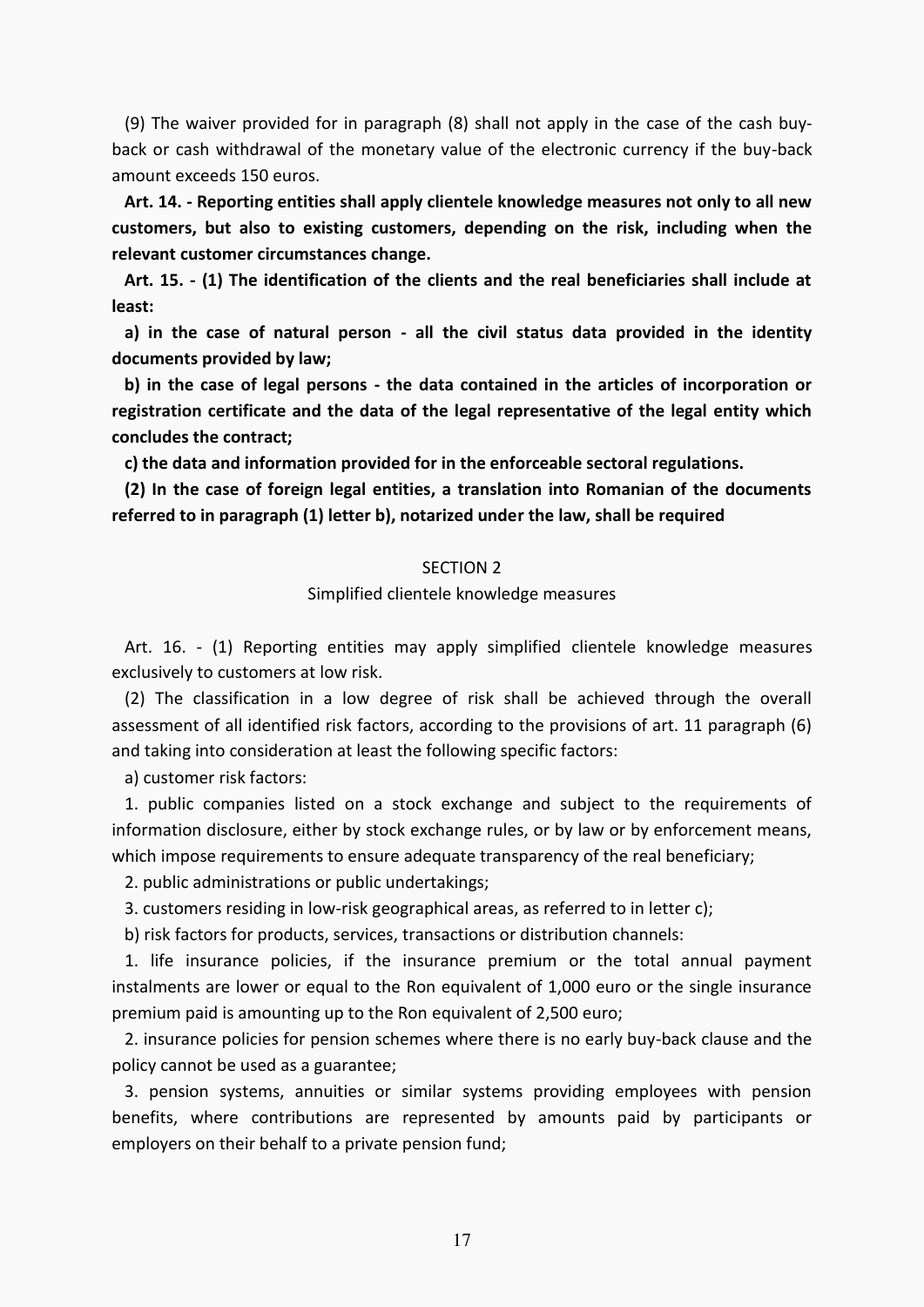(9) The waiver provided for in paragraph (8) shall not apply in the case of the cash buy-back or cash withdrawal of the monetary value of the electronic currency if the buy-back amount exceeds 150 euros.

**Art. 14. - Reporting entities shall apply clientele knowledge measures not only to all new customers, but also to existing customers, depending on the risk, including when the relevant customer circumstances change.**

**Art. 15. - (1) The identification of the clients and the real beneficiaries shall include at least:**

**a) in the case of natural person - all the civil status data provided in the identity documents provided by law;**

**b) in the case of legal persons - the data contained in the articles of incorporation or registration certificate and the data of the legal representative of the legal entity which concludes the contract;**

**c) the data and information provided for in the enforceable sectoral regulations.**

**(2) In the case of foreign legal entities, a translation into Romanian of the documents referred to in paragraph (1) letter b), notarized under the law, shall be required**

## SECTION 2

### Simplified clientele knowledge measures

Art. 16. - (1) Reporting entities may apply simplified clientele knowledge measures exclusively to customers at low risk.

(2) The classification in a low degree of risk shall be achieved through the overall assessment of all identified risk factors, according to the provisions of art. 11 paragraph (6) and taking into consideration at least the following specific factors:

a) customer risk factors:

1. public companies listed on a stock exchange and subject to the requirements of information disclosure, either by stock exchange rules, or by law or by enforcement means, which impose requirements to ensure adequate transparency of the real beneficiary;

2. public administrations or public undertakings;

3. customers residing in low-risk geographical areas, as referred to in letter c);

b) risk factors for products, services, transactions or distribution channels:

1. life insurance policies, if the insurance premium or the total annual payment instalments are lower or equal to the Ron equivalent of 1,000 euro or the single insurance premium paid is amounting up to the Ron equivalent of 2,500 euro;

2. insurance policies for pension schemes where there is no early buy-back clause and the policy cannot be used as a guarantee;

3. pension systems, annuities or similar systems providing employees with pension benefits, where contributions are represented by amounts paid by participants or employers on their behalf to a private pension fund;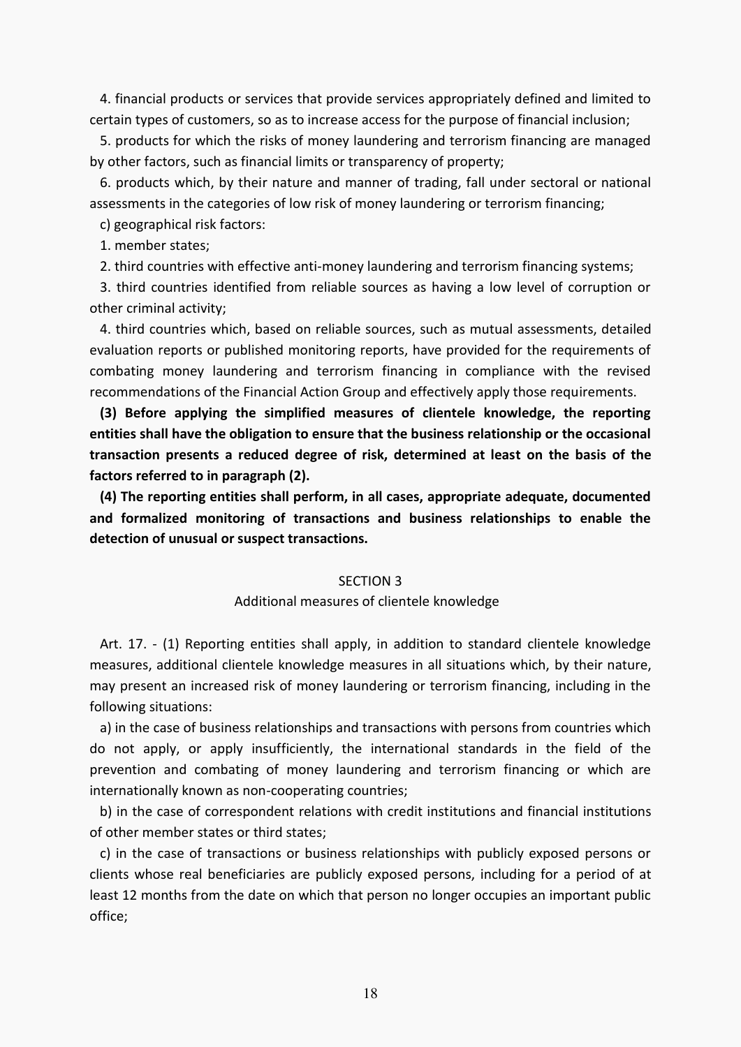4. financial products or services that provide services appropriately defined and limited to certain types of customers, so as to increase access for the purpose of financial inclusion;

5. products for which the risks of money laundering and terrorism financing are managed by other factors, such as financial limits or transparency of property;

6. products which, by their nature and manner of trading, fall under sectoral or national assessments in the categories of low risk of money laundering or terrorism financing;

c) geographical risk factors:

1. member states;

2. third countries with effective anti-money laundering and terrorism financing systems;

3. third countries identified from reliable sources as having a low level of corruption or other criminal activity;

4. third countries which, based on reliable sources, such as mutual assessments, detailed evaluation reports or published monitoring reports, have provided for the requirements of combating money laundering and terrorism financing in compliance with the revised recommendations of the Financial Action Group and effectively apply those requirements.

**(3) Before applying the simplified measures of clientele knowledge, the reporting entities shall have the obligation to ensure that the business relationship or the occasional transaction presents a reduced degree of risk, determined at least on the basis of the factors referred to in paragraph (2).**

**(4) The reporting entities shall perform, in all cases, appropriate adequate, documented and formalized monitoring of transactions and business relationships to enable the detection of unusual or suspect transactions.**

## SECTION 3
### Additional measures of clientele knowledge

Art. 17. - (1) Reporting entities shall apply, in addition to standard clientele knowledge measures, additional clientele knowledge measures in all situations which, by their nature, may present an increased risk of money laundering or terrorism financing, including in the following situations:

a) in the case of business relationships and transactions with persons from countries which do not apply, or apply insufficiently, the international standards in the field of the prevention and combating of money laundering and terrorism financing or which are internationally known as non-cooperating countries;

b) in the case of correspondent relations with credit institutions and financial institutions of other member states or third states;

c) in the case of transactions or business relationships with publicly exposed persons or clients whose real beneficiaries are publicly exposed persons, including for a period of at least 12 months from the date on which that person no longer occupies an important public office;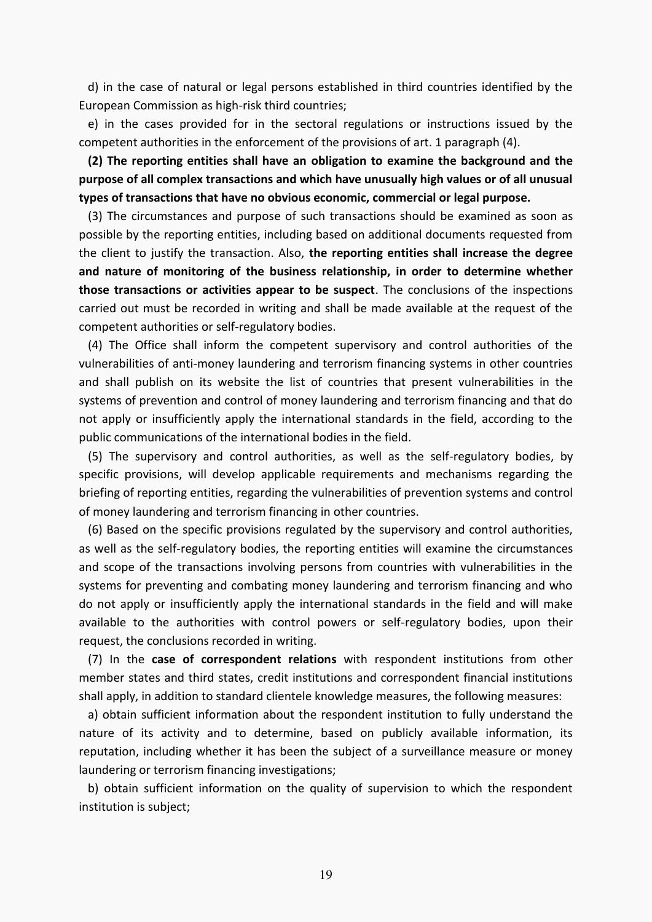d) in the case of natural or legal persons established in third countries identified by the European Commission as high-risk third countries;

e) in the cases provided for in the sectoral regulations or instructions issued by the competent authorities in the enforcement of the provisions of art. 1 paragraph (4).

**(2) The reporting entities shall have an obligation to examine the background and the purpose of all complex transactions and which have unusually high values or of all unusual types of transactions that have no obvious economic, commercial or legal purpose.**

(3) The circumstances and purpose of such transactions should be examined as soon as possible by the reporting entities, including based on additional documents requested from the client to justify the transaction. Also, **the reporting entities shall increase the degree and nature of monitoring of the business relationship, in order to determine whether those transactions or activities appear to be suspect**. The conclusions of the inspections carried out must be recorded in writing and shall be made available at the request of the competent authorities or self-regulatory bodies.

(4) The Office shall inform the competent supervisory and control authorities of the vulnerabilities of anti-money laundering and terrorism financing systems in other countries and shall publish on its website the list of countries that present vulnerabilities in the systems of prevention and control of money laundering and terrorism financing and that do not apply or insufficiently apply the international standards in the field, according to the public communications of the international bodies in the field.

(5) The supervisory and control authorities, as well as the self-regulatory bodies, by specific provisions, will develop applicable requirements and mechanisms regarding the briefing of reporting entities, regarding the vulnerabilities of prevention systems and control of money laundering and terrorism financing in other countries.

(6) Based on the specific provisions regulated by the supervisory and control authorities, as well as the self-regulatory bodies, the reporting entities will examine the circumstances and scope of the transactions involving persons from countries with vulnerabilities in the systems for preventing and combating money laundering and terrorism financing and who do not apply or insufficiently apply the international standards in the field and will make available to the authorities with control powers or self-regulatory bodies, upon their request, the conclusions recorded in writing.

(7) In the **case of correspondent relations** with respondent institutions from other member states and third states, credit institutions and correspondent financial institutions shall apply, in addition to standard clientele knowledge measures, the following measures:

a) obtain sufficient information about the respondent institution to fully understand the nature of its activity and to determine, based on publicly available information, its reputation, including whether it has been the subject of a surveillance measure or money laundering or terrorism financing investigations;

b) obtain sufficient information on the quality of supervision to which the respondent institution is subject;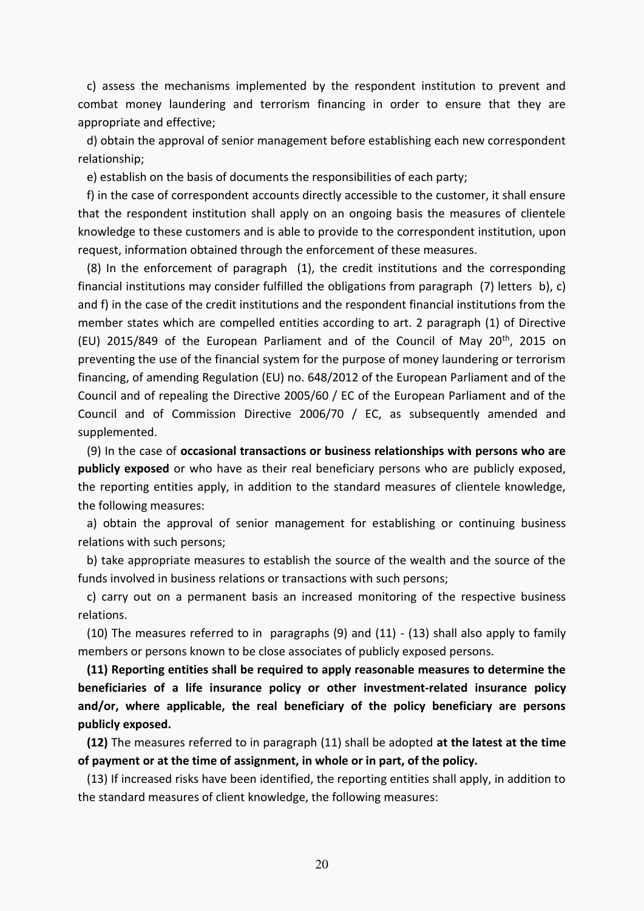c) assess the mechanisms implemented by the respondent institution to prevent and combat money laundering and terrorism financing in order to ensure that they are appropriate and effective;

d) obtain the approval of senior management before establishing each new correspondent relationship;

e) establish on the basis of documents the responsibilities of each party;

f) in the case of correspondent accounts directly accessible to the customer, it shall ensure that the respondent institution shall apply on an ongoing basis the measures of clientele knowledge to these customers and is able to provide to the correspondent institution, upon request, information obtained through the enforcement of these measures.

(8) In the enforcement of paragraph (1), the credit institutions and the corresponding financial institutions may consider fulfilled the obligations from paragraph (7) letters b), c) and f) in the case of the credit institutions and the respondent financial institutions from the member states which are compelled entities according to art. 2 paragraph (1) of Directive (EU) 2015/849 of the European Parliament and of the Council of May 20th, 2015 on preventing the use of the financial system for the purpose of money laundering or terrorism financing, of amending Regulation (EU) no. 648/2012 of the European Parliament and of the Council and of repealing the Directive 2005/60 / EC of the European Parliament and of the Council and of Commission Directive 2006/70 / EC, as subsequently amended and supplemented.

(9) In the case of **occasional transactions or business relationships with persons who are publicly exposed** or who have as their real beneficiary persons who are publicly exposed, the reporting entities apply, in addition to the standard measures of clientele knowledge, the following measures:

a) obtain the approval of senior management for establishing or continuing business relations with such persons;

b) take appropriate measures to establish the source of the wealth and the source of the funds involved in business relations or transactions with such persons;

c) carry out on a permanent basis an increased monitoring of the respective business relations.

(10) The measures referred to in paragraphs (9) and (11) - (13) shall also apply to family members or persons known to be close associates of publicly exposed persons.

**(11) Reporting entities shall be required to apply reasonable measures to determine the beneficiaries of a life insurance policy or other investment-related insurance policy and/or, where applicable, the real beneficiary of the policy beneficiary are persons publicly exposed.**

**(12)** The measures referred to in paragraph (11) shall be adopted **at the latest at the time of payment or at the time of assignment, in whole or in part, of the policy.**

(13) If increased risks have been identified, the reporting entities shall apply, in addition to the standard measures of client knowledge, the following measures: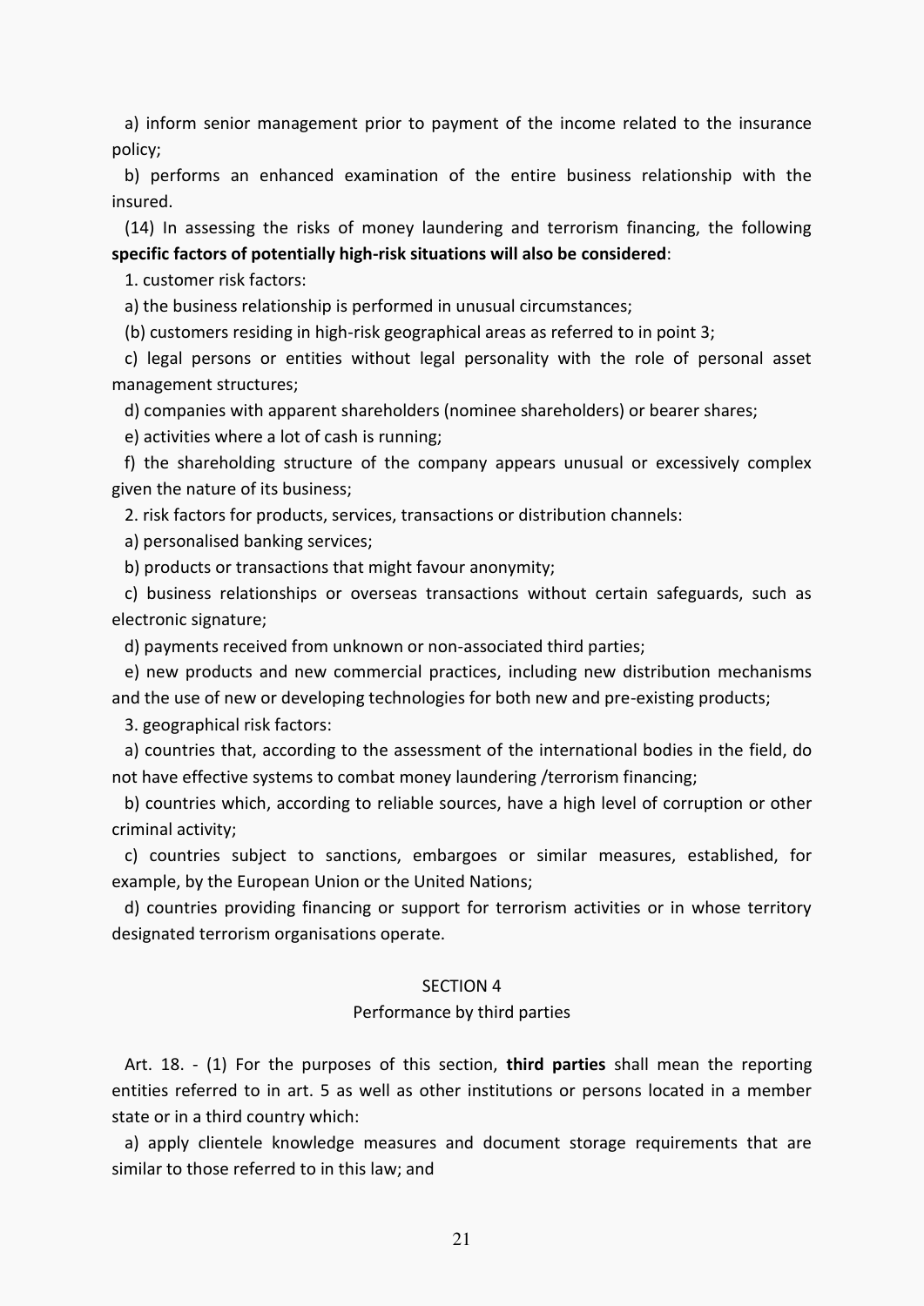a) inform senior management prior to payment of the income related to the insurance policy;

b) performs an enhanced examination of the entire business relationship with the insured.

(14) In assessing the risks of money laundering and terrorism financing, the following **specific factors of potentially high-risk situations will also be considered**:

1. customer risk factors:

a) the business relationship is performed in unusual circumstances;

(b) customers residing in high-risk geographical areas as referred to in point 3;

c) legal persons or entities without legal personality with the role of personal asset management structures;

d) companies with apparent shareholders (nominee shareholders) or bearer shares;

e) activities where a lot of cash is running;

f) the shareholding structure of the company appears unusual or excessively complex given the nature of its business;

2. risk factors for products, services, transactions or distribution channels:

a) personalised banking services;

b) products or transactions that might favour anonymity;

c) business relationships or overseas transactions without certain safeguards, such as electronic signature;

d) payments received from unknown or non-associated third parties;

e) new products and new commercial practices, including new distribution mechanisms and the use of new or developing technologies for both new and pre-existing products;

3. geographical risk factors:

a) countries that, according to the assessment of the international bodies in the field, do not have effective systems to combat money laundering /terrorism financing;

b) countries which, according to reliable sources, have a high level of corruption or other criminal activity;

c) countries subject to sanctions, embargoes or similar measures, established, for example, by the European Union or the United Nations;

d) countries providing financing or support for terrorism activities or in whose territory designated terrorism organisations operate.

## SECTION 4

### Performance by third parties

Art. 18. - (1) For the purposes of this section, **third parties** shall mean the reporting entities referred to in art. 5 as well as other institutions or persons located in a member state or in a third country which:

a) apply clientele knowledge measures and document storage requirements that are similar to those referred to in this law; and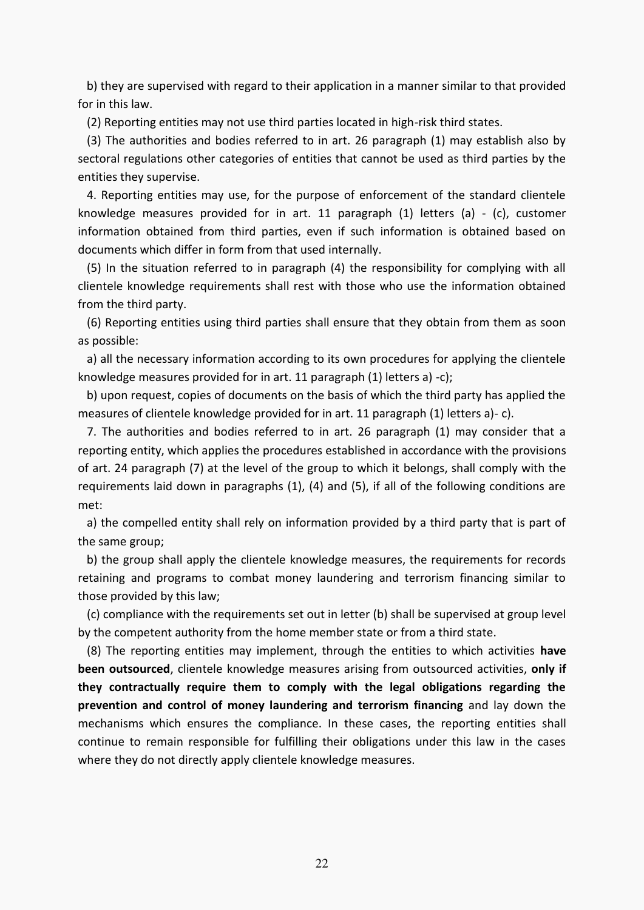b) they are supervised with regard to their application in a manner similar to that provided for in this law.

(2) Reporting entities may not use third parties located in high-risk third states.

(3) The authorities and bodies referred to in art. 26 paragraph (1) may establish also by sectoral regulations other categories of entities that cannot be used as third parties by the entities they supervise.

4. Reporting entities may use, for the purpose of enforcement of the standard clientele knowledge measures provided for in art. 11 paragraph (1) letters (a) - (c), customer information obtained from third parties, even if such information is obtained based on documents which differ in form from that used internally.

(5) In the situation referred to in paragraph (4) the responsibility for complying with all clientele knowledge requirements shall rest with those who use the information obtained from the third party.

(6) Reporting entities using third parties shall ensure that they obtain from them as soon as possible:

a) all the necessary information according to its own procedures for applying the clientele knowledge measures provided for in art. 11 paragraph (1) letters a) -c);

b) upon request, copies of documents on the basis of which the third party has applied the measures of clientele knowledge provided for in art. 11 paragraph (1) letters a)- c).

7. The authorities and bodies referred to in art. 26 paragraph (1) may consider that a reporting entity, which applies the procedures established in accordance with the provisions of art. 24 paragraph (7) at the level of the group to which it belongs, shall comply with the requirements laid down in paragraphs (1), (4) and (5), if all of the following conditions are met:

a) the compelled entity shall rely on information provided by a third party that is part of the same group;

b) the group shall apply the clientele knowledge measures, the requirements for records retaining and programs to combat money laundering and terrorism financing similar to those provided by this law;

(c) compliance with the requirements set out in letter (b) shall be supervised at group level by the competent authority from the home member state or from a third state.

(8) The reporting entities may implement, through the entities to which activities **have been outsourced**, clientele knowledge measures arising from outsourced activities, **only if they contractually require them to comply with the legal obligations regarding the prevention and control of money laundering and terrorism financing** and lay down the mechanisms which ensures the compliance. In these cases, the reporting entities shall continue to remain responsible for fulfilling their obligations under this law in the cases where they do not directly apply clientele knowledge measures.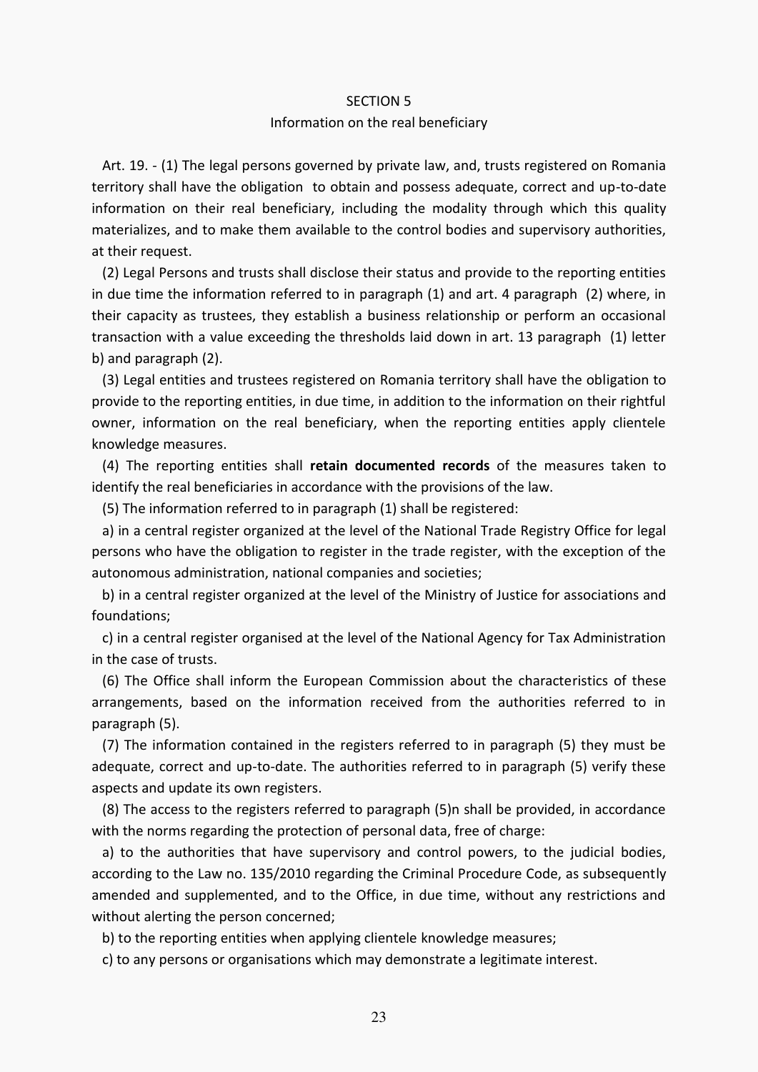## SECTION 5

### Information on the real beneficiary

Art. 19. - (1) The legal persons governed by private law, and, trusts registered on Romania territory shall have the obligation to obtain and possess adequate, correct and up-to-date information on their real beneficiary, including the modality through which this quality materializes, and to make them available to the control bodies and supervisory authorities, at their request.

(2) Legal Persons and trusts shall disclose their status and provide to the reporting entities in due time the information referred to in paragraph (1) and art. 4 paragraph (2) where, in their capacity as trustees, they establish a business relationship or perform an occasional transaction with a value exceeding the thresholds laid down in art. 13 paragraph (1) letter b) and paragraph (2).

(3) Legal entities and trustees registered on Romania territory shall have the obligation to provide to the reporting entities, in due time, in addition to the information on their rightful owner, information on the real beneficiary, when the reporting entities apply clientele knowledge measures.

(4) The reporting entities shall **retain documented records** of the measures taken to identify the real beneficiaries in accordance with the provisions of the law.

(5) The information referred to in paragraph (1) shall be registered:

a) in a central register organized at the level of the National Trade Registry Office for legal persons who have the obligation to register in the trade register, with the exception of the autonomous administration, national companies and societies;

b) in a central register organized at the level of the Ministry of Justice for associations and foundations;

c) in a central register organised at the level of the National Agency for Tax Administration in the case of trusts.

(6) The Office shall inform the European Commission about the characteristics of these arrangements, based on the information received from the authorities referred to in paragraph (5).

(7) The information contained in the registers referred to in paragraph (5) they must be adequate, correct and up-to-date. The authorities referred to in paragraph (5) verify these aspects and update its own registers.

(8) The access to the registers referred to paragraph (5)n shall be provided, in accordance with the norms regarding the protection of personal data, free of charge:

a) to the authorities that have supervisory and control powers, to the judicial bodies, according to the Law no. 135/2010 regarding the Criminal Procedure Code, as subsequently amended and supplemented, and to the Office, in due time, without any restrictions and without alerting the person concerned;

b) to the reporting entities when applying clientele knowledge measures;

c) to any persons or organisations which may demonstrate a legitimate interest.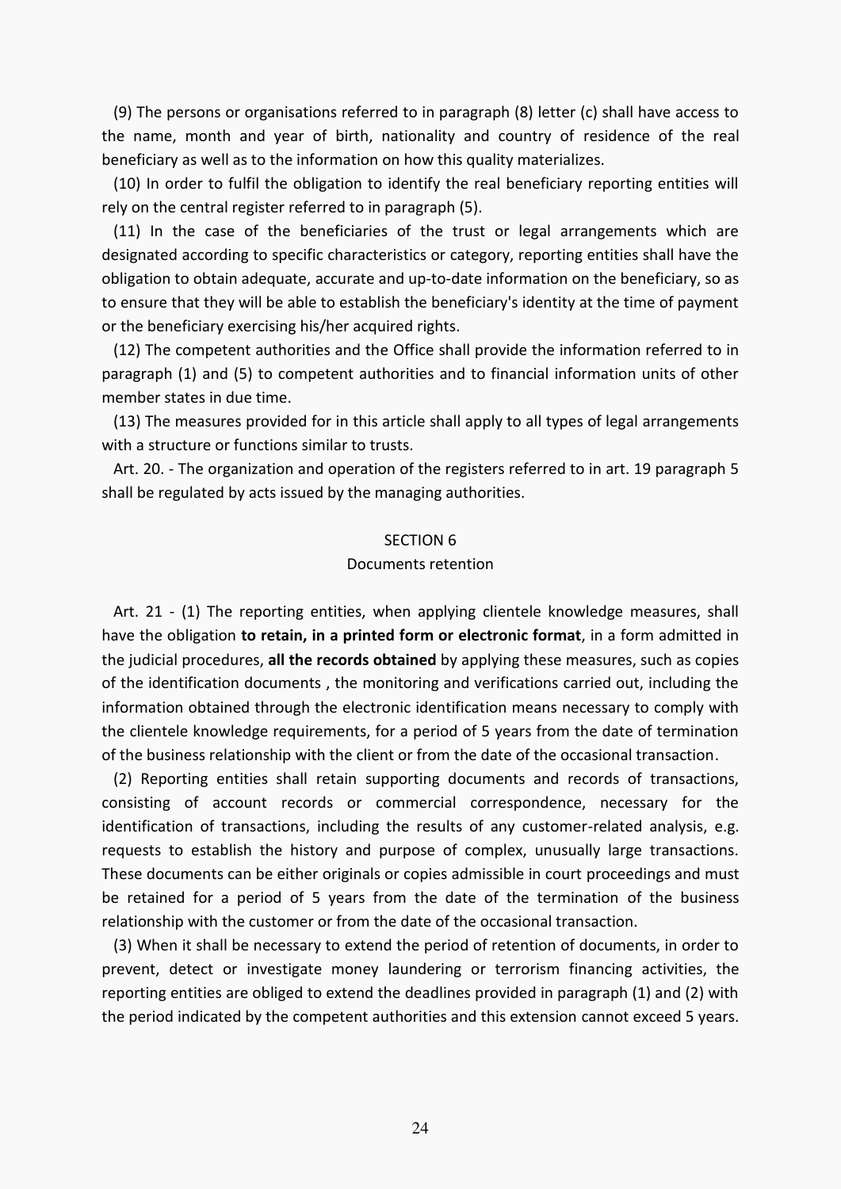(9) The persons or organisations referred to in paragraph (8) letter (c) shall have access to the name, month and year of birth, nationality and country of residence of the real beneficiary as well as to the information on how this quality materializes.

(10) In order to fulfil the obligation to identify the real beneficiary reporting entities will rely on the central register referred to in paragraph (5).

(11) In the case of the beneficiaries of the trust or legal arrangements which are designated according to specific characteristics or category, reporting entities shall have the obligation to obtain adequate, accurate and up-to-date information on the beneficiary, so as to ensure that they will be able to establish the beneficiary's identity at the time of payment or the beneficiary exercising his/her acquired rights.

(12) The competent authorities and the Office shall provide the information referred to in paragraph (1) and (5) to competent authorities and to financial information units of other member states in due time.

(13) The measures provided for in this article shall apply to all types of legal arrangements with a structure or functions similar to trusts.

Art. 20. - The organization and operation of the registers referred to in art. 19 paragraph 5 shall be regulated by acts issued by the managing authorities.

## SECTION 6
### Documents retention

Art. 21 - (1) The reporting entities, when applying clientele knowledge measures, shall have the obligation **to retain, in a printed form or electronic format**, in a form admitted in the judicial procedures, **all the records obtained** by applying these measures, such as copies of the identification documents , the monitoring and verifications carried out, including the information obtained through the electronic identification means necessary to comply with the clientele knowledge requirements, for a period of 5 years from the date of termination of the business relationship with the client or from the date of the occasional transaction.

(2) Reporting entities shall retain supporting documents and records of transactions, consisting of account records or commercial correspondence, necessary for the identification of transactions, including the results of any customer-related analysis, e.g. requests to establish the history and purpose of complex, unusually large transactions. These documents can be either originals or copies admissible in court proceedings and must be retained for a period of 5 years from the date of the termination of the business relationship with the customer or from the date of the occasional transaction.

(3) When it shall be necessary to extend the period of retention of documents, in order to prevent, detect or investigate money laundering or terrorism financing activities, the reporting entities are obliged to extend the deadlines provided in paragraph (1) and (2) with the period indicated by the competent authorities and this extension cannot exceed 5 years.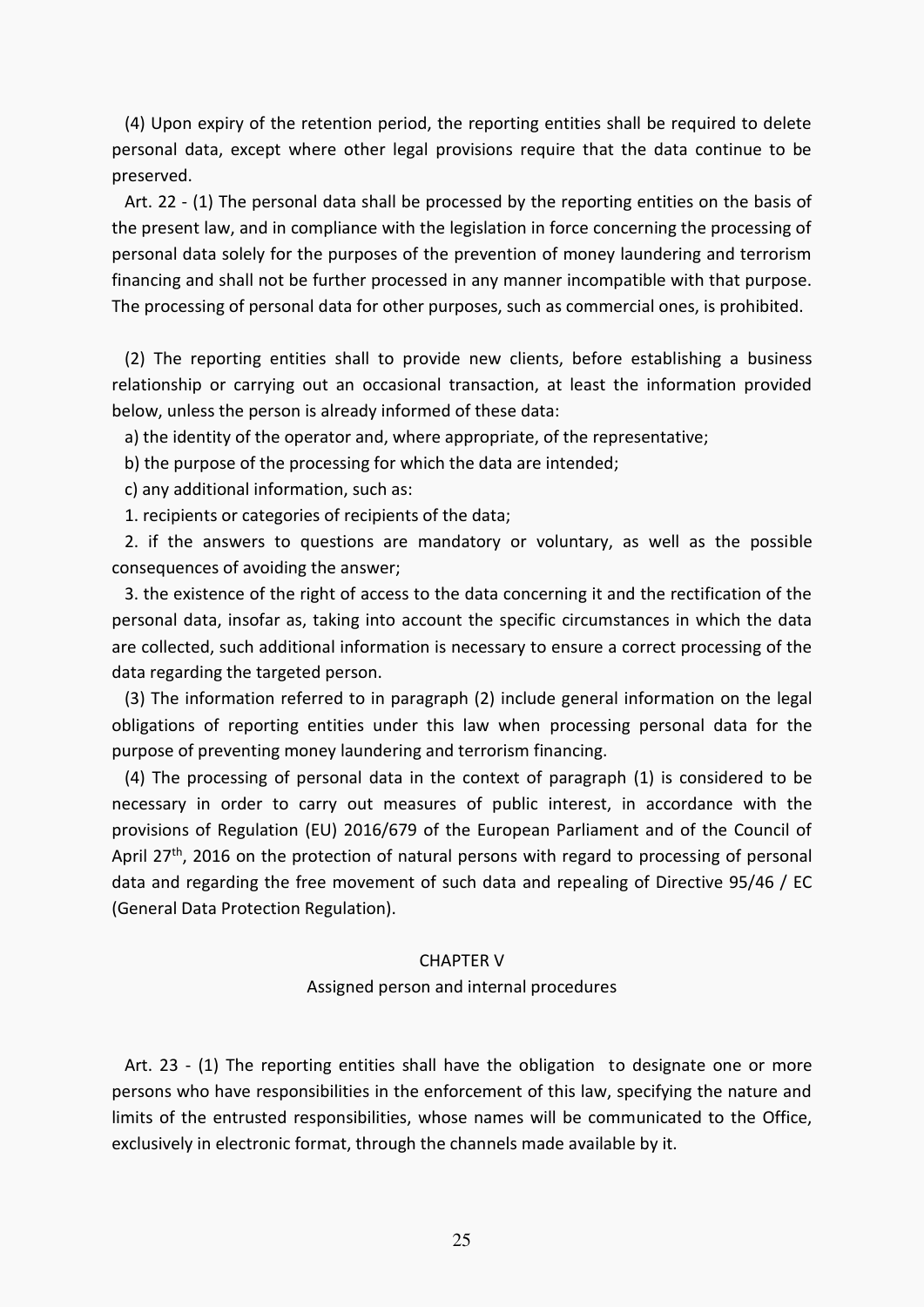(4) Upon expiry of the retention period, the reporting entities shall be required to delete personal data, except where other legal provisions require that the data continue to be preserved.

Art. 22 - (1) The personal data shall be processed by the reporting entities on the basis of the present law, and in compliance with the legislation in force concerning the processing of personal data solely for the purposes of the prevention of money laundering and terrorism financing and shall not be further processed in any manner incompatible with that purpose. The processing of personal data for other purposes, such as commercial ones, is prohibited.

(2) The reporting entities shall to provide new clients, before establishing a business relationship or carrying out an occasional transaction, at least the information provided below, unless the person is already informed of these data:

a) the identity of the operator and, where appropriate, of the representative;

b) the purpose of the processing for which the data are intended;

c) any additional information, such as:

1. recipients or categories of recipients of the data;

2. if the answers to questions are mandatory or voluntary, as well as the possible consequences of avoiding the answer;

3. the existence of the right of access to the data concerning it and the rectification of the personal data, insofar as, taking into account the specific circumstances in which the data are collected, such additional information is necessary to ensure a correct processing of the data regarding the targeted person.

(3) The information referred to in paragraph (2) include general information on the legal obligations of reporting entities under this law when processing personal data for the purpose of preventing money laundering and terrorism financing.

(4) The processing of personal data in the context of paragraph (1) is considered to be necessary in order to carry out measures of public interest, in accordance with the provisions of Regulation (EU) 2016/679 of the European Parliament and of the Council of April 27th, 2016 on the protection of natural persons with regard to processing of personal data and regarding the free movement of such data and repealing of Directive 95/46 / EC (General Data Protection Regulation).

## CHAPTER V

### Assigned person and internal procedures

Art. 23 - (1) The reporting entities shall have the obligation to designate one or more persons who have responsibilities in the enforcement of this law, specifying the nature and limits of the entrusted responsibilities, whose names will be communicated to the Office, exclusively in electronic format, through the channels made available by it.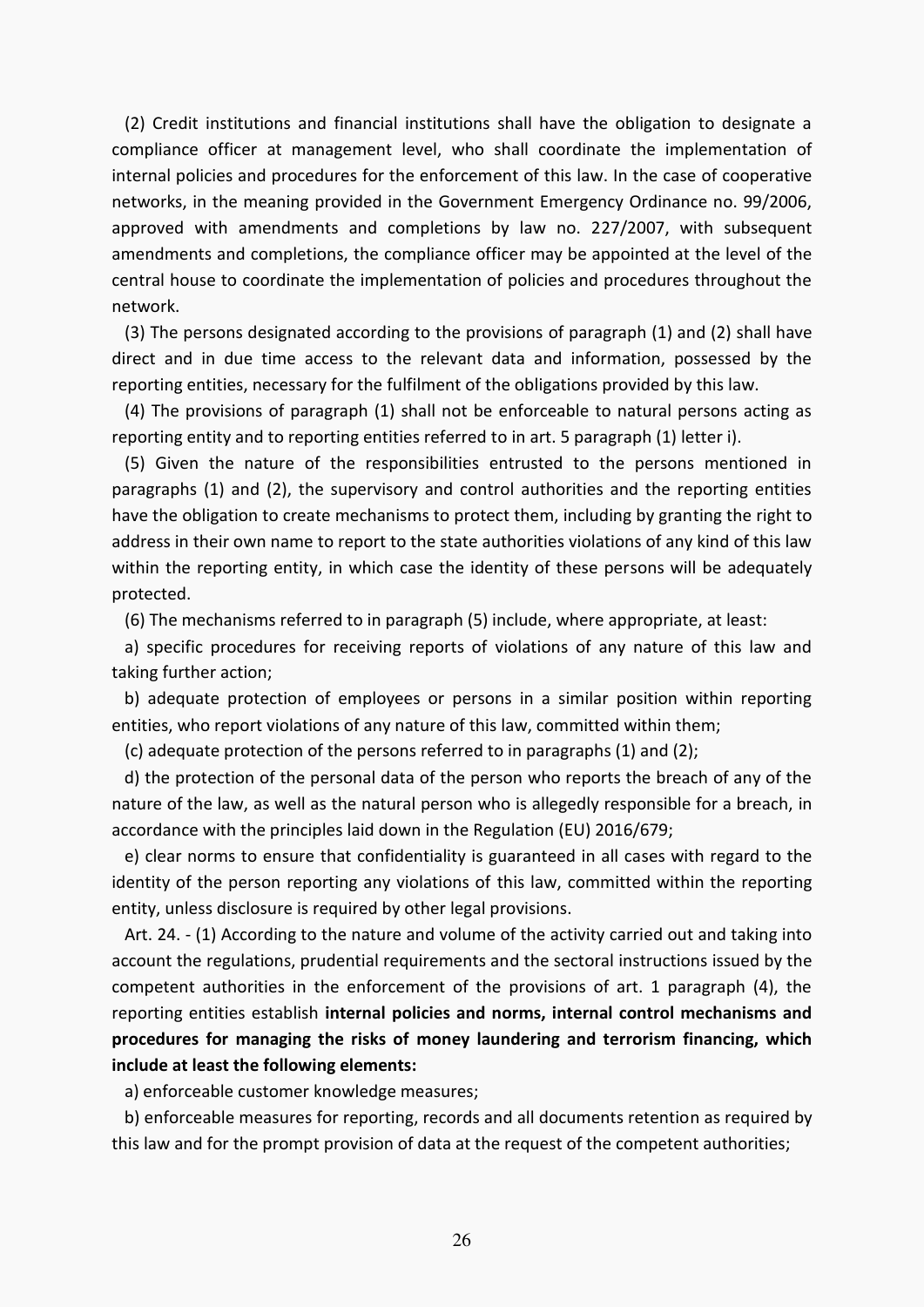(2) Credit institutions and financial institutions shall have the obligation to designate a compliance officer at management level, who shall coordinate the implementation of internal policies and procedures for the enforcement of this law. In the case of cooperative networks, in the meaning provided in the Government Emergency Ordinance no. 99/2006, approved with amendments and completions by law no. 227/2007, with subsequent amendments and completions, the compliance officer may be appointed at the level of the central house to coordinate the implementation of policies and procedures throughout the network.

(3) The persons designated according to the provisions of paragraph (1) and (2) shall have direct and in due time access to the relevant data and information, possessed by the reporting entities, necessary for the fulfilment of the obligations provided by this law.

(4) The provisions of paragraph (1) shall not be enforceable to natural persons acting as reporting entity and to reporting entities referred to in art. 5 paragraph (1) letter i).

(5) Given the nature of the responsibilities entrusted to the persons mentioned in paragraphs (1) and (2), the supervisory and control authorities and the reporting entities have the obligation to create mechanisms to protect them, including by granting the right to address in their own name to report to the state authorities violations of any kind of this law within the reporting entity, in which case the identity of these persons will be adequately protected.

(6) The mechanisms referred to in paragraph (5) include, where appropriate, at least:

a) specific procedures for receiving reports of violations of any nature of this law and taking further action;

b) adequate protection of employees or persons in a similar position within reporting entities, who report violations of any nature of this law, committed within them;

(c) adequate protection of the persons referred to in paragraphs (1) and (2);

d) the protection of the personal data of the person who reports the breach of any of the nature of the law, as well as the natural person who is allegedly responsible for a breach, in accordance with the principles laid down in the Regulation (EU) 2016/679;

e) clear norms to ensure that confidentiality is guaranteed in all cases with regard to the identity of the person reporting any violations of this law, committed within the reporting entity, unless disclosure is required by other legal provisions.

Art. 24. - (1) According to the nature and volume of the activity carried out and taking into account the regulations, prudential requirements and the sectoral instructions issued by the competent authorities in the enforcement of the provisions of art. 1 paragraph (4), the reporting entities establish **internal policies and norms, internal control mechanisms and procedures for managing the risks of money laundering and terrorism financing, which include at least the following elements:**

a) enforceable customer knowledge measures;

b) enforceable measures for reporting, records and all documents retention as required by this law and for the prompt provision of data at the request of the competent authorities;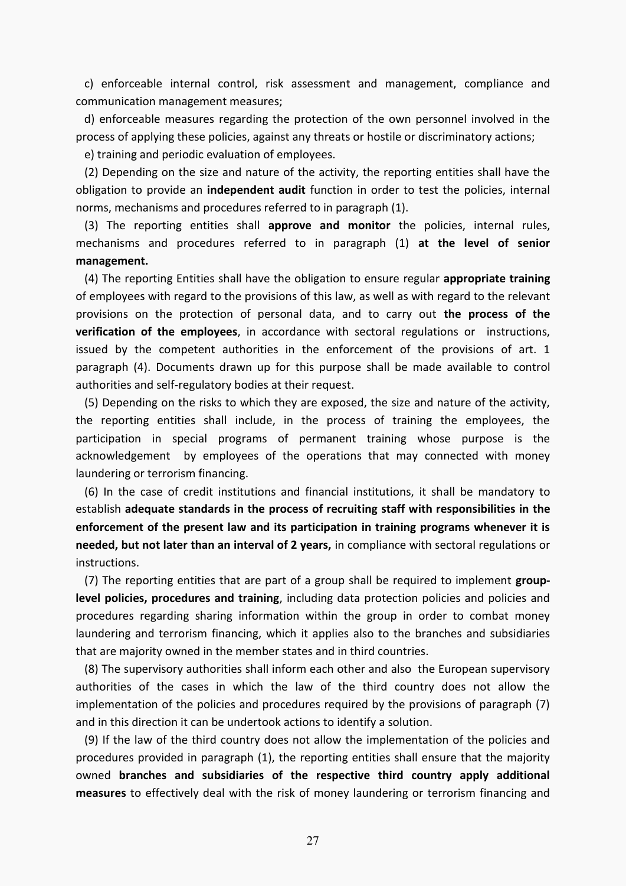c) enforceable internal control, risk assessment and management, compliance and communication management measures;

d) enforceable measures regarding the protection of the own personnel involved in the process of applying these policies, against any threats or hostile or discriminatory actions;

e) training and periodic evaluation of employees.

(2) Depending on the size and nature of the activity, the reporting entities shall have the obligation to provide an **independent audit** function in order to test the policies, internal norms, mechanisms and procedures referred to in paragraph (1).

(3) The reporting entities shall **approve and monitor** the policies, internal rules, mechanisms and procedures referred to in paragraph (1) **at the level of senior management.**

(4) The reporting Entities shall have the obligation to ensure regular **appropriate training** of employees with regard to the provisions of this law, as well as with regard to the relevant provisions on the protection of personal data, and to carry out **the process of the verification of the employees**, in accordance with sectoral regulations or instructions, issued by the competent authorities in the enforcement of the provisions of art. 1 paragraph (4). Documents drawn up for this purpose shall be made available to control authorities and self-regulatory bodies at their request.

(5) Depending on the risks to which they are exposed, the size and nature of the activity, the reporting entities shall include, in the process of training the employees, the participation in special programs of permanent training whose purpose is the acknowledgement by employees of the operations that may connected with money laundering or terrorism financing.

(6) In the case of credit institutions and financial institutions, it shall be mandatory to establish **adequate standards in the process of recruiting staff with responsibilities in the enforcement of the present law and its participation in training programs whenever it is needed, but not later than an interval of 2 years,** in compliance with sectoral regulations or instructions.

(7) The reporting entities that are part of a group shall be required to implement **group-level policies, procedures and training**, including data protection policies and policies and procedures regarding sharing information within the group in order to combat money laundering and terrorism financing, which it applies also to the branches and subsidiaries that are majority owned in the member states and in third countries.

(8) The supervisory authorities shall inform each other and also the European supervisory authorities of the cases in which the law of the third country does not allow the implementation of the policies and procedures required by the provisions of paragraph (7) and in this direction it can be undertook actions to identify a solution.

(9) If the law of the third country does not allow the implementation of the policies and procedures provided in paragraph (1), the reporting entities shall ensure that the majority owned **branches and subsidiaries of the respective third country apply additional measures** to effectively deal with the risk of money laundering or terrorism financing and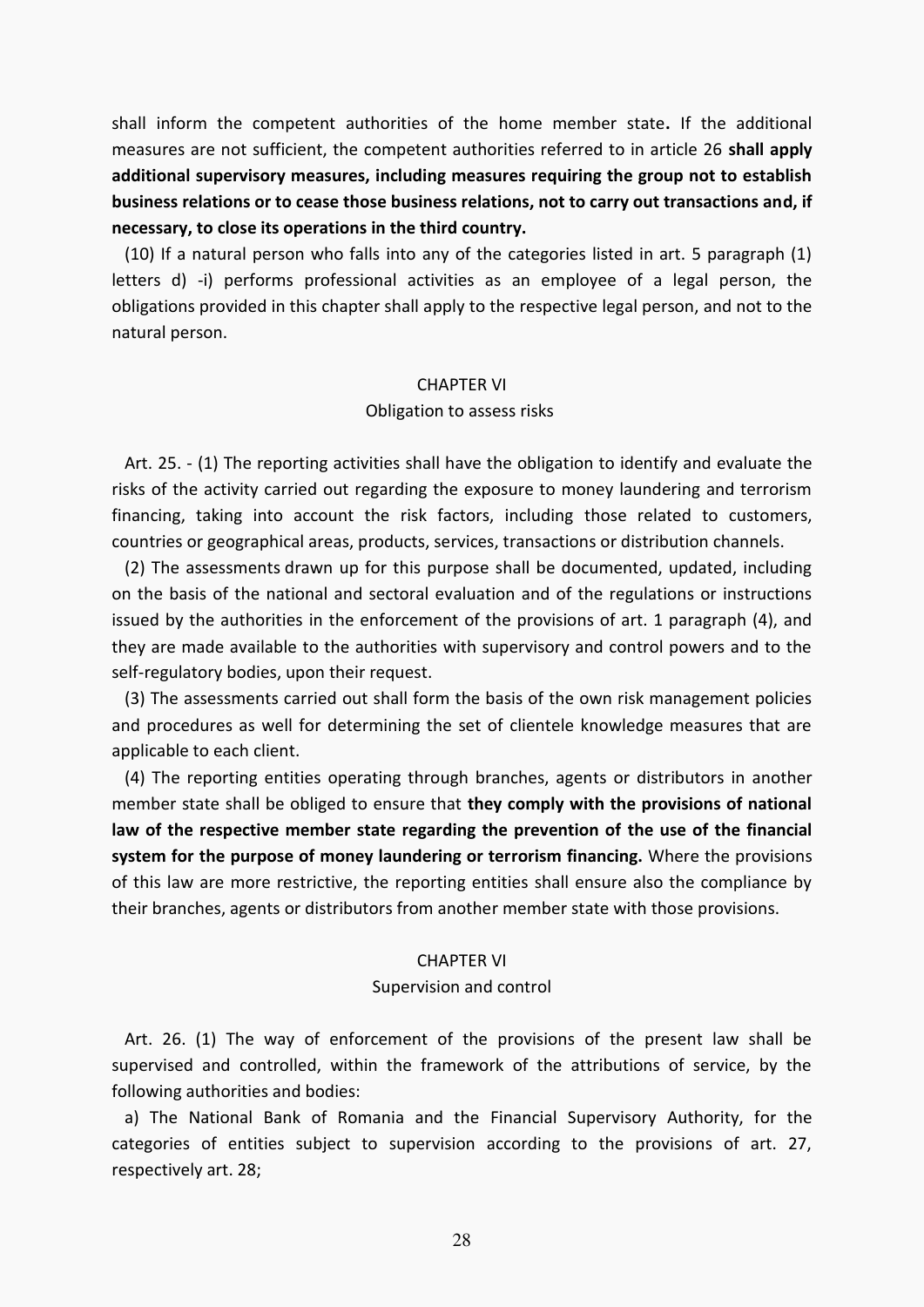shall inform the competent authorities of the home member state**.** If the additional measures are not sufficient, the competent authorities referred to in article 26 **shall apply additional supervisory measures, including measures requiring the group not to establish business relations or to cease those business relations, not to carry out transactions and, if necessary, to close its operations in the third country.**

(10) If a natural person who falls into any of the categories listed in art. 5 paragraph (1) letters d) -i) performs professional activities as an employee of a legal person, the obligations provided in this chapter shall apply to the respective legal person, and not to the natural person.

## CHAPTER VI
### Obligation to assess risks

Art. 25. - (1) The reporting activities shall have the obligation to identify and evaluate the risks of the activity carried out regarding the exposure to money laundering and terrorism financing, taking into account the risk factors, including those related to customers, countries or geographical areas, products, services, transactions or distribution channels.

(2) The assessments drawn up for this purpose shall be documented, updated, including on the basis of the national and sectoral evaluation and of the regulations or instructions issued by the authorities in the enforcement of the provisions of art. 1 paragraph (4), and they are made available to the authorities with supervisory and control powers and to the self-regulatory bodies, upon their request.

(3) The assessments carried out shall form the basis of the own risk management policies and procedures as well for determining the set of clientele knowledge measures that are applicable to each client.

(4) The reporting entities operating through branches, agents or distributors in another member state shall be obliged to ensure that **they comply with the provisions of national law of the respective member state regarding the prevention of the use of the financial system for the purpose of money laundering or terrorism financing.** Where the provisions of this law are more restrictive, the reporting entities shall ensure also the compliance by their branches, agents or distributors from another member state with those provisions.

## CHAPTER VI
### Supervision and control

Art. 26. (1) The way of enforcement of the provisions of the present law shall be supervised and controlled, within the framework of the attributions of service, by the following authorities and bodies:

a) The National Bank of Romania and the Financial Supervisory Authority, for the categories of entities subject to supervision according to the provisions of art. 27, respectively art. 28;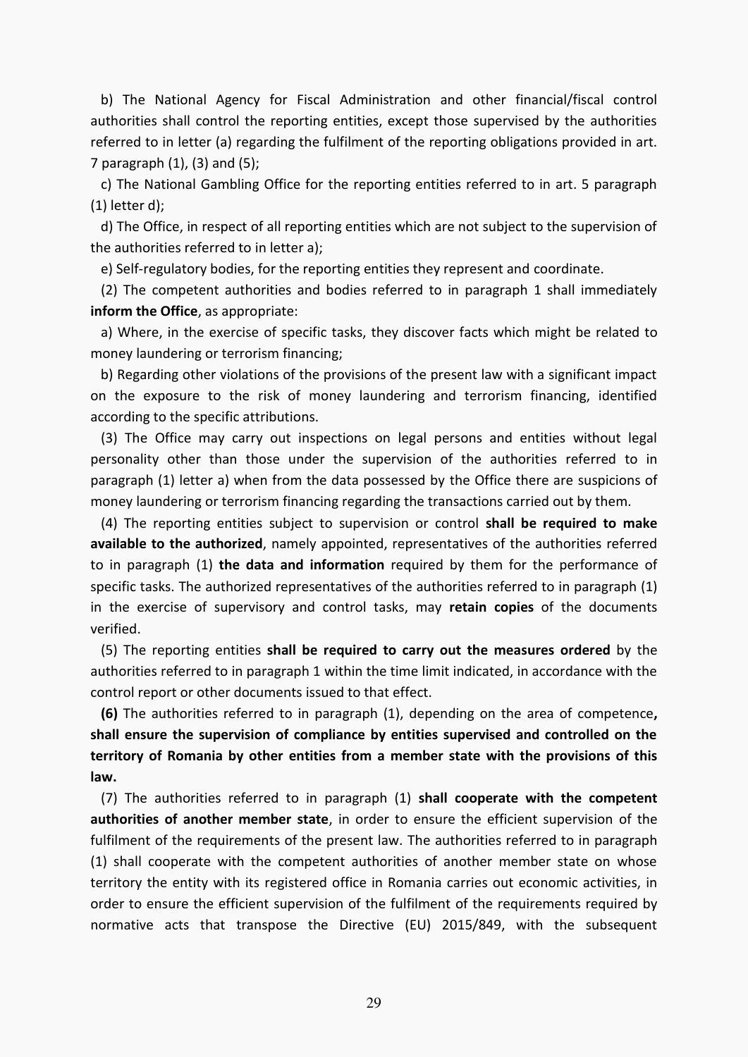b) The National Agency for Fiscal Administration and other financial/fiscal control authorities shall control the reporting entities, except those supervised by the authorities referred to in letter (a) regarding the fulfilment of the reporting obligations provided in art. 7 paragraph (1), (3) and (5);

c) The National Gambling Office for the reporting entities referred to in art. 5 paragraph (1) letter d);

d) The Office, in respect of all reporting entities which are not subject to the supervision of the authorities referred to in letter a);

e) Self-regulatory bodies, for the reporting entities they represent and coordinate.

(2) The competent authorities and bodies referred to in paragraph 1 shall immediately **inform the Office**, as appropriate:

a) Where, in the exercise of specific tasks, they discover facts which might be related to money laundering or terrorism financing;

b) Regarding other violations of the provisions of the present law with a significant impact on the exposure to the risk of money laundering and terrorism financing, identified according to the specific attributions.

(3) The Office may carry out inspections on legal persons and entities without legal personality other than those under the supervision of the authorities referred to in paragraph (1) letter a) when from the data possessed by the Office there are suspicions of money laundering or terrorism financing regarding the transactions carried out by them.

(4) The reporting entities subject to supervision or control **shall be required to make available to the authorized**, namely appointed, representatives of the authorities referred to in paragraph (1) **the data and information** required by them for the performance of specific tasks. The authorized representatives of the authorities referred to in paragraph (1) in the exercise of supervisory and control tasks, may **retain copies** of the documents verified.

(5) The reporting entities **shall be required to carry out the measures ordered** by the authorities referred to in paragraph 1 within the time limit indicated, in accordance with the control report or other documents issued to that effect.

**(6)** The authorities referred to in paragraph (1), depending on the area of competence**, shall ensure the supervision of compliance by entities supervised and controlled on the territory of Romania by other entities from a member state with the provisions of this law.**

(7) The authorities referred to in paragraph (1) **shall cooperate with the competent authorities of another member state**, in order to ensure the efficient supervision of the fulfilment of the requirements of the present law. The authorities referred to in paragraph (1) shall cooperate with the competent authorities of another member state on whose territory the entity with its registered office in Romania carries out economic activities, in order to ensure the efficient supervision of the fulfilment of the requirements required by normative acts that transpose the Directive (EU) 2015/849, with the subsequent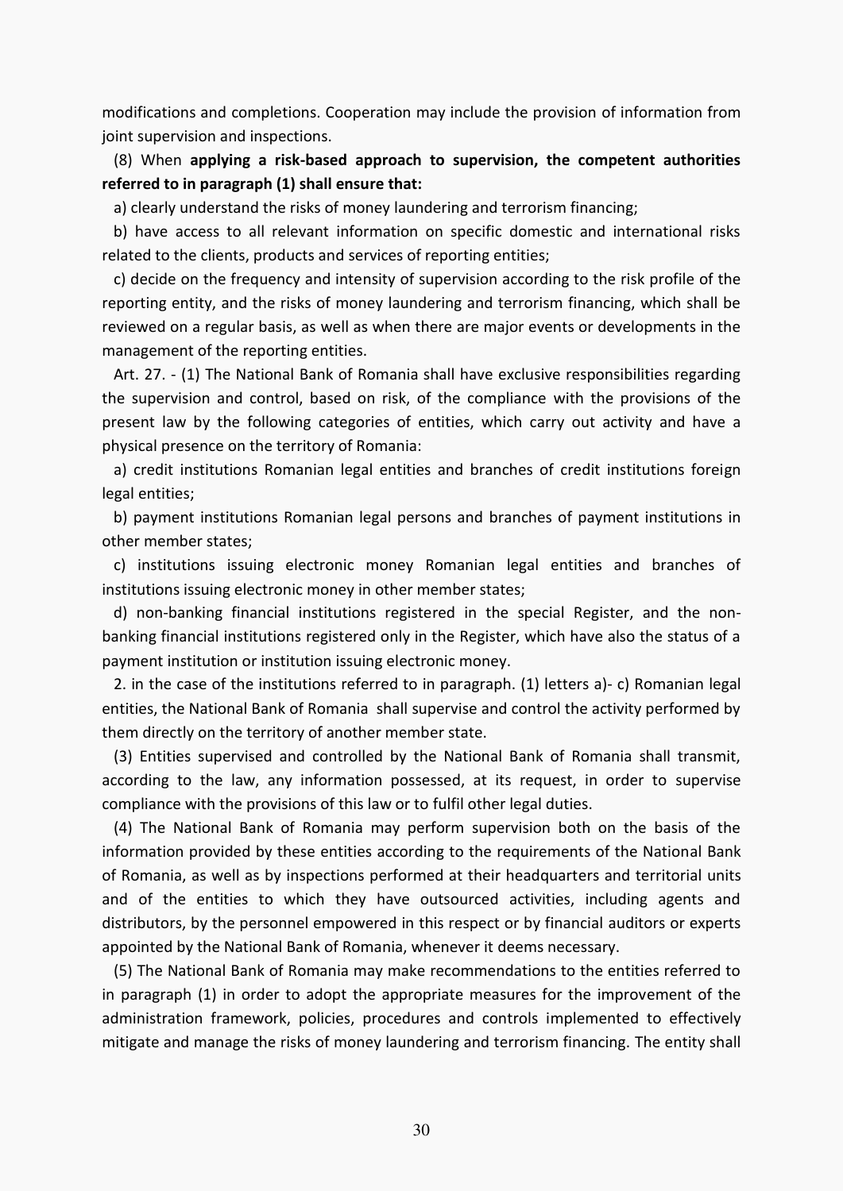modifications and completions. Cooperation may include the provision of information from joint supervision and inspections.

(8) When **applying a risk-based approach to supervision, the competent authorities referred to in paragraph (1) shall ensure that:**

a) clearly understand the risks of money laundering and terrorism financing;

b) have access to all relevant information on specific domestic and international risks related to the clients, products and services of reporting entities;

c) decide on the frequency and intensity of supervision according to the risk profile of the reporting entity, and the risks of money laundering and terrorism financing, which shall be reviewed on a regular basis, as well as when there are major events or developments in the management of the reporting entities.

Art. 27. - (1) The National Bank of Romania shall have exclusive responsibilities regarding the supervision and control, based on risk, of the compliance with the provisions of the present law by the following categories of entities, which carry out activity and have a physical presence on the territory of Romania:

a) credit institutions Romanian legal entities and branches of credit institutions foreign legal entities;

b) payment institutions Romanian legal persons and branches of payment institutions in other member states;

c) institutions issuing electronic money Romanian legal entities and branches of institutions issuing electronic money in other member states;

d) non-banking financial institutions registered in the special Register, and the non-banking financial institutions registered only in the Register, which have also the status of a payment institution or institution issuing electronic money.

2. in the case of the institutions referred to in paragraph. (1) letters a)- c) Romanian legal entities, the National Bank of Romania shall supervise and control the activity performed by them directly on the territory of another member state.

(3) Entities supervised and controlled by the National Bank of Romania shall transmit, according to the law, any information possessed, at its request, in order to supervise compliance with the provisions of this law or to fulfil other legal duties.

(4) The National Bank of Romania may perform supervision both on the basis of the information provided by these entities according to the requirements of the National Bank of Romania, as well as by inspections performed at their headquarters and territorial units and of the entities to which they have outsourced activities, including agents and distributors, by the personnel empowered in this respect or by financial auditors or experts appointed by the National Bank of Romania, whenever it deems necessary.

(5) The National Bank of Romania may make recommendations to the entities referred to in paragraph (1) in order to adopt the appropriate measures for the improvement of the administration framework, policies, procedures and controls implemented to effectively mitigate and manage the risks of money laundering and terrorism financing. The entity shall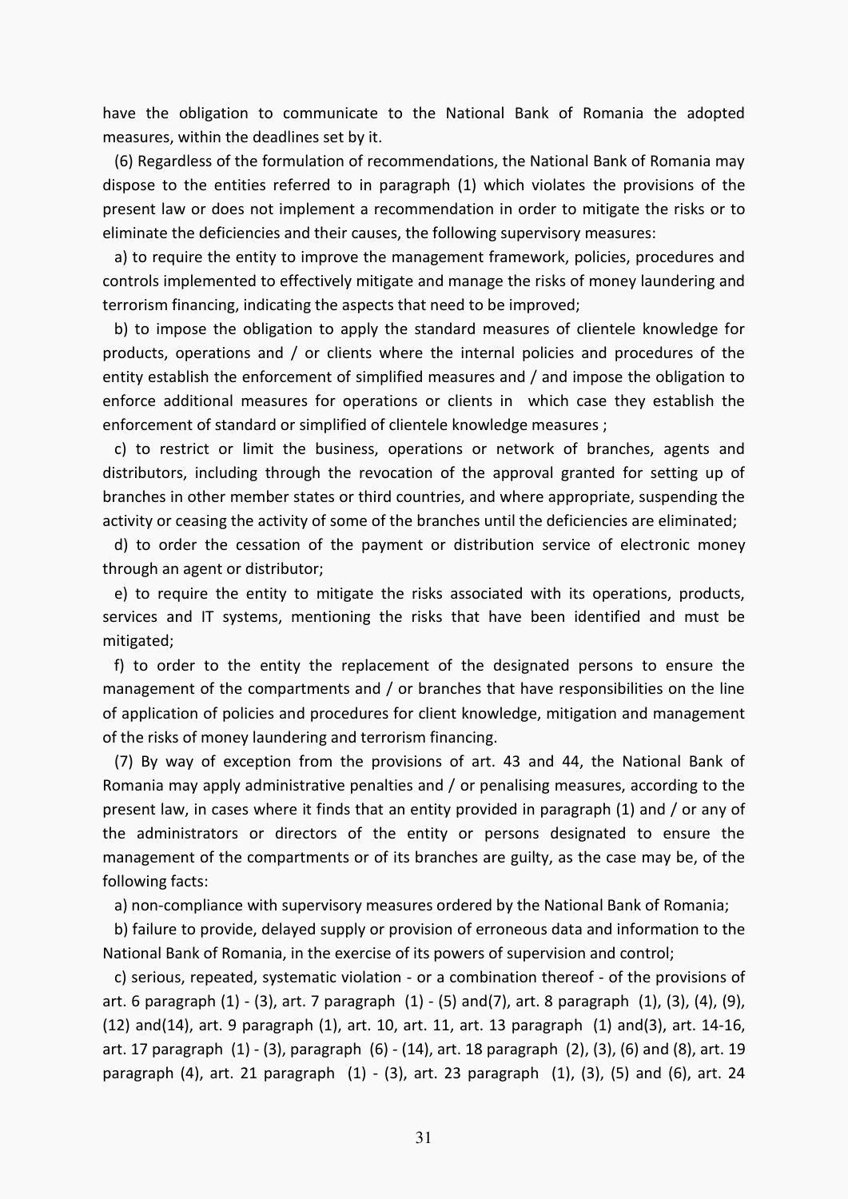have the obligation to communicate to the National Bank of Romania the adopted measures, within the deadlines set by it.

(6) Regardless of the formulation of recommendations, the National Bank of Romania may dispose to the entities referred to in paragraph (1) which violates the provisions of the present law or does not implement a recommendation in order to mitigate the risks or to eliminate the deficiencies and their causes, the following supervisory measures:

a) to require the entity to improve the management framework, policies, procedures and controls implemented to effectively mitigate and manage the risks of money laundering and terrorism financing, indicating the aspects that need to be improved;

b) to impose the obligation to apply the standard measures of clientele knowledge for products, operations and / or clients where the internal policies and procedures of the entity establish the enforcement of simplified measures and / and impose the obligation to enforce additional measures for operations or clients in which case they establish the enforcement of standard or simplified of clientele knowledge measures ;

c) to restrict or limit the business, operations or network of branches, agents and distributors, including through the revocation of the approval granted for setting up of branches in other member states or third countries, and where appropriate, suspending the activity or ceasing the activity of some of the branches until the deficiencies are eliminated;

d) to order the cessation of the payment or distribution service of electronic money through an agent or distributor;

e) to require the entity to mitigate the risks associated with its operations, products, services and IT systems, mentioning the risks that have been identified and must be mitigated;

f) to order to the entity the replacement of the designated persons to ensure the management of the compartments and / or branches that have responsibilities on the line of application of policies and procedures for client knowledge, mitigation and management of the risks of money laundering and terrorism financing.

(7) By way of exception from the provisions of art. 43 and 44, the National Bank of Romania may apply administrative penalties and / or penalising measures, according to the present law, in cases where it finds that an entity provided in paragraph (1) and / or any of the administrators or directors of the entity or persons designated to ensure the management of the compartments or of its branches are guilty, as the case may be, of the following facts:

a) non-compliance with supervisory measures ordered by the National Bank of Romania;

b) failure to provide, delayed supply or provision of erroneous data and information to the National Bank of Romania, in the exercise of its powers of supervision and control;

c) serious, repeated, systematic violation - or a combination thereof - of the provisions of art. 6 paragraph (1) - (3), art. 7 paragraph (1) - (5) and(7), art. 8 paragraph (1), (3), (4), (9), (12) and(14), art. 9 paragraph (1), art. 10, art. 11, art. 13 paragraph (1) and(3), art. 14-16, art. 17 paragraph (1) - (3), paragraph (6) - (14), art. 18 paragraph (2), (3), (6) and (8), art. 19 paragraph (4), art. 21 paragraph (1) - (3), art. 23 paragraph (1), (3), (5) and (6), art. 24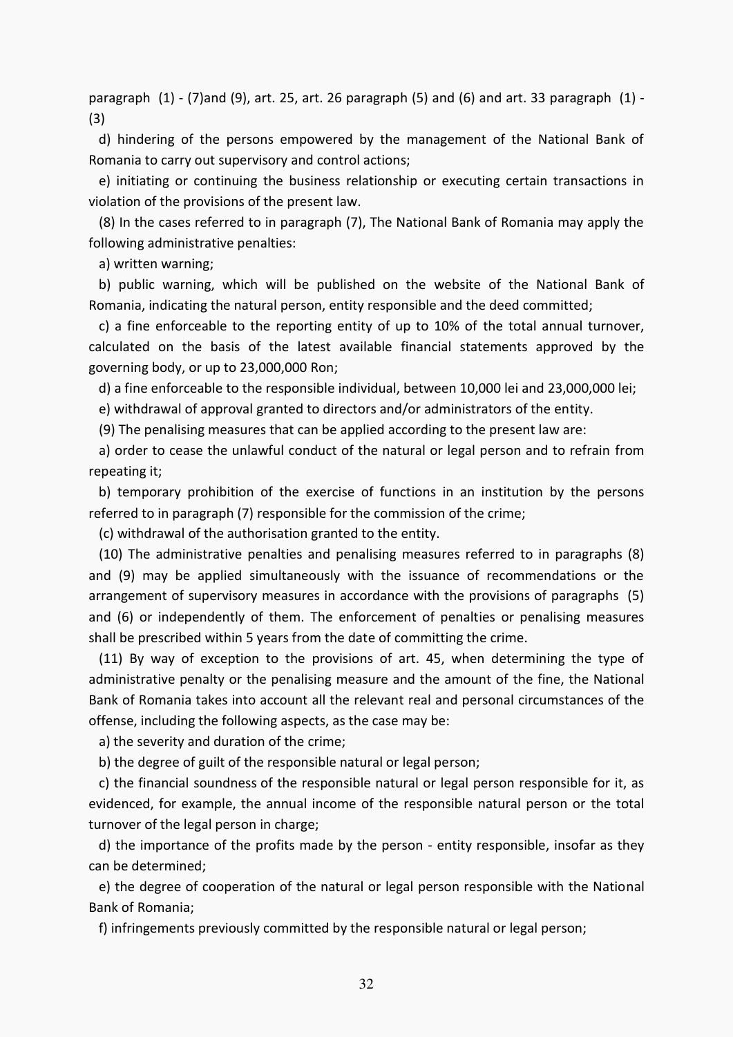paragraph (1) - (7)and (9), art. 25, art. 26 paragraph (5) and (6) and art. 33 paragraph (1) - (3)

d) hindering of the persons empowered by the management of the National Bank of Romania to carry out supervisory and control actions;

e) initiating or continuing the business relationship or executing certain transactions in violation of the provisions of the present law.

(8) In the cases referred to in paragraph (7), The National Bank of Romania may apply the following administrative penalties:

a) written warning;

b) public warning, which will be published on the website of the National Bank of Romania, indicating the natural person, entity responsible and the deed committed;

c) a fine enforceable to the reporting entity of up to 10% of the total annual turnover, calculated on the basis of the latest available financial statements approved by the governing body, or up to 23,000,000 Ron;

d) a fine enforceable to the responsible individual, between 10,000 lei and 23,000,000 lei;

e) withdrawal of approval granted to directors and/or administrators of the entity.

(9) The penalising measures that can be applied according to the present law are:

a) order to cease the unlawful conduct of the natural or legal person and to refrain from repeating it;

b) temporary prohibition of the exercise of functions in an institution by the persons referred to in paragraph (7) responsible for the commission of the crime;

(c) withdrawal of the authorisation granted to the entity.

(10) The administrative penalties and penalising measures referred to in paragraphs (8) and (9) may be applied simultaneously with the issuance of recommendations or the arrangement of supervisory measures in accordance with the provisions of paragraphs (5) and (6) or independently of them. The enforcement of penalties or penalising measures shall be prescribed within 5 years from the date of committing the crime.

(11) By way of exception to the provisions of art. 45, when determining the type of administrative penalty or the penalising measure and the amount of the fine, the National Bank of Romania takes into account all the relevant real and personal circumstances of the offense, including the following aspects, as the case may be:

a) the severity and duration of the crime;

b) the degree of guilt of the responsible natural or legal person;

c) the financial soundness of the responsible natural or legal person responsible for it, as evidenced, for example, the annual income of the responsible natural person or the total turnover of the legal person in charge;

d) the importance of the profits made by the person - entity responsible, insofar as they can be determined;

e) the degree of cooperation of the natural or legal person responsible with the National Bank of Romania;

f) infringements previously committed by the responsible natural or legal person;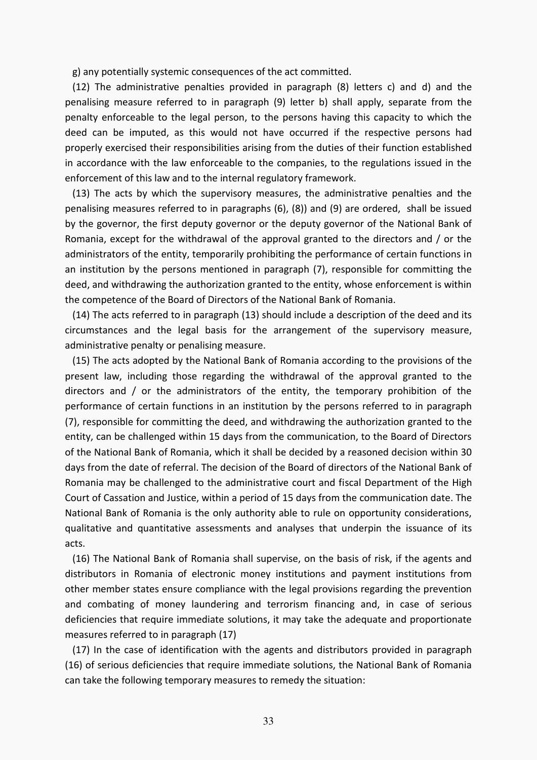g) any potentially systemic consequences of the act committed.

(12) The administrative penalties provided in paragraph (8) letters c) and d) and the penalising measure referred to in paragraph (9) letter b) shall apply, separate from the penalty enforceable to the legal person, to the persons having this capacity to which the deed can be imputed, as this would not have occurred if the respective persons had properly exercised their responsibilities arising from the duties of their function established in accordance with the law enforceable to the companies, to the regulations issued in the enforcement of this law and to the internal regulatory framework.

(13) The acts by which the supervisory measures, the administrative penalties and the penalising measures referred to in paragraphs (6), (8)) and (9) are ordered, shall be issued by the governor, the first deputy governor or the deputy governor of the National Bank of Romania, except for the withdrawal of the approval granted to the directors and / or the administrators of the entity, temporarily prohibiting the performance of certain functions in an institution by the persons mentioned in paragraph (7), responsible for committing the deed, and withdrawing the authorization granted to the entity, whose enforcement is within the competence of the Board of Directors of the National Bank of Romania.

(14) The acts referred to in paragraph (13) should include a description of the deed and its circumstances and the legal basis for the arrangement of the supervisory measure, administrative penalty or penalising measure.

(15) The acts adopted by the National Bank of Romania according to the provisions of the present law, including those regarding the withdrawal of the approval granted to the directors and / or the administrators of the entity, the temporary prohibition of the performance of certain functions in an institution by the persons referred to in paragraph (7), responsible for committing the deed, and withdrawing the authorization granted to the entity, can be challenged within 15 days from the communication, to the Board of Directors of the National Bank of Romania, which it shall be decided by a reasoned decision within 30 days from the date of referral. The decision of the Board of directors of the National Bank of Romania may be challenged to the administrative court and fiscal Department of the High Court of Cassation and Justice, within a period of 15 days from the communication date. The National Bank of Romania is the only authority able to rule on opportunity considerations, qualitative and quantitative assessments and analyses that underpin the issuance of its acts.

(16) The National Bank of Romania shall supervise, on the basis of risk, if the agents and distributors in Romania of electronic money institutions and payment institutions from other member states ensure compliance with the legal provisions regarding the prevention and combating of money laundering and terrorism financing and, in case of serious deficiencies that require immediate solutions, it may take the adequate and proportionate measures referred to in paragraph (17)

(17) In the case of identification with the agents and distributors provided in paragraph (16) of serious deficiencies that require immediate solutions, the National Bank of Romania can take the following temporary measures to remedy the situation: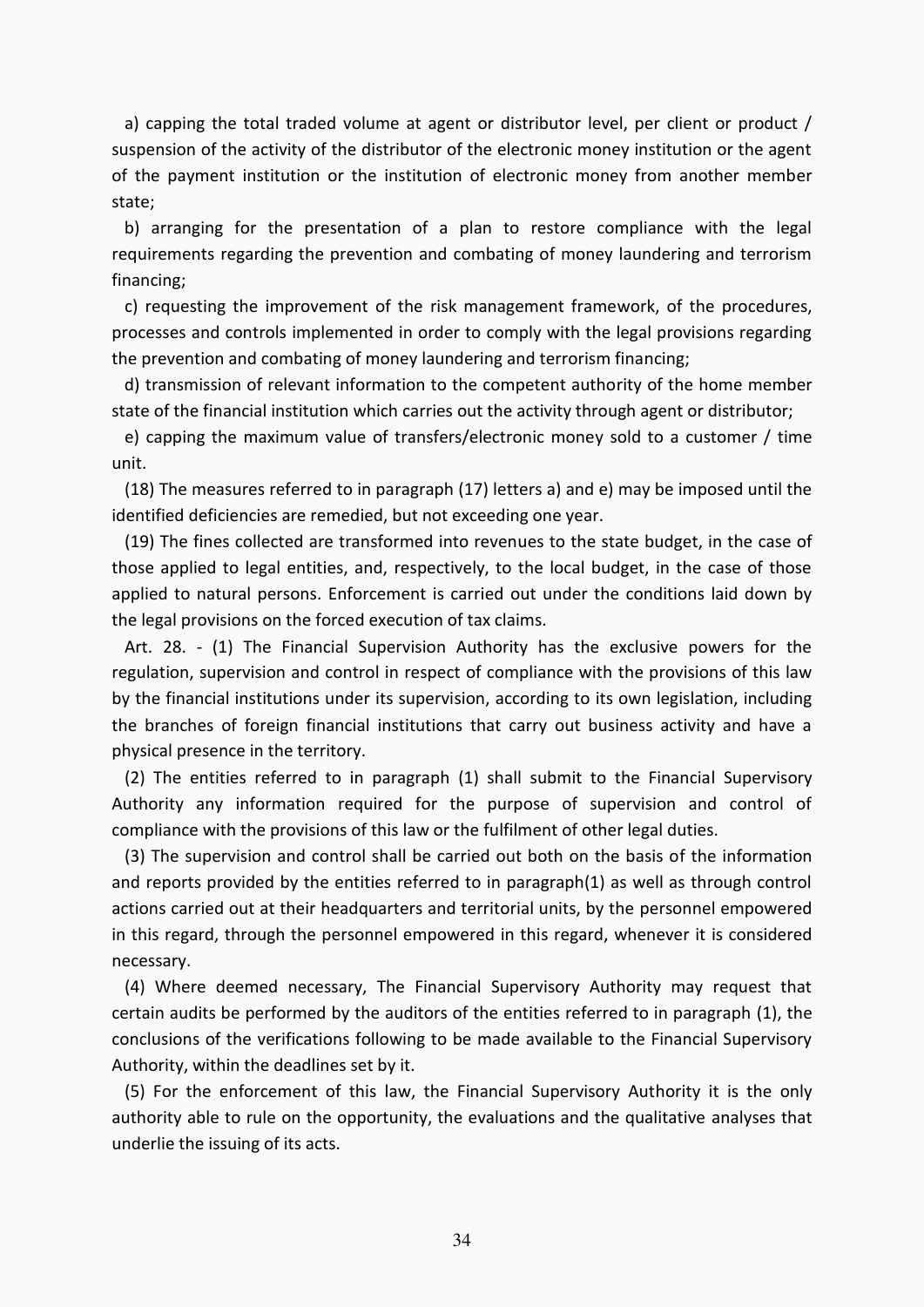a) capping the total traded volume at agent or distributor level, per client or product / suspension of the activity of the distributor of the electronic money institution or the agent of the payment institution or the institution of electronic money from another member state;

b) arranging for the presentation of a plan to restore compliance with the legal requirements regarding the prevention and combating of money laundering and terrorism financing;

c) requesting the improvement of the risk management framework, of the procedures, processes and controls implemented in order to comply with the legal provisions regarding the prevention and combating of money laundering and terrorism financing;

d) transmission of relevant information to the competent authority of the home member state of the financial institution which carries out the activity through agent or distributor;

e) capping the maximum value of transfers/electronic money sold to a customer / time unit.

(18) The measures referred to in paragraph (17) letters a) and e) may be imposed until the identified deficiencies are remedied, but not exceeding one year.

(19) The fines collected are transformed into revenues to the state budget, in the case of those applied to legal entities, and, respectively, to the local budget, in the case of those applied to natural persons. Enforcement is carried out under the conditions laid down by the legal provisions on the forced execution of tax claims.

Art. 28. - (1) The Financial Supervision Authority has the exclusive powers for the regulation, supervision and control in respect of compliance with the provisions of this law by the financial institutions under its supervision, according to its own legislation, including the branches of foreign financial institutions that carry out business activity and have a physical presence in the territory.

(2) The entities referred to in paragraph (1) shall submit to the Financial Supervisory Authority any information required for the purpose of supervision and control of compliance with the provisions of this law or the fulfilment of other legal duties.

(3) The supervision and control shall be carried out both on the basis of the information and reports provided by the entities referred to in paragraph(1) as well as through control actions carried out at their headquarters and territorial units, by the personnel empowered in this regard, through the personnel empowered in this regard, whenever it is considered necessary.

(4) Where deemed necessary, The Financial Supervisory Authority may request that certain audits be performed by the auditors of the entities referred to in paragraph (1), the conclusions of the verifications following to be made available to the Financial Supervisory Authority, within the deadlines set by it.

(5) For the enforcement of this law, the Financial Supervisory Authority it is the only authority able to rule on the opportunity, the evaluations and the qualitative analyses that underlie the issuing of its acts.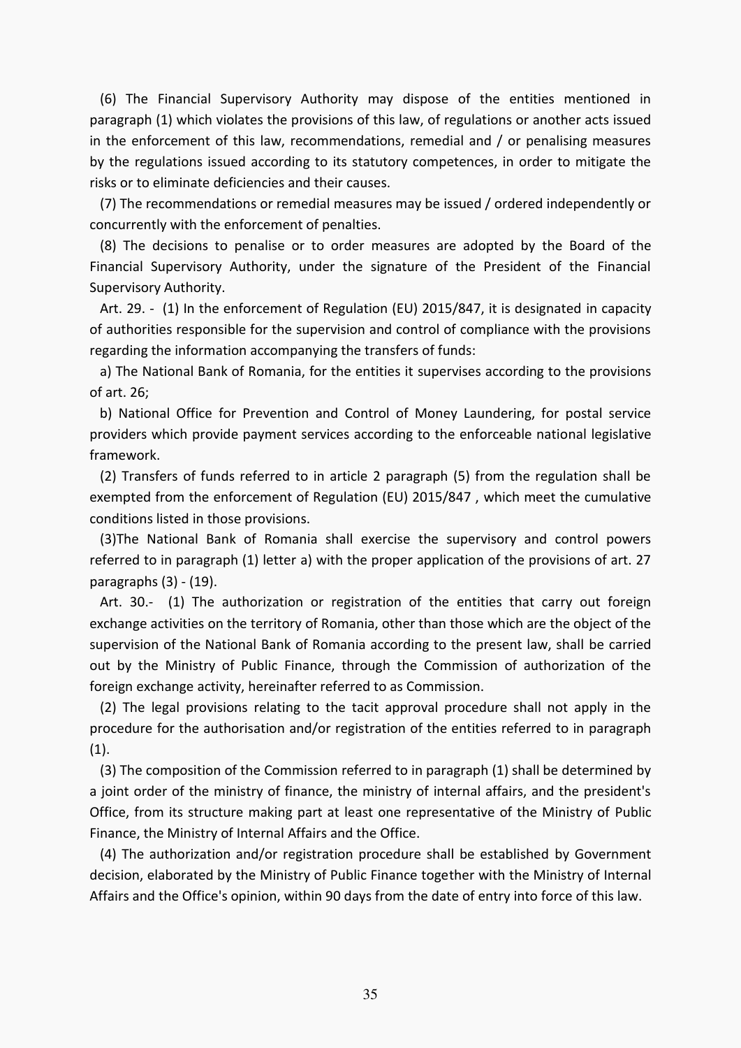(6) The Financial Supervisory Authority may dispose of the entities mentioned in paragraph (1) which violates the provisions of this law, of regulations or another acts issued in the enforcement of this law, recommendations, remedial and / or penalising measures by the regulations issued according to its statutory competences, in order to mitigate the risks or to eliminate deficiencies and their causes.

(7) The recommendations or remedial measures may be issued / ordered independently or concurrently with the enforcement of penalties.

(8) The decisions to penalise or to order measures are adopted by the Board of the Financial Supervisory Authority, under the signature of the President of the Financial Supervisory Authority.

Art. 29. - (1) In the enforcement of Regulation (EU) 2015/847, it is designated in capacity of authorities responsible for the supervision and control of compliance with the provisions regarding the information accompanying the transfers of funds:

a) The National Bank of Romania, for the entities it supervises according to the provisions of art. 26;

b) National Office for Prevention and Control of Money Laundering, for postal service providers which provide payment services according to the enforceable national legislative framework.

(2) Transfers of funds referred to in article 2 paragraph (5) from the regulation shall be exempted from the enforcement of Regulation (EU) 2015/847 , which meet the cumulative conditions listed in those provisions.

(3)The National Bank of Romania shall exercise the supervisory and control powers referred to in paragraph (1) letter a) with the proper application of the provisions of art. 27 paragraphs (3) - (19).

Art. 30.- (1) The authorization or registration of the entities that carry out foreign exchange activities on the territory of Romania, other than those which are the object of the supervision of the National Bank of Romania according to the present law, shall be carried out by the Ministry of Public Finance, through the Commission of authorization of the foreign exchange activity, hereinafter referred to as Commission.

(2) The legal provisions relating to the tacit approval procedure shall not apply in the procedure for the authorisation and/or registration of the entities referred to in paragraph (1).

(3) The composition of the Commission referred to in paragraph (1) shall be determined by a joint order of the ministry of finance, the ministry of internal affairs, and the president's Office, from its structure making part at least one representative of the Ministry of Public Finance, the Ministry of Internal Affairs and the Office.

(4) The authorization and/or registration procedure shall be established by Government decision, elaborated by the Ministry of Public Finance together with the Ministry of Internal Affairs and the Office's opinion, within 90 days from the date of entry into force of this law.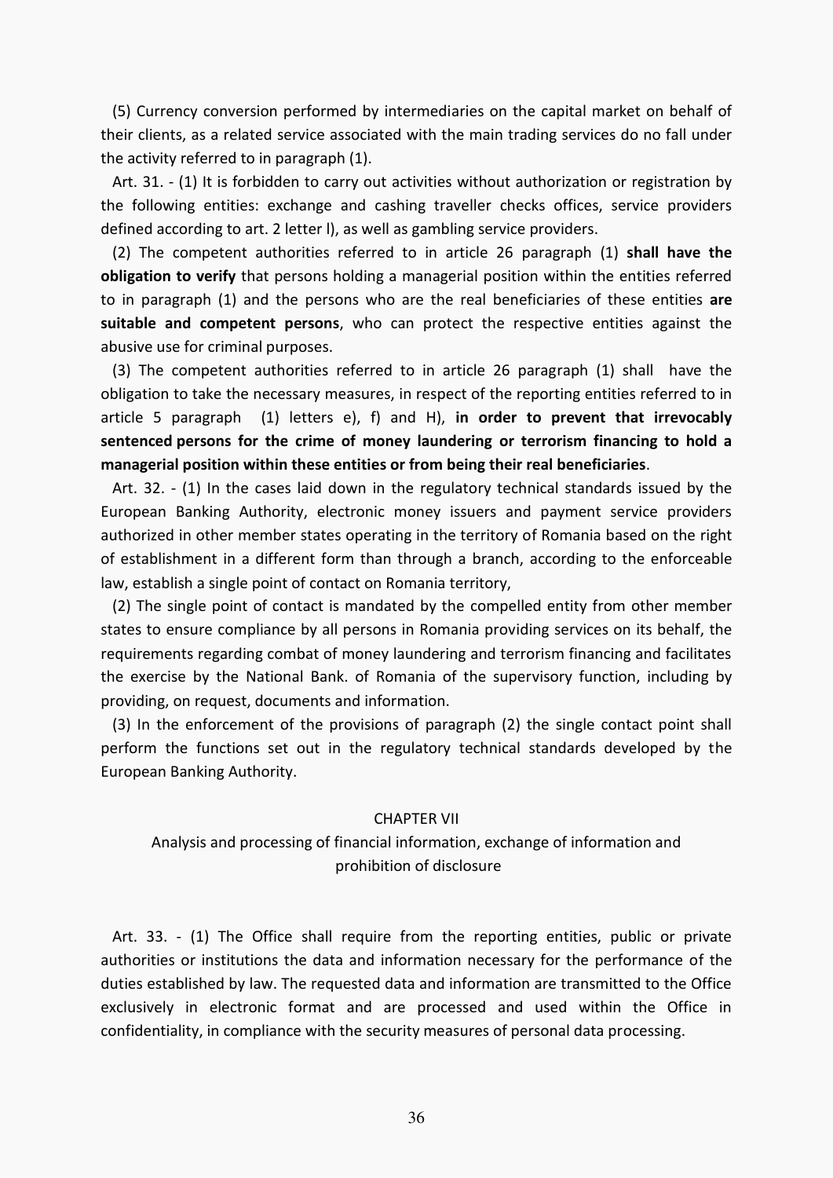(5) Currency conversion performed by intermediaries on the capital market on behalf of their clients, as a related service associated with the main trading services do no fall under the activity referred to in paragraph (1).

Art. 31. - (1) It is forbidden to carry out activities without authorization or registration by the following entities: exchange and cashing traveller checks offices, service providers defined according to art. 2 letter l), as well as gambling service providers.

(2) The competent authorities referred to in article 26 paragraph (1) **shall have the obligation to verify** that persons holding a managerial position within the entities referred to in paragraph (1) and the persons who are the real beneficiaries of these entities **are suitable and competent persons**, who can protect the respective entities against the abusive use for criminal purposes.

(3) The competent authorities referred to in article 26 paragraph (1) shall have the obligation to take the necessary measures, in respect of the reporting entities referred to in article 5 paragraph (1) letters e), f) and H), **in order to prevent that irrevocably sentenced persons for the crime of money laundering or terrorism financing to hold a managerial position within these entities or from being their real beneficiaries**.

Art. 32. - (1) In the cases laid down in the regulatory technical standards issued by the European Banking Authority, electronic money issuers and payment service providers authorized in other member states operating in the territory of Romania based on the right of establishment in a different form than through a branch, according to the enforceable law, establish a single point of contact on Romania territory,

(2) The single point of contact is mandated by the compelled entity from other member states to ensure compliance by all persons in Romania providing services on its behalf, the requirements regarding combat of money laundering and terrorism financing and facilitates the exercise by the National Bank. of Romania of the supervisory function, including by providing, on request, documents and information.

(3) In the enforcement of the provisions of paragraph (2) the single contact point shall perform the functions set out in the regulatory technical standards developed by the European Banking Authority.

## CHAPTER VII

## Analysis and processing of financial information, exchange of information and prohibition of disclosure

Art. 33. - (1) The Office shall require from the reporting entities, public or private authorities or institutions the data and information necessary for the performance of the duties established by law. The requested data and information are transmitted to the Office exclusively in electronic format and are processed and used within the Office in confidentiality, in compliance with the security measures of personal data processing.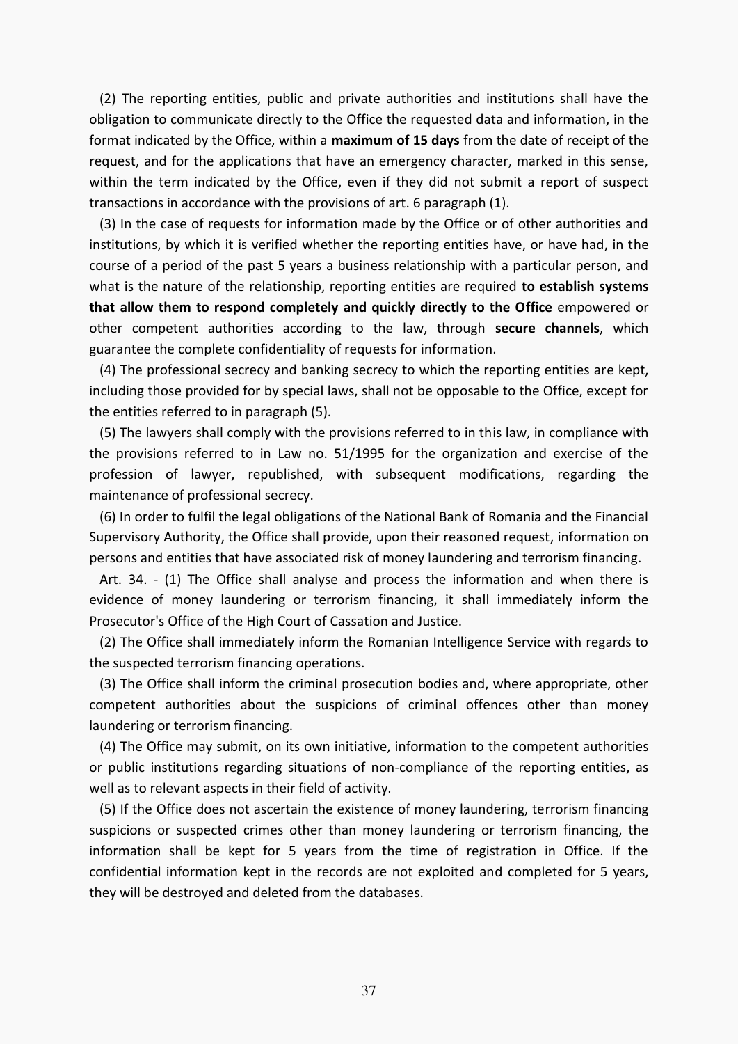(2) The reporting entities, public and private authorities and institutions shall have the obligation to communicate directly to the Office the requested data and information, in the format indicated by the Office, within a **maximum of 15 days** from the date of receipt of the request, and for the applications that have an emergency character, marked in this sense, within the term indicated by the Office, even if they did not submit a report of suspect transactions in accordance with the provisions of art. 6 paragraph (1).

(3) In the case of requests for information made by the Office or of other authorities and institutions, by which it is verified whether the reporting entities have, or have had, in the course of a period of the past 5 years a business relationship with a particular person, and what is the nature of the relationship, reporting entities are required **to establish systems that allow them to respond completely and quickly directly to the Office** empowered or other competent authorities according to the law, through **secure channels**, which guarantee the complete confidentiality of requests for information.

(4) The professional secrecy and banking secrecy to which the reporting entities are kept, including those provided for by special laws, shall not be opposable to the Office, except for the entities referred to in paragraph (5).

(5) The lawyers shall comply with the provisions referred to in this law, in compliance with the provisions referred to in Law no. 51/1995 for the organization and exercise of the profession of lawyer, republished, with subsequent modifications, regarding the maintenance of professional secrecy.

(6) In order to fulfil the legal obligations of the National Bank of Romania and the Financial Supervisory Authority, the Office shall provide, upon their reasoned request, information on persons and entities that have associated risk of money laundering and terrorism financing.

Art. 34. - (1) The Office shall analyse and process the information and when there is evidence of money laundering or terrorism financing, it shall immediately inform the Prosecutor's Office of the High Court of Cassation and Justice.

(2) The Office shall immediately inform the Romanian Intelligence Service with regards to the suspected terrorism financing operations.

(3) The Office shall inform the criminal prosecution bodies and, where appropriate, other competent authorities about the suspicions of criminal offences other than money laundering or terrorism financing.

(4) The Office may submit, on its own initiative, information to the competent authorities or public institutions regarding situations of non-compliance of the reporting entities, as well as to relevant aspects in their field of activity.

(5) If the Office does not ascertain the existence of money laundering, terrorism financing suspicions or suspected crimes other than money laundering or terrorism financing, the information shall be kept for 5 years from the time of registration in Office. If the confidential information kept in the records are not exploited and completed for 5 years, they will be destroyed and deleted from the databases.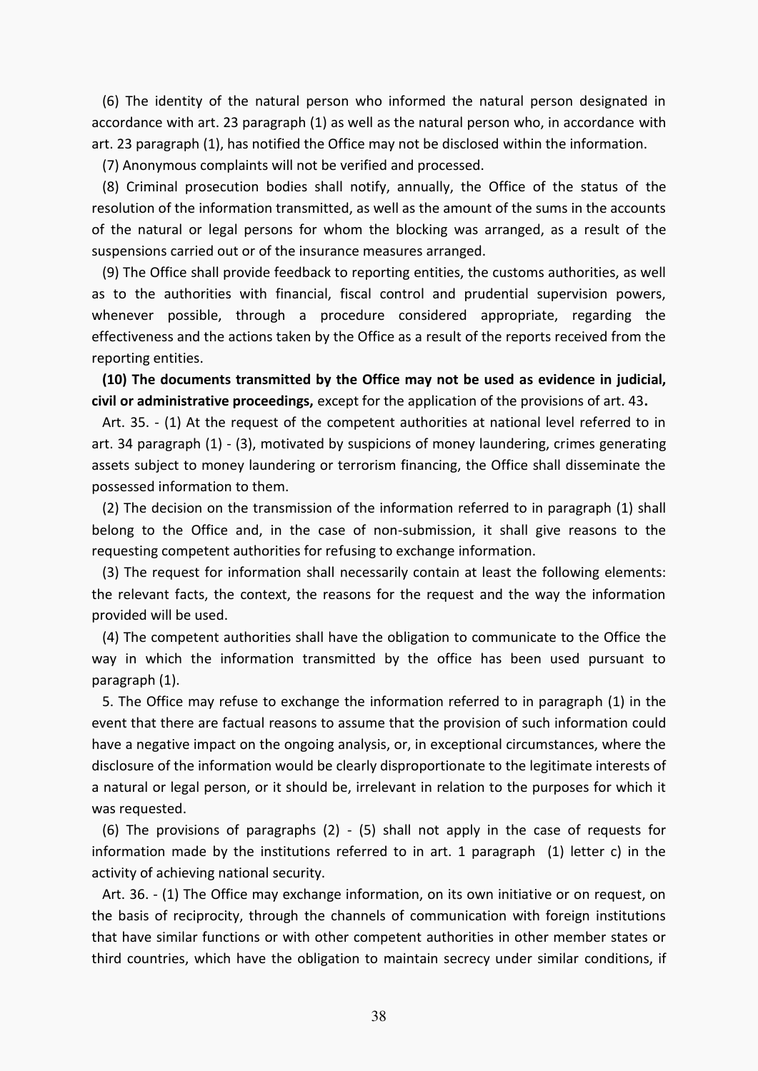(6) The identity of the natural person who informed the natural person designated in accordance with art. 23 paragraph (1) as well as the natural person who, in accordance with art. 23 paragraph (1), has notified the Office may not be disclosed within the information.

(7) Anonymous complaints will not be verified and processed.

(8) Criminal prosecution bodies shall notify, annually, the Office of the status of the resolution of the information transmitted, as well as the amount of the sums in the accounts of the natural or legal persons for whom the blocking was arranged, as a result of the suspensions carried out or of the insurance measures arranged.

(9) The Office shall provide feedback to reporting entities, the customs authorities, as well as to the authorities with financial, fiscal control and prudential supervision powers, whenever possible, through a procedure considered appropriate, regarding the effectiveness and the actions taken by the Office as a result of the reports received from the reporting entities.

**(10) The documents transmitted by the Office may not be used as evidence in judicial, civil or administrative proceedings,** except for the application of the provisions of art. 43**.**

Art. 35. - (1) At the request of the competent authorities at national level referred to in art. 34 paragraph (1) - (3), motivated by suspicions of money laundering, crimes generating assets subject to money laundering or terrorism financing, the Office shall disseminate the possessed information to them.

(2) The decision on the transmission of the information referred to in paragraph (1) shall belong to the Office and, in the case of non-submission, it shall give reasons to the requesting competent authorities for refusing to exchange information.

(3) The request for information shall necessarily contain at least the following elements: the relevant facts, the context, the reasons for the request and the way the information provided will be used.

(4) The competent authorities shall have the obligation to communicate to the Office the way in which the information transmitted by the office has been used pursuant to paragraph (1).

5. The Office may refuse to exchange the information referred to in paragraph (1) in the event that there are factual reasons to assume that the provision of such information could have a negative impact on the ongoing analysis, or, in exceptional circumstances, where the disclosure of the information would be clearly disproportionate to the legitimate interests of a natural or legal person, or it should be, irrelevant in relation to the purposes for which it was requested.

(6) The provisions of paragraphs (2) - (5) shall not apply in the case of requests for information made by the institutions referred to in art. 1 paragraph (1) letter c) in the activity of achieving national security.

Art. 36. - (1) The Office may exchange information, on its own initiative or on request, on the basis of reciprocity, through the channels of communication with foreign institutions that have similar functions or with other competent authorities in other member states or third countries, which have the obligation to maintain secrecy under similar conditions, if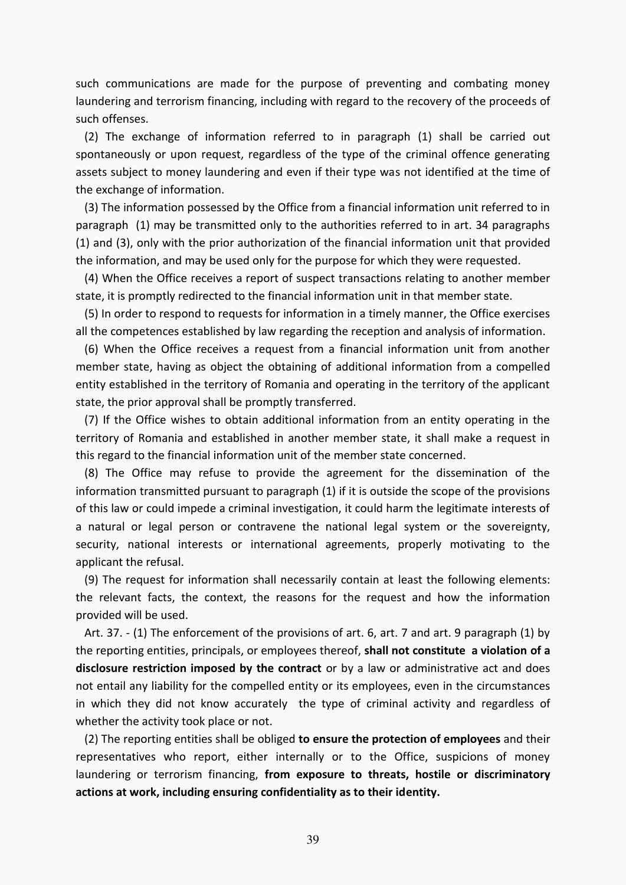such communications are made for the purpose of preventing and combating money laundering and terrorism financing, including with regard to the recovery of the proceeds of such offenses.

(2) The exchange of information referred to in paragraph (1) shall be carried out spontaneously or upon request, regardless of the type of the criminal offence generating assets subject to money laundering and even if their type was not identified at the time of the exchange of information.

(3) The information possessed by the Office from a financial information unit referred to in paragraph (1) may be transmitted only to the authorities referred to in art. 34 paragraphs (1) and (3), only with the prior authorization of the financial information unit that provided the information, and may be used only for the purpose for which they were requested.

(4) When the Office receives a report of suspect transactions relating to another member state, it is promptly redirected to the financial information unit in that member state.

(5) In order to respond to requests for information in a timely manner, the Office exercises all the competences established by law regarding the reception and analysis of information.

(6) When the Office receives a request from a financial information unit from another member state, having as object the obtaining of additional information from a compelled entity established in the territory of Romania and operating in the territory of the applicant state, the prior approval shall be promptly transferred.

(7) If the Office wishes to obtain additional information from an entity operating in the territory of Romania and established in another member state, it shall make a request in this regard to the financial information unit of the member state concerned.

(8) The Office may refuse to provide the agreement for the dissemination of the information transmitted pursuant to paragraph (1) if it is outside the scope of the provisions of this law or could impede a criminal investigation, it could harm the legitimate interests of a natural or legal person or contravene the national legal system or the sovereignty, security, national interests or international agreements, properly motivating to the applicant the refusal.

(9) The request for information shall necessarily contain at least the following elements: the relevant facts, the context, the reasons for the request and how the information provided will be used.

Art. 37. - (1) The enforcement of the provisions of art. 6, art. 7 and art. 9 paragraph (1) by the reporting entities, principals, or employees thereof, **shall not constitute a violation of a disclosure restriction imposed by the contract** or by a law or administrative act and does not entail any liability for the compelled entity or its employees, even in the circumstances in which they did not know accurately the type of criminal activity and regardless of whether the activity took place or not.

(2) The reporting entities shall be obliged **to ensure the protection of employees** and their representatives who report, either internally or to the Office, suspicions of money laundering or terrorism financing, **from exposure to threats, hostile or discriminatory actions at work, including ensuring confidentiality as to their identity.**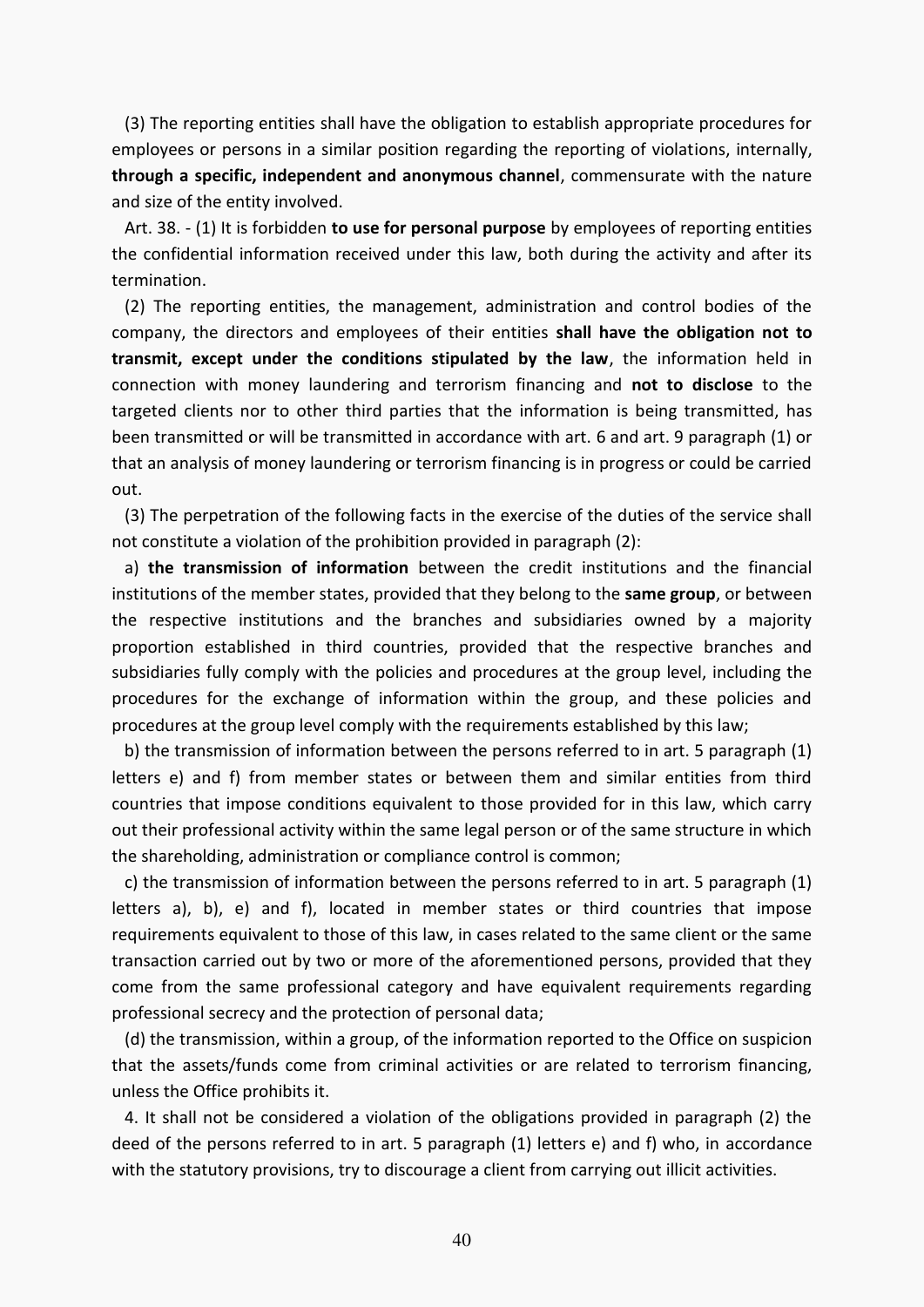(3) The reporting entities shall have the obligation to establish appropriate procedures for employees or persons in a similar position regarding the reporting of violations, internally, **through a specific, independent and anonymous channel**, commensurate with the nature and size of the entity involved.

Art. 38. - (1) It is forbidden **to use for personal purpose** by employees of reporting entities the confidential information received under this law, both during the activity and after its termination.

(2) The reporting entities, the management, administration and control bodies of the company, the directors and employees of their entities **shall have the obligation not to transmit, except under the conditions stipulated by the law**, the information held in connection with money laundering and terrorism financing and **not to disclose** to the targeted clients nor to other third parties that the information is being transmitted, has been transmitted or will be transmitted in accordance with art. 6 and art. 9 paragraph (1) or that an analysis of money laundering or terrorism financing is in progress or could be carried out.

(3) The perpetration of the following facts in the exercise of the duties of the service shall not constitute a violation of the prohibition provided in paragraph (2):

a) **the transmission of information** between the credit institutions and the financial institutions of the member states, provided that they belong to the **same group**, or between the respective institutions and the branches and subsidiaries owned by a majority proportion established in third countries, provided that the respective branches and subsidiaries fully comply with the policies and procedures at the group level, including the procedures for the exchange of information within the group, and these policies and procedures at the group level comply with the requirements established by this law;

b) the transmission of information between the persons referred to in art. 5 paragraph (1) letters e) and f) from member states or between them and similar entities from third countries that impose conditions equivalent to those provided for in this law, which carry out their professional activity within the same legal person or of the same structure in which the shareholding, administration or compliance control is common;

c) the transmission of information between the persons referred to in art. 5 paragraph (1) letters a), b), e) and f), located in member states or third countries that impose requirements equivalent to those of this law, in cases related to the same client or the same transaction carried out by two or more of the aforementioned persons, provided that they come from the same professional category and have equivalent requirements regarding professional secrecy and the protection of personal data;

(d) the transmission, within a group, of the information reported to the Office on suspicion that the assets/funds come from criminal activities or are related to terrorism financing, unless the Office prohibits it.

4. It shall not be considered a violation of the obligations provided in paragraph (2) the deed of the persons referred to in art. 5 paragraph (1) letters e) and f) who, in accordance with the statutory provisions, try to discourage a client from carrying out illicit activities.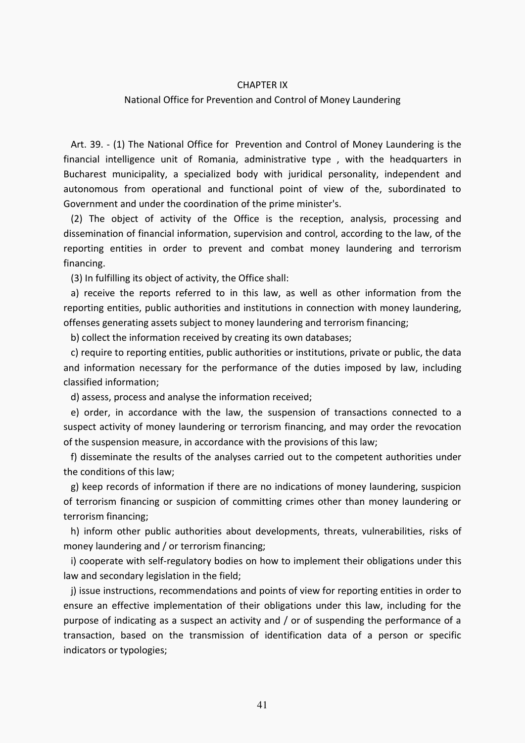## CHAPTER IX

## National Office for Prevention and Control of Money Laundering

Art. 39. - (1) The National Office for Prevention and Control of Money Laundering is the financial intelligence unit of Romania, administrative type , with the headquarters in Bucharest municipality, a specialized body with juridical personality, independent and autonomous from operational and functional point of view of the, subordinated to Government and under the coordination of the prime minister's.

(2) The object of activity of the Office is the reception, analysis, processing and dissemination of financial information, supervision and control, according to the law, of the reporting entities in order to prevent and combat money laundering and terrorism financing.

(3) In fulfilling its object of activity, the Office shall:

a) receive the reports referred to in this law, as well as other information from the reporting entities, public authorities and institutions in connection with money laundering, offenses generating assets subject to money laundering and terrorism financing;

b) collect the information received by creating its own databases;

c) require to reporting entities, public authorities or institutions, private or public, the data and information necessary for the performance of the duties imposed by law, including classified information;

d) assess, process and analyse the information received;

e) order, in accordance with the law, the suspension of transactions connected to a suspect activity of money laundering or terrorism financing, and may order the revocation of the suspension measure, in accordance with the provisions of this law;

f) disseminate the results of the analyses carried out to the competent authorities under the conditions of this law;

g) keep records of information if there are no indications of money laundering, suspicion of terrorism financing or suspicion of committing crimes other than money laundering or terrorism financing;

h) inform other public authorities about developments, threats, vulnerabilities, risks of money laundering and / or terrorism financing;

i) cooperate with self-regulatory bodies on how to implement their obligations under this law and secondary legislation in the field;

j) issue instructions, recommendations and points of view for reporting entities in order to ensure an effective implementation of their obligations under this law, including for the purpose of indicating as a suspect an activity and / or of suspending the performance of a transaction, based on the transmission of identification data of a person or specific indicators or typologies;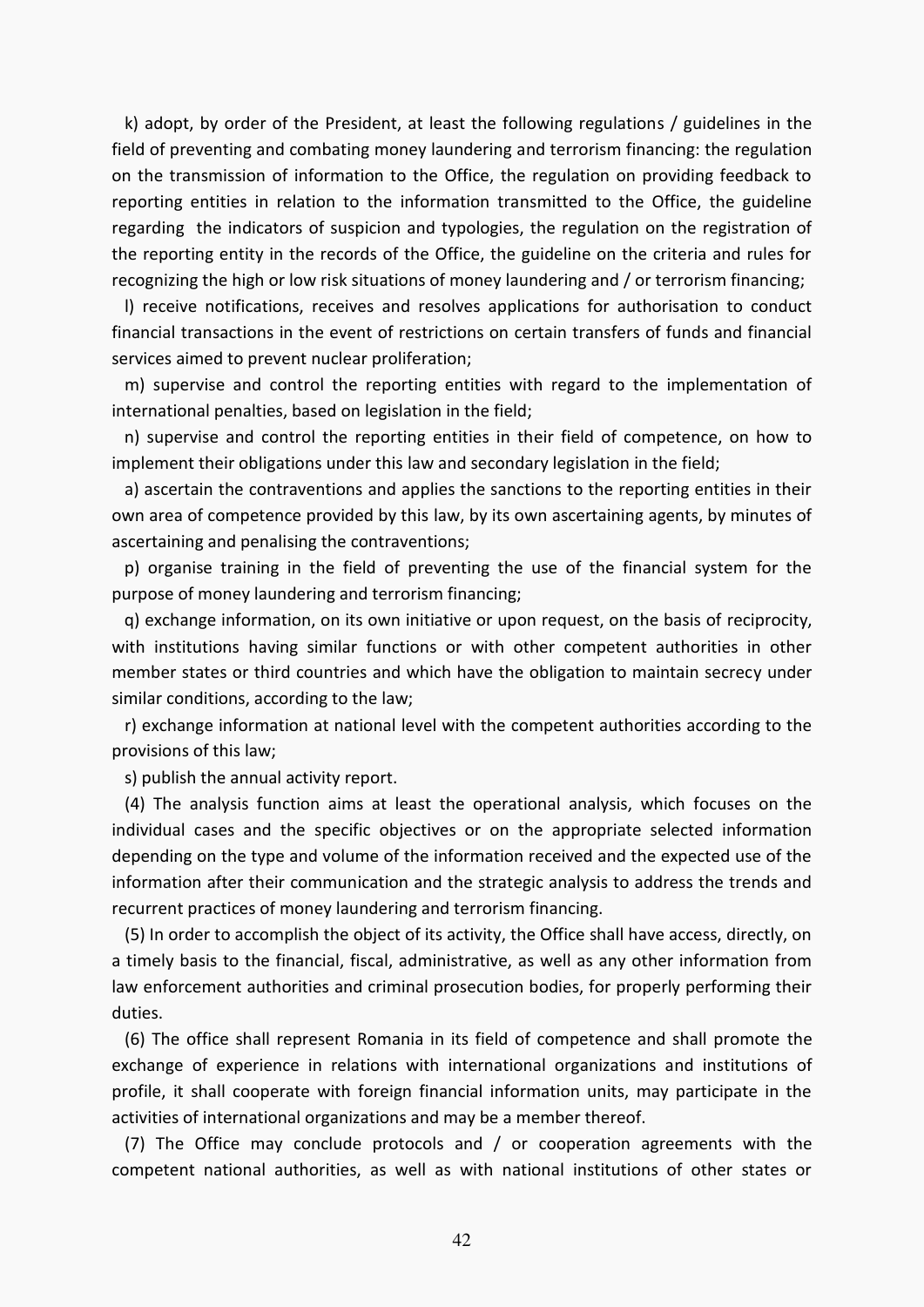k) adopt, by order of the President, at least the following regulations / guidelines in the field of preventing and combating money laundering and terrorism financing: the regulation on the transmission of information to the Office, the regulation on providing feedback to reporting entities in relation to the information transmitted to the Office, the guideline regarding the indicators of suspicion and typologies, the regulation on the registration of the reporting entity in the records of the Office, the guideline on the criteria and rules for recognizing the high or low risk situations of money laundering and / or terrorism financing;

l) receive notifications, receives and resolves applications for authorisation to conduct financial transactions in the event of restrictions on certain transfers of funds and financial services aimed to prevent nuclear proliferation;

m) supervise and control the reporting entities with regard to the implementation of international penalties, based on legislation in the field;

n) supervise and control the reporting entities in their field of competence, on how to implement their obligations under this law and secondary legislation in the field;

a) ascertain the contraventions and applies the sanctions to the reporting entities in their own area of competence provided by this law, by its own ascertaining agents, by minutes of ascertaining and penalising the contraventions;

p) organise training in the field of preventing the use of the financial system for the purpose of money laundering and terrorism financing;

q) exchange information, on its own initiative or upon request, on the basis of reciprocity, with institutions having similar functions or with other competent authorities in other member states or third countries and which have the obligation to maintain secrecy under similar conditions, according to the law;

r) exchange information at national level with the competent authorities according to the provisions of this law;

s) publish the annual activity report.

(4) The analysis function aims at least the operational analysis, which focuses on the individual cases and the specific objectives or on the appropriate selected information depending on the type and volume of the information received and the expected use of the information after their communication and the strategic analysis to address the trends and recurrent practices of money laundering and terrorism financing.

(5) In order to accomplish the object of its activity, the Office shall have access, directly, on a timely basis to the financial, fiscal, administrative, as well as any other information from law enforcement authorities and criminal prosecution bodies, for properly performing their duties.

(6) The office shall represent Romania in its field of competence and shall promote the exchange of experience in relations with international organizations and institutions of profile, it shall cooperate with foreign financial information units, may participate in the activities of international organizations and may be a member thereof.

(7) The Office may conclude protocols and / or cooperation agreements with the competent national authorities, as well as with national institutions of other states or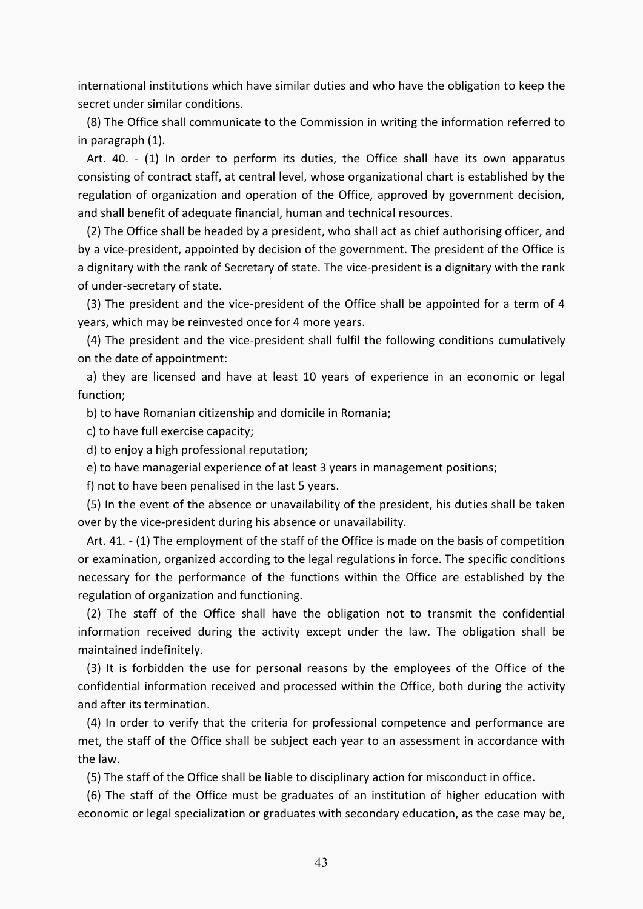international institutions which have similar duties and who have the obligation to keep the secret under similar conditions.

(8) The Office shall communicate to the Commission in writing the information referred to in paragraph (1).

Art. 40. - (1) In order to perform its duties, the Office shall have its own apparatus consisting of contract staff, at central level, whose organizational chart is established by the regulation of organization and operation of the Office, approved by government decision, and shall benefit of adequate financial, human and technical resources.

(2) The Office shall be headed by a president, who shall act as chief authorising officer, and by a vice-president, appointed by decision of the government. The president of the Office is a dignitary with the rank of Secretary of state. The vice-president is a dignitary with the rank of under-secretary of state.

(3) The president and the vice-president of the Office shall be appointed for a term of 4 years, which may be reinvested once for 4 more years.

(4) The president and the vice-president shall fulfil the following conditions cumulatively on the date of appointment:

a) they are licensed and have at least 10 years of experience in an economic or legal function;

b) to have Romanian citizenship and domicile in Romania;

c) to have full exercise capacity;

d) to enjoy a high professional reputation;

e) to have managerial experience of at least 3 years in management positions;

f) not to have been penalised in the last 5 years.

(5) In the event of the absence or unavailability of the president, his duties shall be taken over by the vice-president during his absence or unavailability.

Art. 41. - (1) The employment of the staff of the Office is made on the basis of competition or examination, organized according to the legal regulations in force. The specific conditions necessary for the performance of the functions within the Office are established by the regulation of organization and functioning.

(2) The staff of the Office shall have the obligation not to transmit the confidential information received during the activity except under the law. The obligation shall be maintained indefinitely.

(3) It is forbidden the use for personal reasons by the employees of the Office of the confidential information received and processed within the Office, both during the activity and after its termination.

(4) In order to verify that the criteria for professional competence and performance are met, the staff of the Office shall be subject each year to an assessment in accordance with the law.

(5) The staff of the Office shall be liable to disciplinary action for misconduct in office.

(6) The staff of the Office must be graduates of an institution of higher education with economic or legal specialization or graduates with secondary education, as the case may be,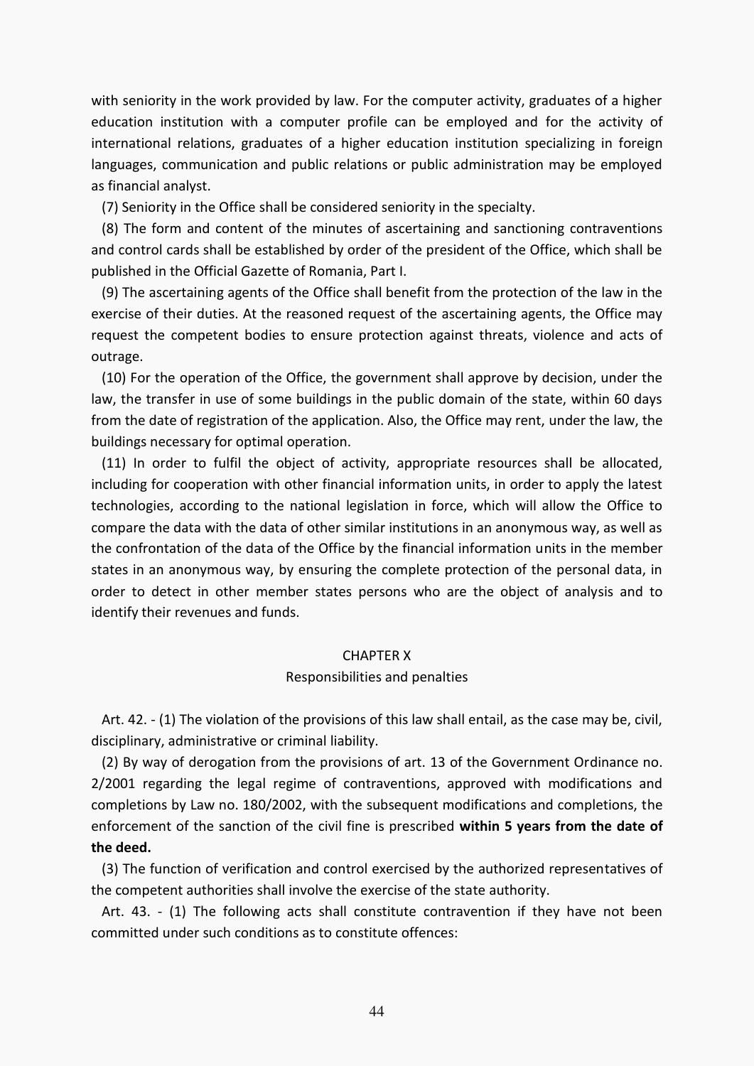with seniority in the work provided by law. For the computer activity, graduates of a higher education institution with a computer profile can be employed and for the activity of international relations, graduates of a higher education institution specializing in foreign languages, communication and public relations or public administration may be employed as financial analyst.

(7) Seniority in the Office shall be considered seniority in the specialty.

(8) The form and content of the minutes of ascertaining and sanctioning contraventions and control cards shall be established by order of the president of the Office, which shall be published in the Official Gazette of Romania, Part I.

(9) The ascertaining agents of the Office shall benefit from the protection of the law in the exercise of their duties. At the reasoned request of the ascertaining agents, the Office may request the competent bodies to ensure protection against threats, violence and acts of outrage.

(10) For the operation of the Office, the government shall approve by decision, under the law, the transfer in use of some buildings in the public domain of the state, within 60 days from the date of registration of the application. Also, the Office may rent, under the law, the buildings necessary for optimal operation.

(11) In order to fulfil the object of activity, appropriate resources shall be allocated, including for cooperation with other financial information units, in order to apply the latest technologies, according to the national legislation in force, which will allow the Office to compare the data with the data of other similar institutions in an anonymous way, as well as the confrontation of the data of the Office by the financial information units in the member states in an anonymous way, by ensuring the complete protection of the personal data, in order to detect in other member states persons who are the object of analysis and to identify their revenues and funds.

## CHAPTER X
## Responsibilities and penalties

Art. 42. - (1) The violation of the provisions of this law shall entail, as the case may be, civil, disciplinary, administrative or criminal liability.

(2) By way of derogation from the provisions of art. 13 of the Government Ordinance no. 2/2001 regarding the legal regime of contraventions, approved with modifications and completions by Law no. 180/2002, with the subsequent modifications and completions, the enforcement of the sanction of the civil fine is prescribed **within 5 years from the date of the deed.**

(3) The function of verification and control exercised by the authorized representatives of the competent authorities shall involve the exercise of the state authority.

Art. 43. - (1) The following acts shall constitute contravention if they have not been committed under such conditions as to constitute offences: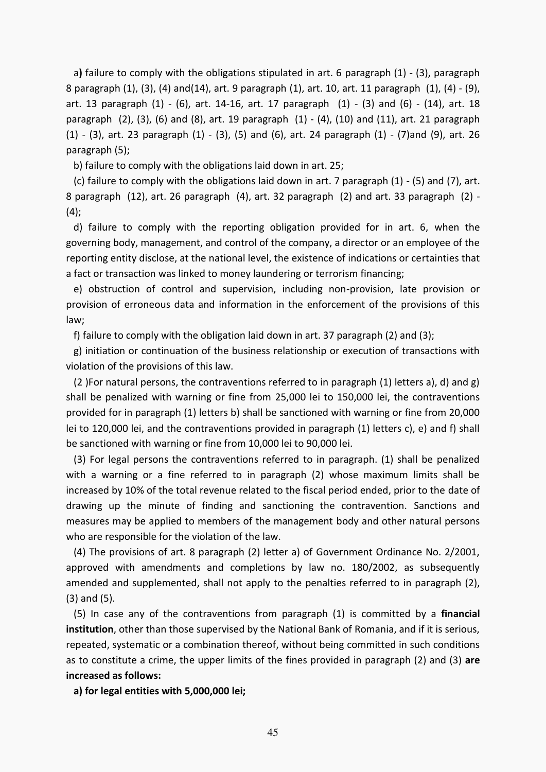a**)** failure to comply with the obligations stipulated in art. 6 paragraph (1) - (3), paragraph 8 paragraph (1), (3), (4) and(14), art. 9 paragraph (1), art. 10, art. 11 paragraph (1), (4) - (9), art. 13 paragraph (1) - (6), art. 14-16, art. 17 paragraph (1) - (3) and (6) - (14), art. 18 paragraph (2), (3), (6) and (8), art. 19 paragraph (1) - (4), (10) and (11), art. 21 paragraph (1) - (3), art. 23 paragraph (1) - (3), (5) and (6), art. 24 paragraph (1) - (7)and (9), art. 26 paragraph (5);

b) failure to comply with the obligations laid down in art. 25;

(c) failure to comply with the obligations laid down in art. 7 paragraph (1) - (5) and (7), art. 8 paragraph (12), art. 26 paragraph (4), art. 32 paragraph (2) and art. 33 paragraph (2) - (4);

d) failure to comply with the reporting obligation provided for in art. 6, when the governing body, management, and control of the company, a director or an employee of the reporting entity disclose, at the national level, the existence of indications or certainties that a fact or transaction was linked to money laundering or terrorism financing;

e) obstruction of control and supervision, including non-provision, late provision or provision of erroneous data and information in the enforcement of the provisions of this law;

f) failure to comply with the obligation laid down in art. 37 paragraph (2) and (3);

g) initiation or continuation of the business relationship or execution of transactions with violation of the provisions of this law.

(2 )For natural persons, the contraventions referred to in paragraph (1) letters a), d) and g) shall be penalized with warning or fine from 25,000 lei to 150,000 lei, the contraventions provided for in paragraph (1) letters b) shall be sanctioned with warning or fine from 20,000 lei to 120,000 lei, and the contraventions provided in paragraph (1) letters c), e) and f) shall be sanctioned with warning or fine from 10,000 lei to 90,000 lei.

(3) For legal persons the contraventions referred to in paragraph. (1) shall be penalized with a warning or a fine referred to in paragraph (2) whose maximum limits shall be increased by 10% of the total revenue related to the fiscal period ended, prior to the date of drawing up the minute of finding and sanctioning the contravention. Sanctions and measures may be applied to members of the management body and other natural persons who are responsible for the violation of the law.

(4) The provisions of art. 8 paragraph (2) letter a) of Government Ordinance No. 2/2001, approved with amendments and completions by law no. 180/2002, as subsequently amended and supplemented, shall not apply to the penalties referred to in paragraph (2), (3) and (5).

(5) In case any of the contraventions from paragraph (1) is committed by a **financial institution**, other than those supervised by the National Bank of Romania, and if it is serious, repeated, systematic or a combination thereof, without being committed in such conditions as to constitute a crime, the upper limits of the fines provided in paragraph (2) and (3) **are increased as follows:**

**a) for legal entities with 5,000,000 lei;**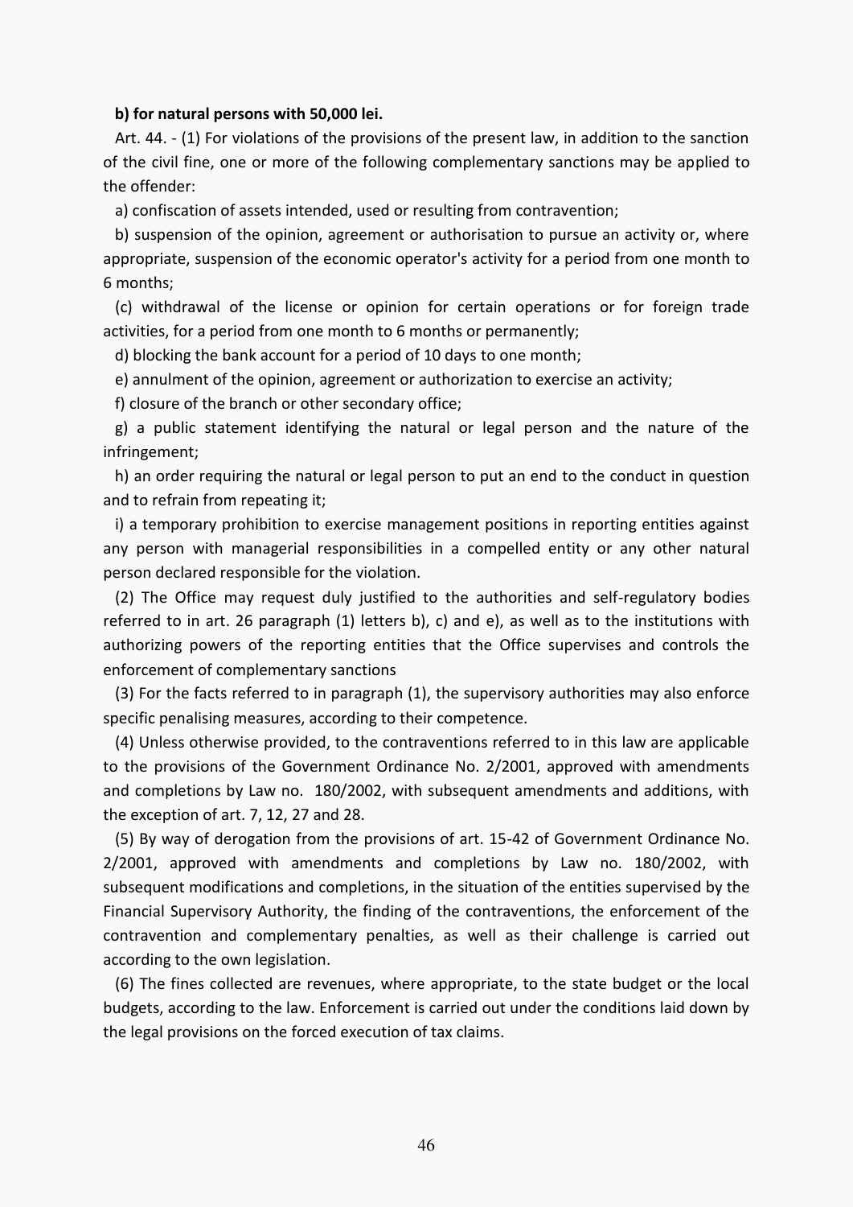**b) for natural persons with 50,000 lei.**

Art. 44. - (1) For violations of the provisions of the present law, in addition to the sanction of the civil fine, one or more of the following complementary sanctions may be applied to the offender:

a) confiscation of assets intended, used or resulting from contravention;

b) suspension of the opinion, agreement or authorisation to pursue an activity or, where appropriate, suspension of the economic operator's activity for a period from one month to 6 months;

(c) withdrawal of the license or opinion for certain operations or for foreign trade activities, for a period from one month to 6 months or permanently;

d) blocking the bank account for a period of 10 days to one month;

e) annulment of the opinion, agreement or authorization to exercise an activity;

f) closure of the branch or other secondary office;

g) a public statement identifying the natural or legal person and the nature of the infringement;

h) an order requiring the natural or legal person to put an end to the conduct in question and to refrain from repeating it;

i) a temporary prohibition to exercise management positions in reporting entities against any person with managerial responsibilities in a compelled entity or any other natural person declared responsible for the violation.

(2) The Office may request duly justified to the authorities and self-regulatory bodies referred to in art. 26 paragraph (1) letters b), c) and e), as well as to the institutions with authorizing powers of the reporting entities that the Office supervises and controls the enforcement of complementary sanctions

(3) For the facts referred to in paragraph (1), the supervisory authorities may also enforce specific penalising measures, according to their competence.

(4) Unless otherwise provided, to the contraventions referred to in this law are applicable to the provisions of the Government Ordinance No. 2/2001, approved with amendments and completions by Law no. 180/2002, with subsequent amendments and additions, with the exception of art. 7, 12, 27 and 28.

(5) By way of derogation from the provisions of art. 15-42 of Government Ordinance No. 2/2001, approved with amendments and completions by Law no. 180/2002, with subsequent modifications and completions, in the situation of the entities supervised by the Financial Supervisory Authority, the finding of the contraventions, the enforcement of the contravention and complementary penalties, as well as their challenge is carried out according to the own legislation.

(6) The fines collected are revenues, where appropriate, to the state budget or the local budgets, according to the law. Enforcement is carried out under the conditions laid down by the legal provisions on the forced execution of tax claims.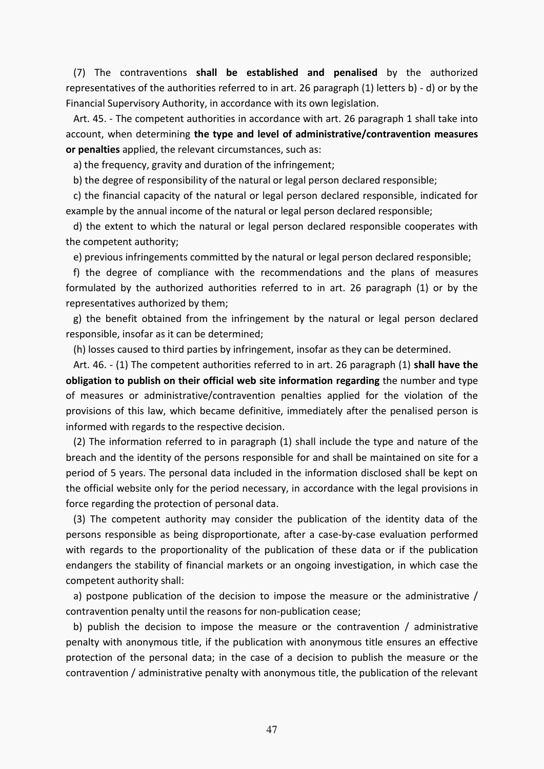(7) The contraventions **shall be established and penalised** by the authorized representatives of the authorities referred to in art. 26 paragraph (1) letters b) - d) or by the Financial Supervisory Authority, in accordance with its own legislation.

Art. 45. - The competent authorities in accordance with art. 26 paragraph 1 shall take into account, when determining **the type and level of administrative/contravention measures or penalties** applied, the relevant circumstances, such as:

a) the frequency, gravity and duration of the infringement;

b) the degree of responsibility of the natural or legal person declared responsible;

c) the financial capacity of the natural or legal person declared responsible, indicated for example by the annual income of the natural or legal person declared responsible;

d) the extent to which the natural or legal person declared responsible cooperates with the competent authority;

e) previous infringements committed by the natural or legal person declared responsible;

f) the degree of compliance with the recommendations and the plans of measures formulated by the authorized authorities referred to in art. 26 paragraph (1) or by the representatives authorized by them;

g) the benefit obtained from the infringement by the natural or legal person declared responsible, insofar as it can be determined;

(h) losses caused to third parties by infringement, insofar as they can be determined.

Art. 46. - (1) The competent authorities referred to in art. 26 paragraph (1) **shall have the obligation to publish on their official web site information regarding** the number and type of measures or administrative/contravention penalties applied for the violation of the provisions of this law, which became definitive, immediately after the penalised person is informed with regards to the respective decision.

(2) The information referred to in paragraph (1) shall include the type and nature of the breach and the identity of the persons responsible for and shall be maintained on site for a period of 5 years. The personal data included in the information disclosed shall be kept on the official website only for the period necessary, in accordance with the legal provisions in force regarding the protection of personal data.

(3) The competent authority may consider the publication of the identity data of the persons responsible as being disproportionate, after a case-by-case evaluation performed with regards to the proportionality of the publication of these data or if the publication endangers the stability of financial markets or an ongoing investigation, in which case the competent authority shall:

a) postpone publication of the decision to impose the measure or the administrative / contravention penalty until the reasons for non-publication cease;

b) publish the decision to impose the measure or the contravention / administrative penalty with anonymous title, if the publication with anonymous title ensures an effective protection of the personal data; in the case of a decision to publish the measure or the contravention / administrative penalty with anonymous title, the publication of the relevant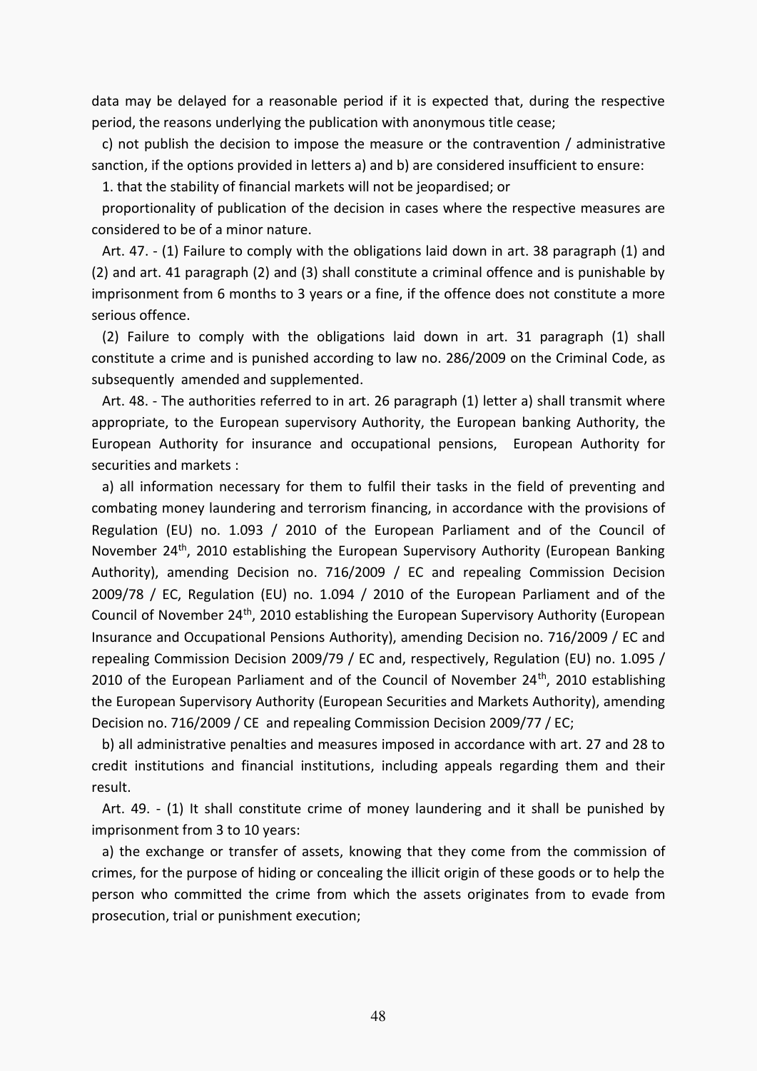data may be delayed for a reasonable period if it is expected that, during the respective period, the reasons underlying the publication with anonymous title cease;

c) not publish the decision to impose the measure or the contravention / administrative sanction, if the options provided in letters a) and b) are considered insufficient to ensure:

1. that the stability of financial markets will not be jeopardised; or

proportionality of publication of the decision in cases where the respective measures are considered to be of a minor nature.

Art. 47. - (1) Failure to comply with the obligations laid down in art. 38 paragraph (1) and (2) and art. 41 paragraph (2) and (3) shall constitute a criminal offence and is punishable by imprisonment from 6 months to 3 years or a fine, if the offence does not constitute a more serious offence.

(2) Failure to comply with the obligations laid down in art. 31 paragraph (1) shall constitute a crime and is punished according to law no. 286/2009 on the Criminal Code, as subsequently amended and supplemented.

Art. 48. - The authorities referred to in art. 26 paragraph (1) letter a) shall transmit where appropriate, to the European supervisory Authority, the European banking Authority, the European Authority for insurance and occupational pensions, European Authority for securities and markets :

a) all information necessary for them to fulfil their tasks in the field of preventing and combating money laundering and terrorism financing, in accordance with the provisions of Regulation (EU) no. 1.093 / 2010 of the European Parliament and of the Council of November 24th, 2010 establishing the European Supervisory Authority (European Banking Authority), amending Decision no. 716/2009 / EC and repealing Commission Decision 2009/78 / EC, Regulation (EU) no. 1.094 / 2010 of the European Parliament and of the Council of November 24th, 2010 establishing the European Supervisory Authority (European Insurance and Occupational Pensions Authority), amending Decision no. 716/2009 / EC and repealing Commission Decision 2009/79 / EC and, respectively, Regulation (EU) no. 1.095 / 2010 of the European Parliament and of the Council of November 24th, 2010 establishing the European Supervisory Authority (European Securities and Markets Authority), amending Decision no. 716/2009 / CE and repealing Commission Decision 2009/77 / EC;

b) all administrative penalties and measures imposed in accordance with art. 27 and 28 to credit institutions and financial institutions, including appeals regarding them and their result.

Art. 49. - (1) It shall constitute crime of money laundering and it shall be punished by imprisonment from 3 to 10 years:

a) the exchange or transfer of assets, knowing that they come from the commission of crimes, for the purpose of hiding or concealing the illicit origin of these goods or to help the person who committed the crime from which the assets originates from to evade from prosecution, trial or punishment execution;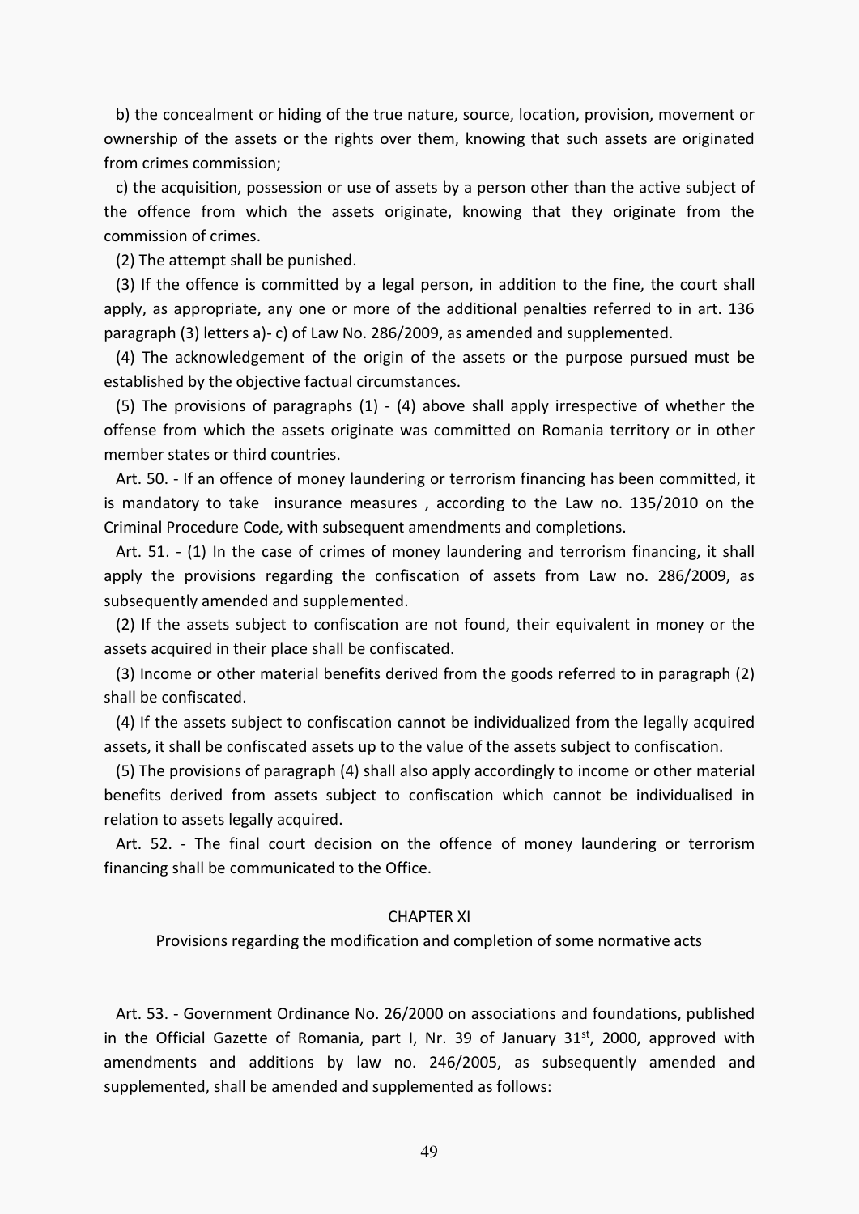b) the concealment or hiding of the true nature, source, location, provision, movement or ownership of the assets or the rights over them, knowing that such assets are originated from crimes commission;

c) the acquisition, possession or use of assets by a person other than the active subject of the offence from which the assets originate, knowing that they originate from the commission of crimes.

(2) The attempt shall be punished.

(3) If the offence is committed by a legal person, in addition to the fine, the court shall apply, as appropriate, any one or more of the additional penalties referred to in art. 136 paragraph (3) letters a)- c) of Law No. 286/2009, as amended and supplemented.

(4) The acknowledgement of the origin of the assets or the purpose pursued must be established by the objective factual circumstances.

(5) The provisions of paragraphs (1) - (4) above shall apply irrespective of whether the offense from which the assets originate was committed on Romania territory or in other member states or third countries.

Art. 50. - If an offence of money laundering or terrorism financing has been committed, it is mandatory to take insurance measures , according to the Law no. 135/2010 on the Criminal Procedure Code, with subsequent amendments and completions.

Art. 51. - (1) In the case of crimes of money laundering and terrorism financing, it shall apply the provisions regarding the confiscation of assets from Law no. 286/2009, as subsequently amended and supplemented.

(2) If the assets subject to confiscation are not found, their equivalent in money or the assets acquired in their place shall be confiscated.

(3) Income or other material benefits derived from the goods referred to in paragraph (2) shall be confiscated.

(4) If the assets subject to confiscation cannot be individualized from the legally acquired assets, it shall be confiscated assets up to the value of the assets subject to confiscation.

(5) The provisions of paragraph (4) shall also apply accordingly to income or other material benefits derived from assets subject to confiscation which cannot be individualised in relation to assets legally acquired.

Art. 52. - The final court decision on the offence of money laundering or terrorism financing shall be communicated to the Office.

## CHAPTER XI

### Provisions regarding the modification and completion of some normative acts

Art. 53. - Government Ordinance No. 26/2000 on associations and foundations, published in the Official Gazette of Romania, part I, Nr. 39 of January 31st, 2000, approved with amendments and additions by law no. 246/2005, as subsequently amended and supplemented, shall be amended and supplemented as follows: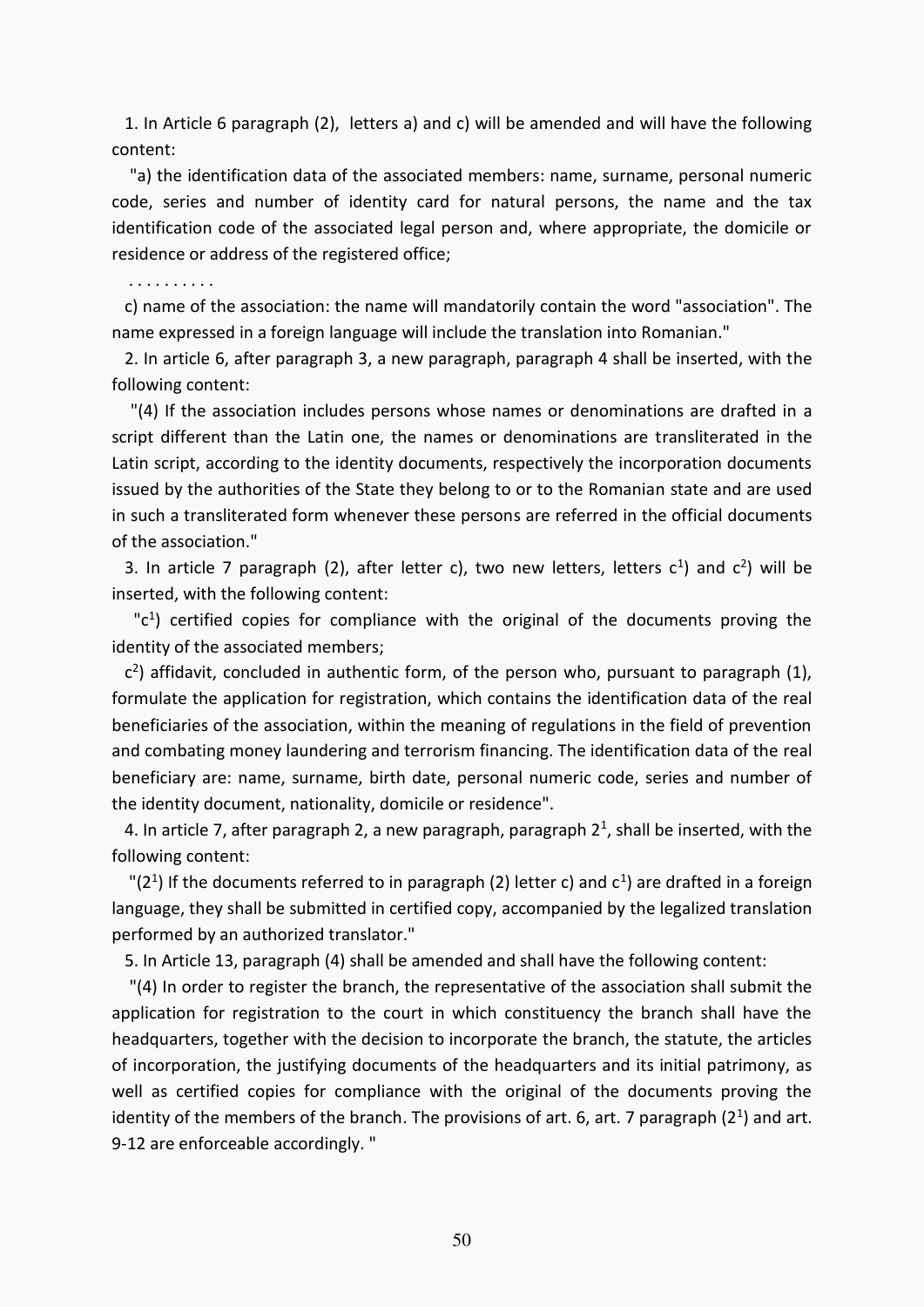1. In Article 6 paragraph (2), letters a) and c) will be amended and will have the following content:

"a) the identification data of the associated members: name, surname, personal numeric code, series and number of identity card for natural persons, the name and the tax identification code of the associated legal person and, where appropriate, the domicile or residence or address of the registered office;

. . . . . . . . . .

c) name of the association: the name will mandatorily contain the word "association". The name expressed in a foreign language will include the translation into Romanian."

2. In article 6, after paragraph 3, a new paragraph, paragraph 4 shall be inserted, with the following content:

"(4) If the association includes persons whose names or denominations are drafted in a script different than the Latin one, the names or denominations are transliterated in the Latin script, according to the identity documents, respectively the incorporation documents issued by the authorities of the State they belong to or to the Romanian state and are used in such a transliterated form whenever these persons are referred in the official documents of the association."

3. In article 7 paragraph (2), after letter c), two new letters, letters $c^1$) and $c^2$) will be inserted, with the following content:

"$c^1$) certified copies for compliance with the original of the documents proving the identity of the associated members;

$c^2$) affidavit, concluded in authentic form, of the person who, pursuant to paragraph (1), formulate the application for registration, which contains the identification data of the real beneficiaries of the association, within the meaning of regulations in the field of prevention and combating money laundering and terrorism financing. The identification data of the real beneficiary are: name, surname, birth date, personal numeric code, series and number of the identity document, nationality, domicile or residence".

4. In article 7, after paragraph 2, a new paragraph, paragraph $2^1$, shall be inserted, with the following content:

"($2^1$) If the documents referred to in paragraph (2) letter c) and $c^1$) are drafted in a foreign language, they shall be submitted in certified copy, accompanied by the legalized translation performed by an authorized translator."

5. In Article 13, paragraph (4) shall be amended and shall have the following content:

"(4) In order to register the branch, the representative of the association shall submit the application for registration to the court in which constituency the branch shall have the headquarters, together with the decision to incorporate the branch, the statute, the articles of incorporation, the justifying documents of the headquarters and its initial patrimony, as well as certified copies for compliance with the original of the documents proving the identity of the members of the branch. The provisions of art. 6, art. 7 paragraph ($2^1$) and art. 9-12 are enforceable accordingly. "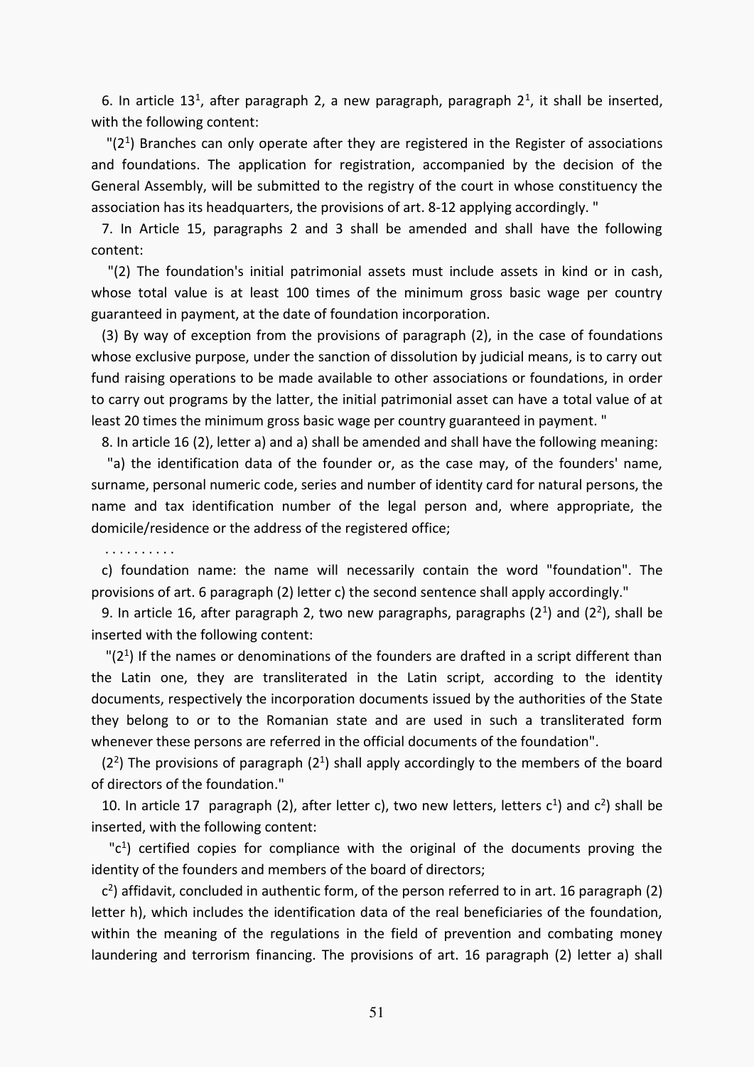6. In article $13^1$, after paragraph 2, a new paragraph, paragraph $2^1$, it shall be inserted, with the following content:

"($2^1$) Branches can only operate after they are registered in the Register of associations and foundations. The application for registration, accompanied by the decision of the General Assembly, will be submitted to the registry of the court in whose constituency the association has its headquarters, the provisions of art. 8-12 applying accordingly. "

7. In Article 15, paragraphs 2 and 3 shall be amended and shall have the following content:

"(2) The foundation's initial patrimonial assets must include assets in kind or in cash, whose total value is at least 100 times of the minimum gross basic wage per country guaranteed in payment, at the date of foundation incorporation.

(3) By way of exception from the provisions of paragraph (2), in the case of foundations whose exclusive purpose, under the sanction of dissolution by judicial means, is to carry out fund raising operations to be made available to other associations or foundations, in order to carry out programs by the latter, the initial patrimonial asset can have a total value of at least 20 times the minimum gross basic wage per country guaranteed in payment. "

8. In article 16 (2), letter a) and a) shall be amended and shall have the following meaning:

"a) the identification data of the founder or, as the case may, of the founders' name, surname, personal numeric code, series and number of identity card for natural persons, the name and tax identification number of the legal person and, where appropriate, the domicile/residence or the address of the registered office;

. . . . . . . . . .

c) foundation name: the name will necessarily contain the word "foundation". The provisions of art. 6 paragraph (2) letter c) the second sentence shall apply accordingly."

9. In article 16, after paragraph 2, two new paragraphs, paragraphs ($2^1$) and ($2^2$), shall be inserted with the following content:

"($2^1$) If the names or denominations of the founders are drafted in a script different than the Latin one, they are transliterated in the Latin script, according to the identity documents, respectively the incorporation documents issued by the authorities of the State they belong to or to the Romanian state and are used in such a transliterated form whenever these persons are referred in the official documents of the foundation".

($2^2$) The provisions of paragraph ($2^1$) shall apply accordingly to the members of the board of directors of the foundation."

10. In article 17 paragraph (2), after letter c), two new letters, letters $c^1$) and $c^2$) shall be inserted, with the following content:

"$c^1$) certified copies for compliance with the original of the documents proving the identity of the founders and members of the board of directors;

$c^2$) affidavit, concluded in authentic form, of the person referred to in art. 16 paragraph (2) letter h), which includes the identification data of the real beneficiaries of the foundation, within the meaning of the regulations in the field of prevention and combating money laundering and terrorism financing. The provisions of art. 16 paragraph (2) letter a) shall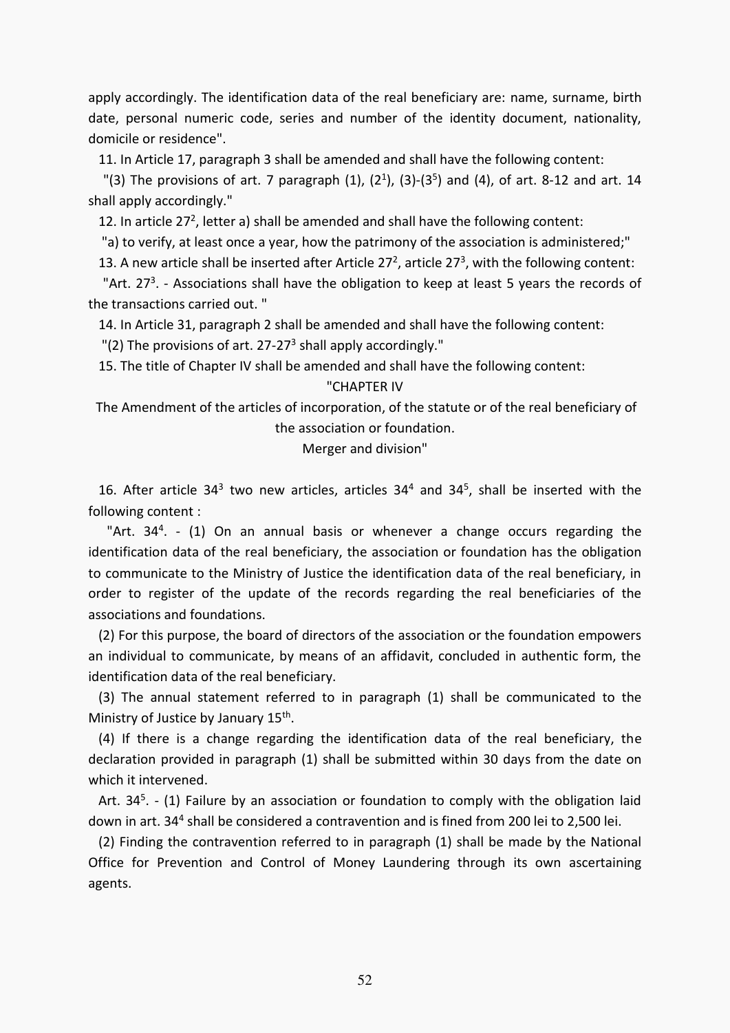apply accordingly. The identification data of the real beneficiary are: name, surname, birth date, personal numeric code, series and number of the identity document, nationality, domicile or residence".

11. In Article 17, paragraph 3 shall be amended and shall have the following content:

"(3) The provisions of art. 7 paragraph (1), ($2^1$), (3)-($3^5$) and (4), of art. 8-12 and art. 14 shall apply accordingly."

12. In article $27^2$, letter a) shall be amended and shall have the following content:

"a) to verify, at least once a year, how the patrimony of the association is administered;"

13. A new article shall be inserted after Article $27^2$, article $27^3$, with the following content:

"Art. $27^3$. - Associations shall have the obligation to keep at least 5 years the records of the transactions carried out. "

14. In Article 31, paragraph 2 shall be amended and shall have the following content:

"(2) The provisions of art. 27-$27^3$ shall apply accordingly."

15. The title of Chapter IV shall be amended and shall have the following content:

"CHAPTER IV

The Amendment of the articles of incorporation, of the statute or of the real beneficiary of the association or foundation.

Merger and division"

16. After article $34^3$ two new articles, articles $34^4$ and $34^5$, shall be inserted with the following content :

"Art. $34^4$. - (1) On an annual basis or whenever a change occurs regarding the identification data of the real beneficiary, the association or foundation has the obligation to communicate to the Ministry of Justice the identification data of the real beneficiary, in order to register of the update of the records regarding the real beneficiaries of the associations and foundations.

(2) For this purpose, the board of directors of the association or the foundation empowers an individual to communicate, by means of an affidavit, concluded in authentic form, the identification data of the real beneficiary.

(3) The annual statement referred to in paragraph (1) shall be communicated to the Ministry of Justice by January 15th.

(4) If there is a change regarding the identification data of the real beneficiary, the declaration provided in paragraph (1) shall be submitted within 30 days from the date on which it intervened.

Art. $34^5$. - (1) Failure by an association or foundation to comply with the obligation laid down in art. $34^4$ shall be considered a contravention and is fined from 200 lei to 2,500 lei.

(2) Finding the contravention referred to in paragraph (1) shall be made by the National Office for Prevention and Control of Money Laundering through its own ascertaining agents.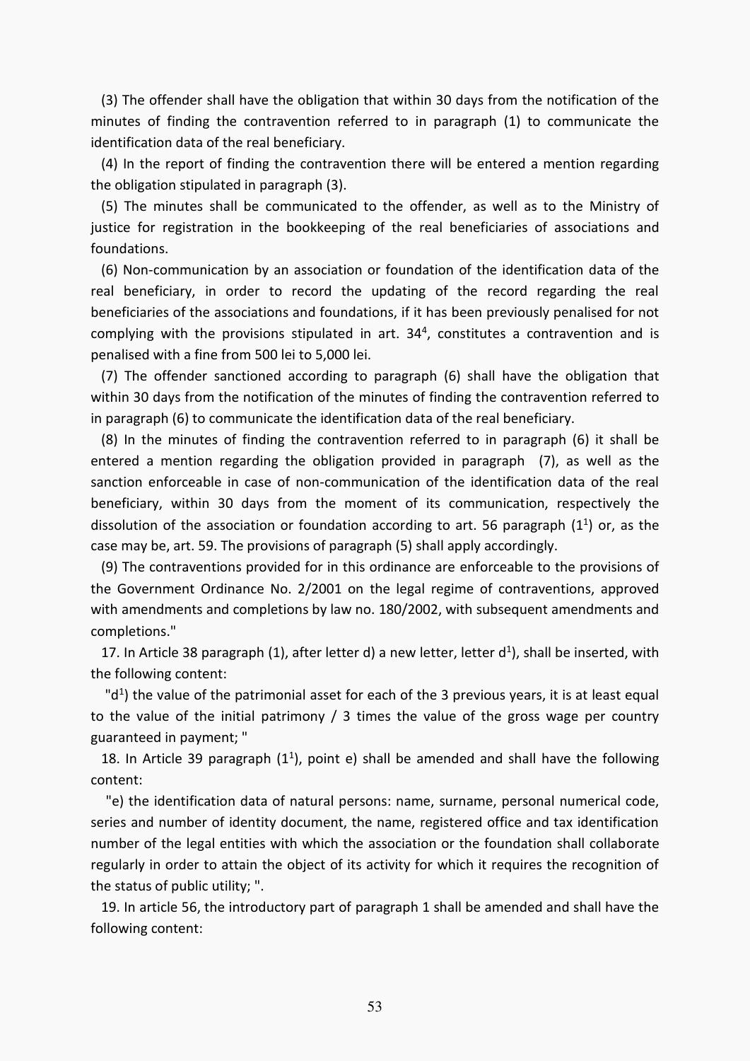(3) The offender shall have the obligation that within 30 days from the notification of the minutes of finding the contravention referred to in paragraph (1) to communicate the identification data of the real beneficiary.

(4) In the report of finding the contravention there will be entered a mention regarding the obligation stipulated in paragraph (3).

(5) The minutes shall be communicated to the offender, as well as to the Ministry of justice for registration in the bookkeeping of the real beneficiaries of associations and foundations.

(6) Non-communication by an association or foundation of the identification data of the real beneficiary, in order to record the updating of the record regarding the real beneficiaries of the associations and foundations, if it has been previously penalised for not complying with the provisions stipulated in art. $34^4$, constitutes a contravention and is penalised with a fine from 500 lei to 5,000 lei.

(7) The offender sanctioned according to paragraph (6) shall have the obligation that within 30 days from the notification of the minutes of finding the contravention referred to in paragraph (6) to communicate the identification data of the real beneficiary.

(8) In the minutes of finding the contravention referred to in paragraph (6) it shall be entered a mention regarding the obligation provided in paragraph (7), as well as the sanction enforceable in case of non-communication of the identification data of the real beneficiary, within 30 days from the moment of its communication, respectively the dissolution of the association or foundation according to art. 56 paragraph ($1^1$) or, as the case may be, art. 59. The provisions of paragraph (5) shall apply accordingly.

(9) The contraventions provided for in this ordinance are enforceable to the provisions of the Government Ordinance No. 2/2001 on the legal regime of contraventions, approved with amendments and completions by law no. 180/2002, with subsequent amendments and completions."

17. In Article 38 paragraph (1), after letter d) a new letter, letter $d^1$), shall be inserted, with the following content:

"$d^1$) the value of the patrimonial asset for each of the 3 previous years, it is at least equal to the value of the initial patrimony / 3 times the value of the gross wage per country guaranteed in payment; "

18. In Article 39 paragraph ($1^1$), point e) shall be amended and shall have the following content:

"e) the identification data of natural persons: name, surname, personal numerical code, series and number of identity document, the name, registered office and tax identification number of the legal entities with which the association or the foundation shall collaborate regularly in order to attain the object of its activity for which it requires the recognition of the status of public utility; ".

19. In article 56, the introductory part of paragraph 1 shall be amended and shall have the following content: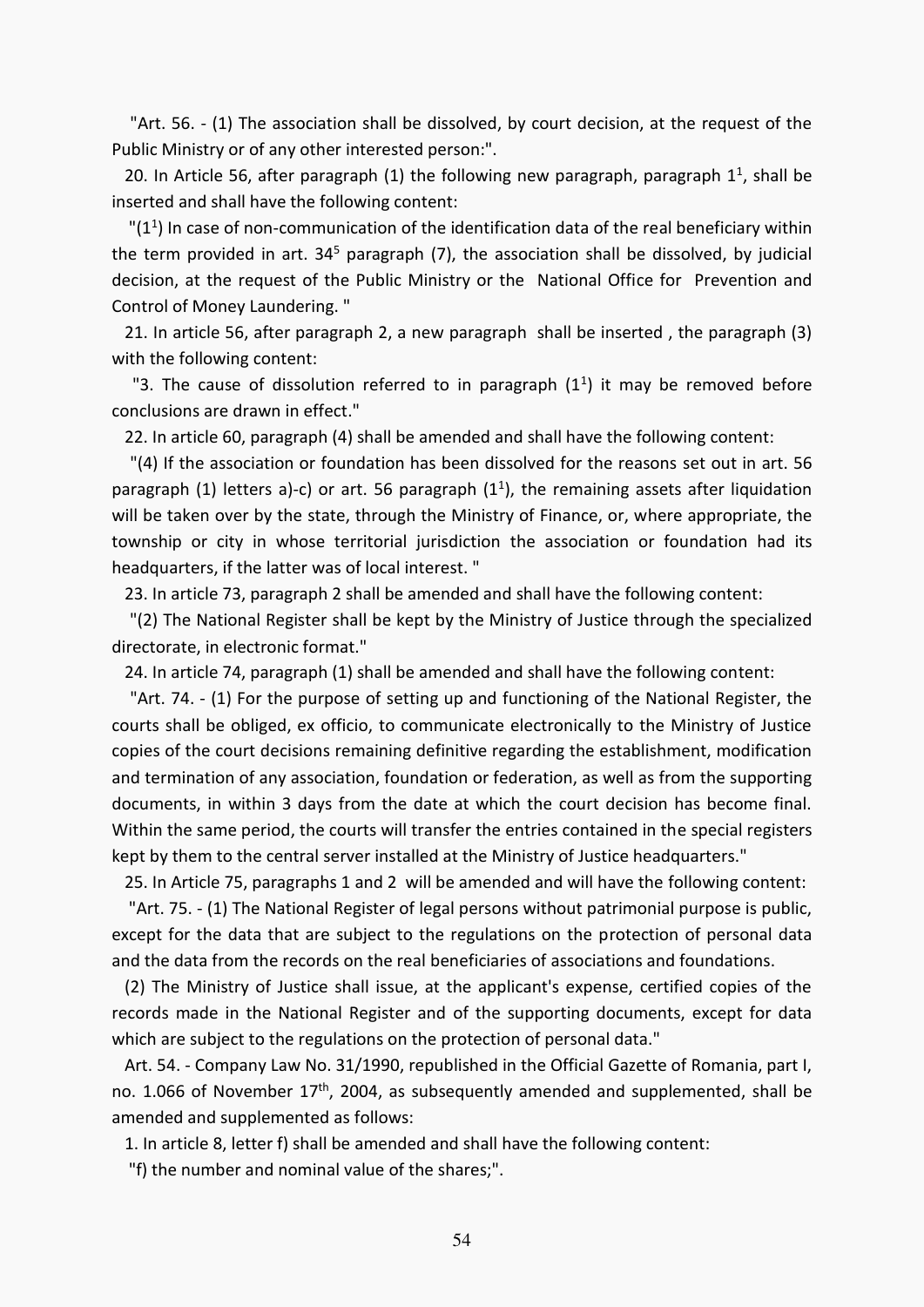"Art. 56. - (1) The association shall be dissolved, by court decision, at the request of the Public Ministry or of any other interested person:".

20. In Article 56, after paragraph (1) the following new paragraph, paragraph $1^1$, shall be inserted and shall have the following content:

"($1^1$) In case of non-communication of the identification data of the real beneficiary within the term provided in art. $34^5$ paragraph (7), the association shall be dissolved, by judicial decision, at the request of the Public Ministry or the National Office for Prevention and Control of Money Laundering. "

21. In article 56, after paragraph 2, a new paragraph shall be inserted , the paragraph (3) with the following content:

"3. The cause of dissolution referred to in paragraph ($1^1$) it may be removed before conclusions are drawn in effect."

22. In article 60, paragraph (4) shall be amended and shall have the following content:

"(4) If the association or foundation has been dissolved for the reasons set out in art. 56 paragraph (1) letters a)-c) or art. 56 paragraph ($1^1$), the remaining assets after liquidation will be taken over by the state, through the Ministry of Finance, or, where appropriate, the township or city in whose territorial jurisdiction the association or foundation had its headquarters, if the latter was of local interest. "

23. In article 73, paragraph 2 shall be amended and shall have the following content:

"(2) The National Register shall be kept by the Ministry of Justice through the specialized directorate, in electronic format."

24. In article 74, paragraph (1) shall be amended and shall have the following content:

"Art. 74. - (1) For the purpose of setting up and functioning of the National Register, the courts shall be obliged, ex officio, to communicate electronically to the Ministry of Justice copies of the court decisions remaining definitive regarding the establishment, modification and termination of any association, foundation or federation, as well as from the supporting documents, in within 3 days from the date at which the court decision has become final. Within the same period, the courts will transfer the entries contained in the special registers kept by them to the central server installed at the Ministry of Justice headquarters."

25. In Article 75, paragraphs 1 and 2 will be amended and will have the following content:

"Art. 75. - (1) The National Register of legal persons without patrimonial purpose is public, except for the data that are subject to the regulations on the protection of personal data and the data from the records on the real beneficiaries of associations and foundations.

(2) The Ministry of Justice shall issue, at the applicant's expense, certified copies of the records made in the National Register and of the supporting documents, except for data which are subject to the regulations on the protection of personal data."

Art. 54. - Company Law No. 31/1990, republished in the Official Gazette of Romania, part I, no. 1.066 of November 17th, 2004, as subsequently amended and supplemented, shall be amended and supplemented as follows:

1. In article 8, letter f) shall be amended and shall have the following content:

"f) the number and nominal value of the shares;".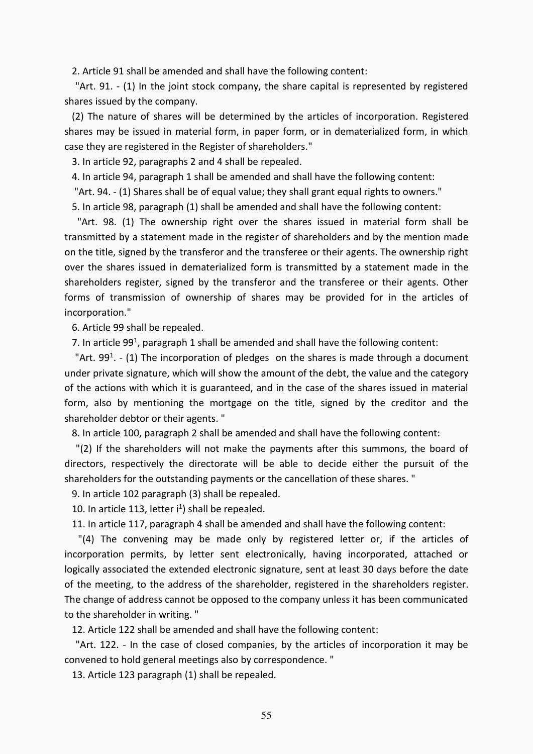2. Article 91 shall be amended and shall have the following content:

"Art. 91. - (1) In the joint stock company, the share capital is represented by registered shares issued by the company.

(2) The nature of shares will be determined by the articles of incorporation. Registered shares may be issued in material form, in paper form, or in dematerialized form, in which case they are registered in the Register of shareholders."

3. In article 92, paragraphs 2 and 4 shall be repealed.

4. In article 94, paragraph 1 shall be amended and shall have the following content:

"Art. 94. - (1) Shares shall be of equal value; they shall grant equal rights to owners."

5. In article 98, paragraph (1) shall be amended and shall have the following content:

"Art. 98. (1) The ownership right over the shares issued in material form shall be transmitted by a statement made in the register of shareholders and by the mention made on the title, signed by the transferor and the transferee or their agents. The ownership right over the shares issued in dematerialized form is transmitted by a statement made in the shareholders register, signed by the transferor and the transferee or their agents. Other forms of transmission of ownership of shares may be provided for in the articles of incorporation."

6. Article 99 shall be repealed.

7. In article 99[1], paragraph 1 shall be amended and shall have the following content:

"Art. 99[1]. - (1) The incorporation of pledges on the shares is made through a document under private signature, which will show the amount of the debt, the value and the category of the actions with which it is guaranteed, and in the case of the shares issued in material form, also by mentioning the mortgage on the title, signed by the creditor and the shareholder debtor or their agents. "

8. In article 100, paragraph 2 shall be amended and shall have the following content:

"(2) If the shareholders will not make the payments after this summons, the board of directors, respectively the directorate will be able to decide either the pursuit of the shareholders for the outstanding payments or the cancellation of these shares. "

9. In article 102 paragraph (3) shall be repealed.

10. In article 113, letter i[1]) shall be repealed.

11. In article 117, paragraph 4 shall be amended and shall have the following content:

"(4) The convening may be made only by registered letter or, if the articles of incorporation permits, by letter sent electronically, having incorporated, attached or logically associated the extended electronic signature, sent at least 30 days before the date of the meeting, to the address of the shareholder, registered in the shareholders register. The change of address cannot be opposed to the company unless it has been communicated to the shareholder in writing. "

12. Article 122 shall be amended and shall have the following content:

"Art. 122. - In the case of closed companies, by the articles of incorporation it may be convened to hold general meetings also by correspondence. "

13. Article 123 paragraph (1) shall be repealed.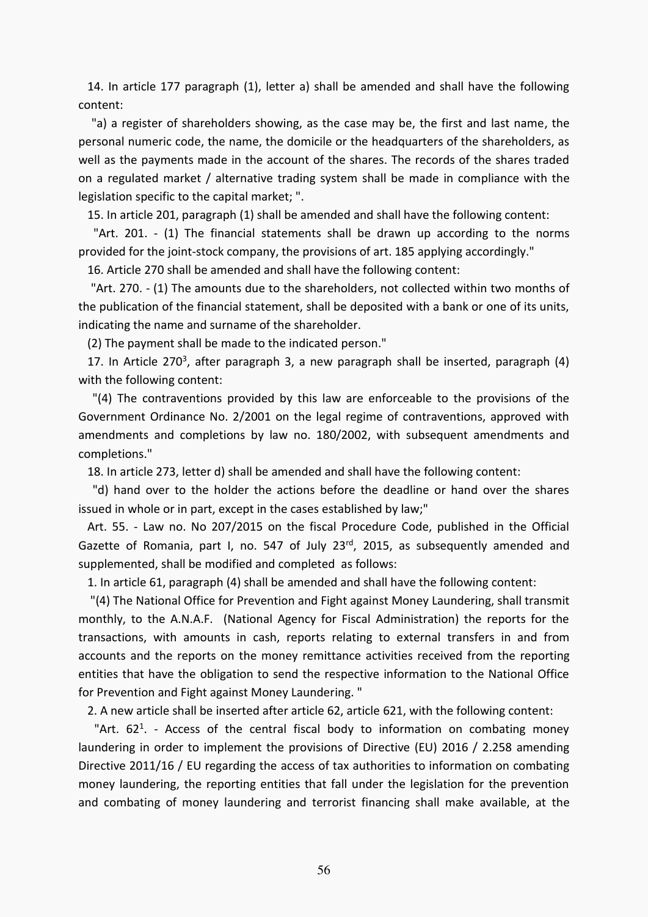14. In article 177 paragraph (1), letter a) shall be amended and shall have the following content:

"a) a register of shareholders showing, as the case may be, the first and last name, the personal numeric code, the name, the domicile or the headquarters of the shareholders, as well as the payments made in the account of the shares. The records of the shares traded on a regulated market / alternative trading system shall be made in compliance with the legislation specific to the capital market; ".

15. In article 201, paragraph (1) shall be amended and shall have the following content:

"Art. 201. - (1) The financial statements shall be drawn up according to the norms provided for the joint-stock company, the provisions of art. 185 applying accordingly."

16. Article 270 shall be amended and shall have the following content:

"Art. 270. - (1) The amounts due to the shareholders, not collected within two months of the publication of the financial statement, shall be deposited with a bank or one of its units, indicating the name and surname of the shareholder.

(2) The payment shall be made to the indicated person."

17. In Article $270^3$, after paragraph 3, a new paragraph shall be inserted, paragraph (4) with the following content:

"(4) The contraventions provided by this law are enforceable to the provisions of the Government Ordinance No. 2/2001 on the legal regime of contraventions, approved with amendments and completions by law no. 180/2002, with subsequent amendments and completions."

18. In article 273, letter d) shall be amended and shall have the following content:

"d) hand over to the holder the actions before the deadline or hand over the shares issued in whole or in part, except in the cases established by law;"

Art. 55. - Law no. No 207/2015 on the fiscal Procedure Code, published in the Official Gazette of Romania, part I, no. 547 of July 23rd, 2015, as subsequently amended and supplemented, shall be modified and completed as follows:

1. In article 61, paragraph (4) shall be amended and shall have the following content:

"(4) The National Office for Prevention and Fight against Money Laundering, shall transmit monthly, to the A.N.A.F. (National Agency for Fiscal Administration) the reports for the transactions, with amounts in cash, reports relating to external transfers in and from accounts and the reports on the money remittance activities received from the reporting entities that have the obligation to send the respective information to the National Office for Prevention and Fight against Money Laundering. "

2. A new article shall be inserted after article 62, article 621, with the following content:

"Art. $62^1$. - Access of the central fiscal body to information on combating money laundering in order to implement the provisions of Directive (EU) 2016 / 2.258 amending Directive 2011/16 / EU regarding the access of tax authorities to information on combating money laundering, the reporting entities that fall under the legislation for the prevention and combating of money laundering and terrorist financing shall make available, at the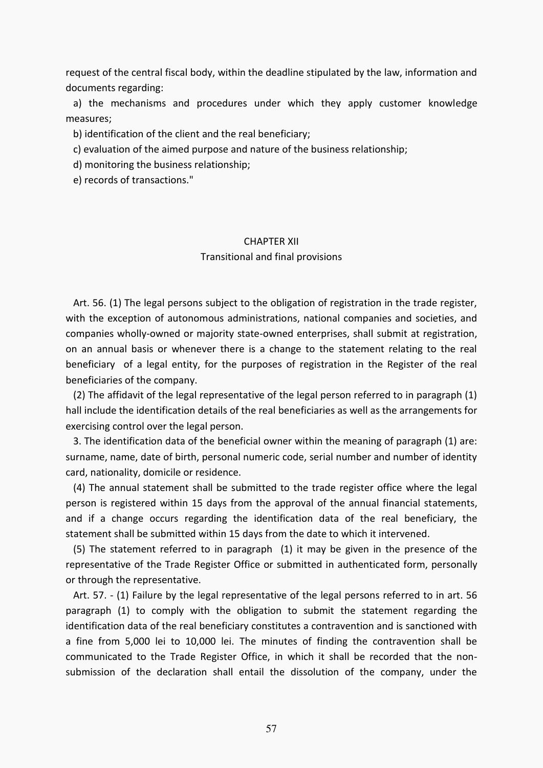request of the central fiscal body, within the deadline stipulated by the law, information and documents regarding:

a) the mechanisms and procedures under which they apply customer knowledge measures;

b) identification of the client and the real beneficiary;

c) evaluation of the aimed purpose and nature of the business relationship;

d) monitoring the business relationship;

e) records of transactions."

## CHAPTER XII
## Transitional and final provisions

Art. 56. (1) The legal persons subject to the obligation of registration in the trade register, with the exception of autonomous administrations, national companies and societies, and companies wholly-owned or majority state-owned enterprises, shall submit at registration, on an annual basis or whenever there is a change to the statement relating to the real beneficiary of a legal entity, for the purposes of registration in the Register of the real beneficiaries of the company.

(2) The affidavit of the legal representative of the legal person referred to in paragraph (1) hall include the identification details of the real beneficiaries as well as the arrangements for exercising control over the legal person.

3. The identification data of the beneficial owner within the meaning of paragraph (1) are: surname, name, date of birth, personal numeric code, serial number and number of identity card, nationality, domicile or residence.

(4) The annual statement shall be submitted to the trade register office where the legal person is registered within 15 days from the approval of the annual financial statements, and if a change occurs regarding the identification data of the real beneficiary, the statement shall be submitted within 15 days from the date to which it intervened.

(5) The statement referred to in paragraph (1) it may be given in the presence of the representative of the Trade Register Office or submitted in authenticated form, personally or through the representative.

Art. 57. - (1) Failure by the legal representative of the legal persons referred to in art. 56 paragraph (1) to comply with the obligation to submit the statement regarding the identification data of the real beneficiary constitutes a contravention and is sanctioned with a fine from 5,000 lei to 10,000 lei. The minutes of finding the contravention shall be communicated to the Trade Register Office, in which it shall be recorded that the non-submission of the declaration shall entail the dissolution of the company, under the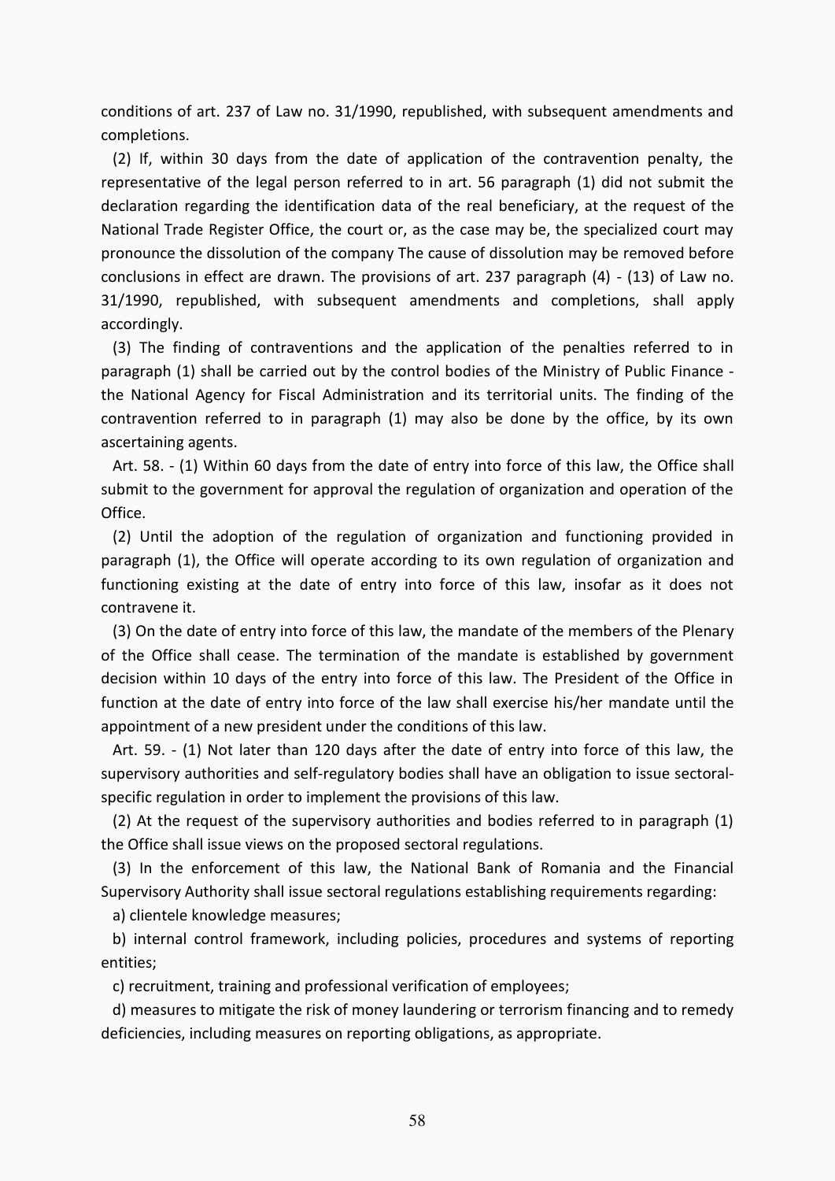conditions of art. 237 of Law no. 31/1990, republished, with subsequent amendments and completions.

(2) If, within 30 days from the date of application of the contravention penalty, the representative of the legal person referred to in art. 56 paragraph (1) did not submit the declaration regarding the identification data of the real beneficiary, at the request of the National Trade Register Office, the court or, as the case may be, the specialized court may pronounce the dissolution of the company The cause of dissolution may be removed before conclusions in effect are drawn. The provisions of art. 237 paragraph (4) - (13) of Law no. 31/1990, republished, with subsequent amendments and completions, shall apply accordingly.

(3) The finding of contraventions and the application of the penalties referred to in paragraph (1) shall be carried out by the control bodies of the Ministry of Public Finance - the National Agency for Fiscal Administration and its territorial units. The finding of the contravention referred to in paragraph (1) may also be done by the office, by its own ascertaining agents.

Art. 58. - (1) Within 60 days from the date of entry into force of this law, the Office shall submit to the government for approval the regulation of organization and operation of the Office.

(2) Until the adoption of the regulation of organization and functioning provided in paragraph (1), the Office will operate according to its own regulation of organization and functioning existing at the date of entry into force of this law, insofar as it does not contravene it.

(3) On the date of entry into force of this law, the mandate of the members of the Plenary of the Office shall cease. The termination of the mandate is established by government decision within 10 days of the entry into force of this law. The President of the Office in function at the date of entry into force of the law shall exercise his/her mandate until the appointment of a new president under the conditions of this law.

Art. 59. - (1) Not later than 120 days after the date of entry into force of this law, the supervisory authorities and self-regulatory bodies shall have an obligation to issue sectoral-specific regulation in order to implement the provisions of this law.

(2) At the request of the supervisory authorities and bodies referred to in paragraph (1) the Office shall issue views on the proposed sectoral regulations.

(3) In the enforcement of this law, the National Bank of Romania and the Financial Supervisory Authority shall issue sectoral regulations establishing requirements regarding:

a) clientele knowledge measures;

b) internal control framework, including policies, procedures and systems of reporting entities;

c) recruitment, training and professional verification of employees;

d) measures to mitigate the risk of money laundering or terrorism financing and to remedy deficiencies, including measures on reporting obligations, as appropriate.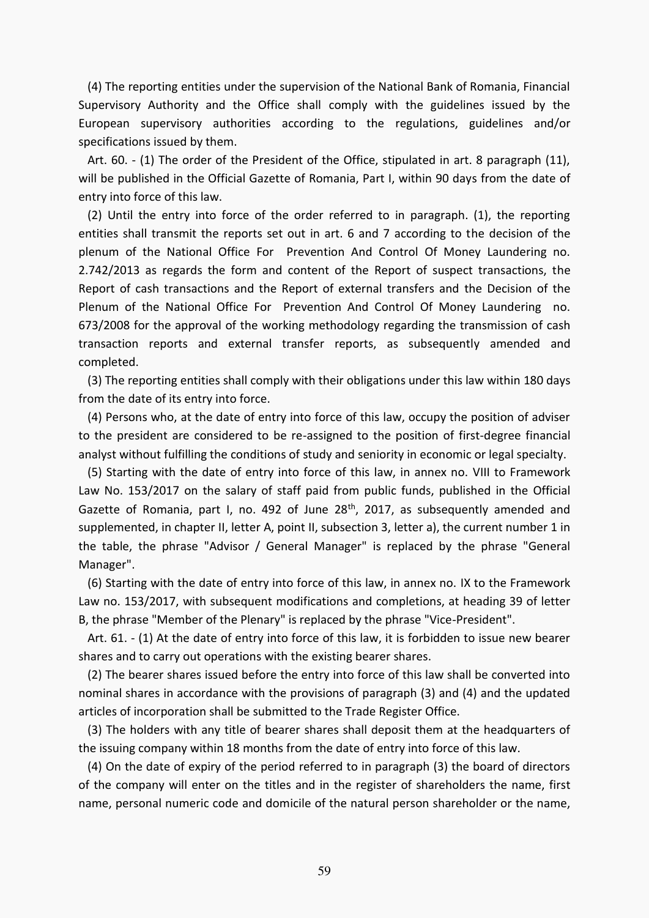(4) The reporting entities under the supervision of the National Bank of Romania, Financial Supervisory Authority and the Office shall comply with the guidelines issued by the European supervisory authorities according to the regulations, guidelines and/or specifications issued by them.

Art. 60. - (1) The order of the President of the Office, stipulated in art. 8 paragraph (11), will be published in the Official Gazette of Romania, Part I, within 90 days from the date of entry into force of this law.

(2) Until the entry into force of the order referred to in paragraph. (1), the reporting entities shall transmit the reports set out in art. 6 and 7 according to the decision of the plenum of the National Office For Prevention And Control Of Money Laundering no. 2.742/2013 as regards the form and content of the Report of suspect transactions, the Report of cash transactions and the Report of external transfers and the Decision of the Plenum of the National Office For Prevention And Control Of Money Laundering no. 673/2008 for the approval of the working methodology regarding the transmission of cash transaction reports and external transfer reports, as subsequently amended and completed.

(3) The reporting entities shall comply with their obligations under this law within 180 days from the date of its entry into force.

(4) Persons who, at the date of entry into force of this law, occupy the position of adviser to the president are considered to be re-assigned to the position of first-degree financial analyst without fulfilling the conditions of study and seniority in economic or legal specialty.

(5) Starting with the date of entry into force of this law, in annex no. VIII to Framework Law No. 153/2017 on the salary of staff paid from public funds, published in the Official Gazette of Romania, part I, no. 492 of June 28th, 2017, as subsequently amended and supplemented, in chapter II, letter A, point II, subsection 3, letter a), the current number 1 in the table, the phrase "Advisor / General Manager" is replaced by the phrase "General Manager".

(6) Starting with the date of entry into force of this law, in annex no. IX to the Framework Law no. 153/2017, with subsequent modifications and completions, at heading 39 of letter B, the phrase "Member of the Plenary" is replaced by the phrase "Vice-President".

Art. 61. - (1) At the date of entry into force of this law, it is forbidden to issue new bearer shares and to carry out operations with the existing bearer shares.

(2) The bearer shares issued before the entry into force of this law shall be converted into nominal shares in accordance with the provisions of paragraph (3) and (4) and the updated articles of incorporation shall be submitted to the Trade Register Office.

(3) The holders with any title of bearer shares shall deposit them at the headquarters of the issuing company within 18 months from the date of entry into force of this law.

(4) On the date of expiry of the period referred to in paragraph (3) the board of directors of the company will enter on the titles and in the register of shareholders the name, first name, personal numeric code and domicile of the natural person shareholder or the name,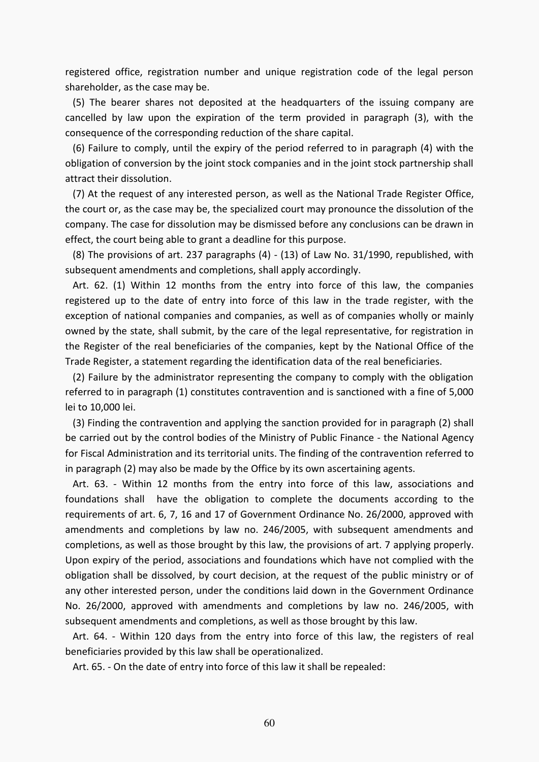registered office, registration number and unique registration code of the legal person shareholder, as the case may be.

(5) The bearer shares not deposited at the headquarters of the issuing company are cancelled by law upon the expiration of the term provided in paragraph (3), with the consequence of the corresponding reduction of the share capital.

(6) Failure to comply, until the expiry of the period referred to in paragraph (4) with the obligation of conversion by the joint stock companies and in the joint stock partnership shall attract their dissolution.

(7) At the request of any interested person, as well as the National Trade Register Office, the court or, as the case may be, the specialized court may pronounce the dissolution of the company. The case for dissolution may be dismissed before any conclusions can be drawn in effect, the court being able to grant a deadline for this purpose.

(8) The provisions of art. 237 paragraphs (4) - (13) of Law No. 31/1990, republished, with subsequent amendments and completions, shall apply accordingly.

Art. 62. (1) Within 12 months from the entry into force of this law, the companies registered up to the date of entry into force of this law in the trade register, with the exception of national companies and companies, as well as of companies wholly or mainly owned by the state, shall submit, by the care of the legal representative, for registration in the Register of the real beneficiaries of the companies, kept by the National Office of the Trade Register, a statement regarding the identification data of the real beneficiaries.

(2) Failure by the administrator representing the company to comply with the obligation referred to in paragraph (1) constitutes contravention and is sanctioned with a fine of 5,000 lei to 10,000 lei.

(3) Finding the contravention and applying the sanction provided for in paragraph (2) shall be carried out by the control bodies of the Ministry of Public Finance - the National Agency for Fiscal Administration and its territorial units. The finding of the contravention referred to in paragraph (2) may also be made by the Office by its own ascertaining agents.

Art. 63. - Within 12 months from the entry into force of this law, associations and foundations shall have the obligation to complete the documents according to the requirements of art. 6, 7, 16 and 17 of Government Ordinance No. 26/2000, approved with amendments and completions by law no. 246/2005, with subsequent amendments and completions, as well as those brought by this law, the provisions of art. 7 applying properly. Upon expiry of the period, associations and foundations which have not complied with the obligation shall be dissolved, by court decision, at the request of the public ministry or of any other interested person, under the conditions laid down in the Government Ordinance No. 26/2000, approved with amendments and completions by law no. 246/2005, with subsequent amendments and completions, as well as those brought by this law.

Art. 64. - Within 120 days from the entry into force of this law, the registers of real beneficiaries provided by this law shall be operationalized.

Art. 65. - On the date of entry into force of this law it shall be repealed: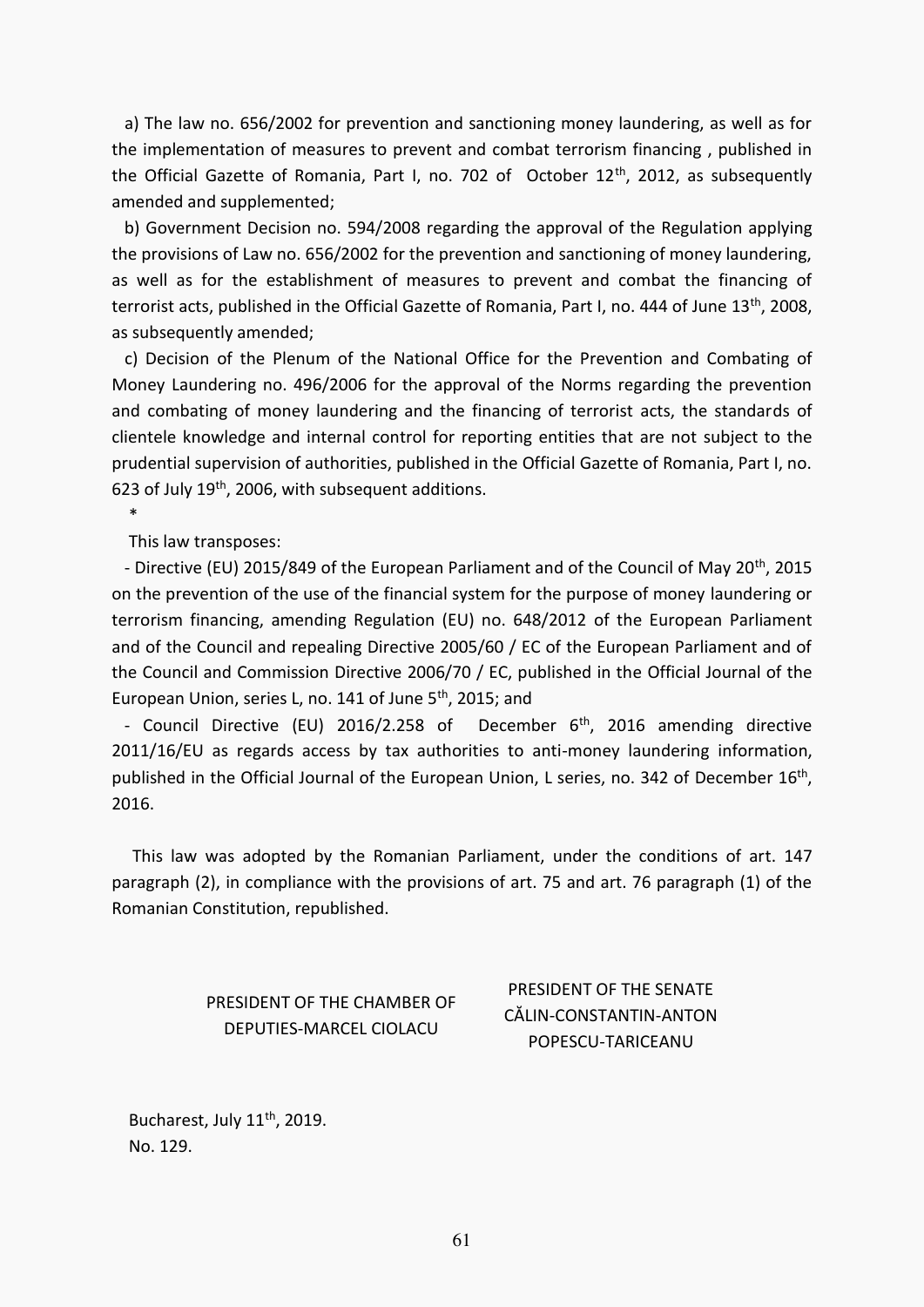a) The law no. 656/2002 for prevention and sanctioning money laundering, as well as for the implementation of measures to prevent and combat terrorism financing , published in the Official Gazette of Romania, Part I, no. 702 of October 12th, 2012, as subsequently amended and supplemented;

b) Government Decision no. 594/2008 regarding the approval of the Regulation applying the provisions of Law no. 656/2002 for the prevention and sanctioning of money laundering, as well as for the establishment of measures to prevent and combat the financing of terrorist acts, published in the Official Gazette of Romania, Part I, no. 444 of June 13th, 2008, as subsequently amended;

c) Decision of the Plenum of the National Office for the Prevention and Combating of Money Laundering no. 496/2006 for the approval of the Norms regarding the prevention and combating of money laundering and the financing of terrorist acts, the standards of clientele knowledge and internal control for reporting entities that are not subject to the prudential supervision of authorities, published in the Official Gazette of Romania, Part I, no. 623 of July 19th, 2006, with subsequent additions.

*

This law transposes:

- Directive (EU) 2015/849 of the European Parliament and of the Council of May 20th, 2015 on the prevention of the use of the financial system for the purpose of money laundering or terrorism financing, amending Regulation (EU) no. 648/2012 of the European Parliament and of the Council and repealing Directive 2005/60 / EC of the European Parliament and of the Council and Commission Directive 2006/70 / EC, published in the Official Journal of the European Union, series L, no. 141 of June 5th, 2015; and

- Council Directive (EU) 2016/2.258 of December 6th, 2016 amending directive 2011/16/EU as regards access by tax authorities to anti-money laundering information, published in the Official Journal of the European Union, L series, no. 342 of December 16th, 2016.

This law was adopted by the Romanian Parliament, under the conditions of art. 147 paragraph (2), in compliance with the provisions of art. 75 and art. 76 paragraph (1) of the Romanian Constitution, republished.

PRESIDENT OF THE CHAMBER OF DEPUTIES-MARCEL CIOLACU

PRESIDENT OF THE SENATE CĂLIN-CONSTANTIN-ANTON POPESCU-TARICEANU

Bucharest, July 11th, 2019.
No. 129.